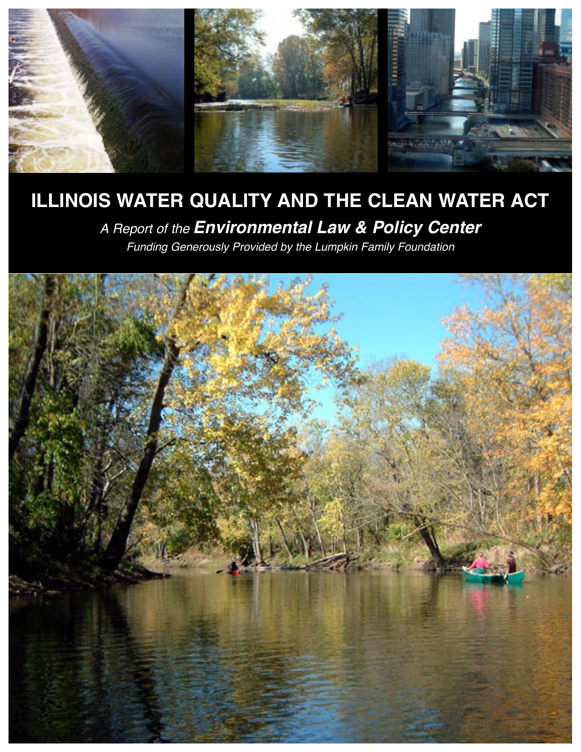# ILLINOIS WATER QUALITY AND THE CLEAN WATER ACT

*A Report of the* ***Environmental Law & Policy Center***

*Funding Generously Provided by the Lumpkin Family Foundation*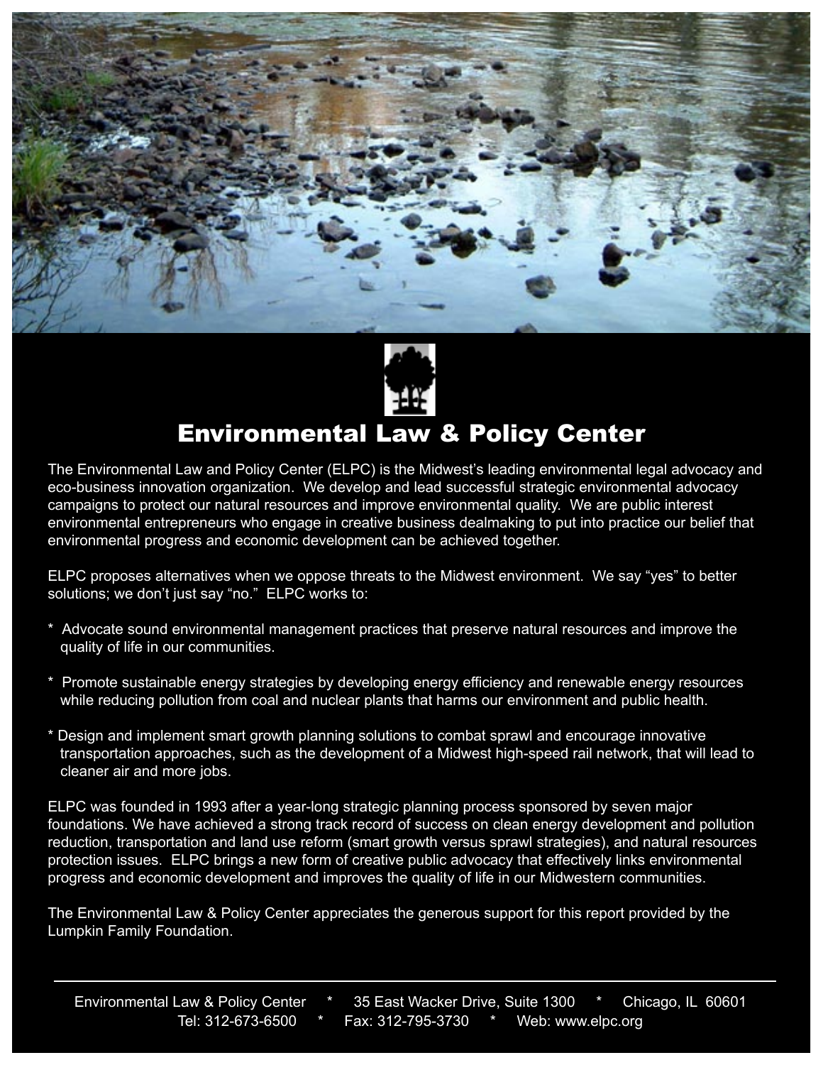# Environmental Law & Policy Center

The Environmental Law and Policy Center (ELPC) is the Midwest's leading environmental legal advocacy and eco-business innovation organization. We develop and lead successful strategic environmental advocacy campaigns to protect our natural resources and improve environmental quality. We are public interest environmental entrepreneurs who engage in creative business dealmaking to put into practice our belief that environmental progress and economic development can be achieved together.

ELPC proposes alternatives when we oppose threats to the Midwest environment. We say "yes" to better solutions; we don't just say "no." ELPC works to:

* Advocate sound environmental management practices that preserve natural resources and improve the quality of life in our communities.

* Promote sustainable energy strategies by developing energy efficiency and renewable energy resources while reducing pollution from coal and nuclear plants that harms our environment and public health.

* Design and implement smart growth planning solutions to combat sprawl and encourage innovative transportation approaches, such as the development of a Midwest high-speed rail network, that will lead to cleaner air and more jobs.

ELPC was founded in 1993 after a year-long strategic planning process sponsored by seven major foundations. We have achieved a strong track record of success on clean energy development and pollution reduction, transportation and land use reform (smart growth versus sprawl strategies), and natural resources protection issues. ELPC brings a new form of creative public advocacy that effectively links environmental progress and economic development and improves the quality of life in our Midwestern communities.

The Environmental Law & Policy Center appreciates the generous support for this report provided by the Lumpkin Family Foundation.

---

Environmental Law & Policy Center * 35 East Wacker Drive, Suite 1300 * Chicago, IL 60601
Tel: 312-673-6500 * Fax: 312-795-3730 * Web: www.elpc.org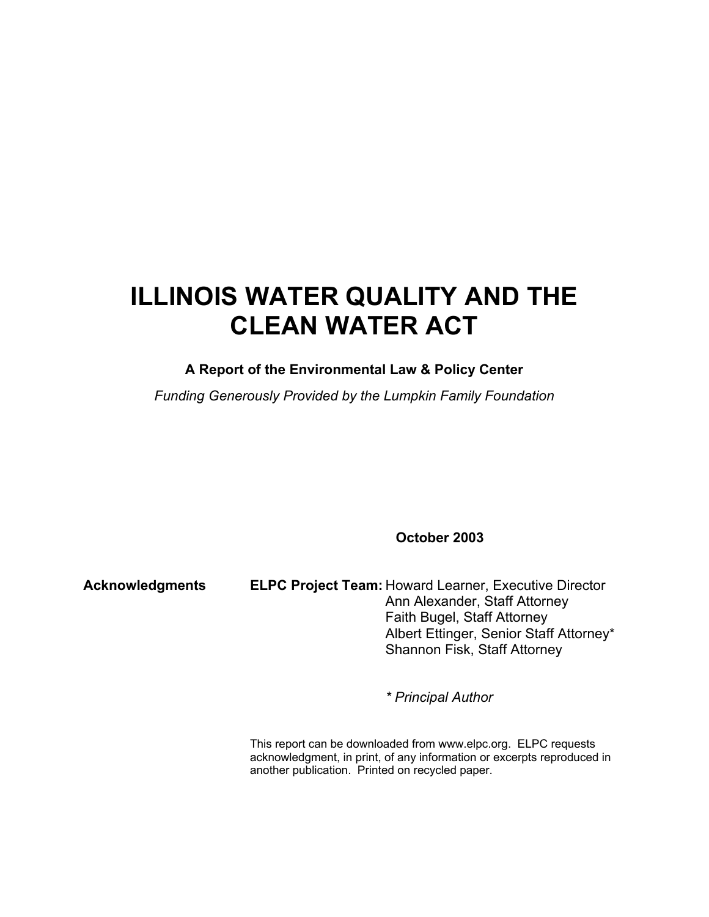# ILLINOIS WATER QUALITY AND THE CLEAN WATER ACT

**A Report of the Environmental Law & Policy Center**

*Funding Generously Provided by the Lumpkin Family Foundation*

**October 2003**

**Acknowledgments**

**ELPC Project Team:**
Howard Learner, Executive Director
Ann Alexander, Staff Attorney
Faith Bugel, Staff Attorney
Albert Ettinger, Senior Staff Attorney*
Shannon Fisk, Staff Attorney

*\* Principal Author*

This report can be downloaded from www.elpc.org. ELPC requests acknowledgment, in print, of any information or excerpts reproduced in another publication. Printed on recycled paper.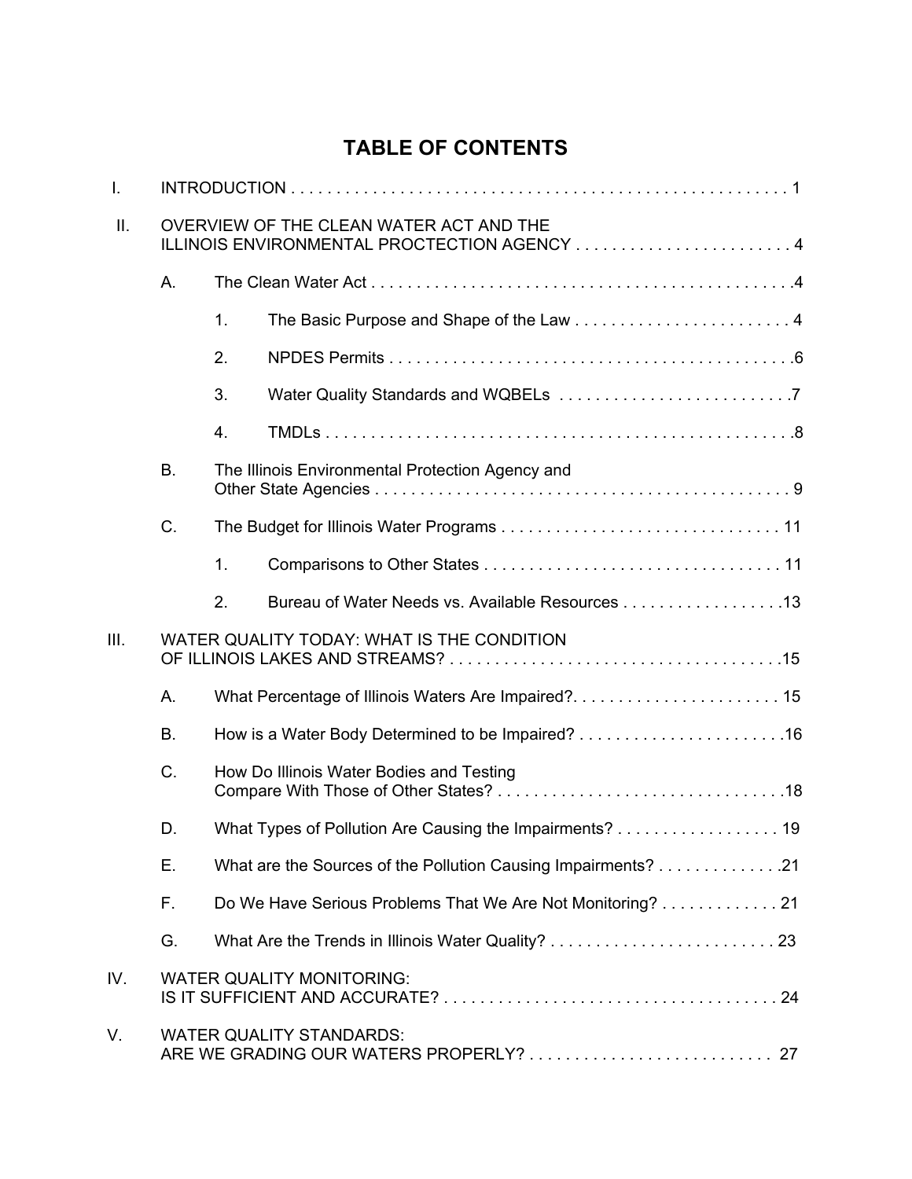# TABLE OF CONTENTS

I. INTRODUCTION . . . . . . . . . . . . . . . . . . . . . . . . . . . . . . . . . . . . . . . . . . . . . . . . . . . . . . 1

II. OVERVIEW OF THE CLEAN WATER ACT AND THE ILLINOIS ENVIRONMENTAL PROCTECTION AGENCY . . . . . . . . . . . . . . . . . . . . . . . . 4

- A. The Clean Water Act . . . . . . . . . . . . . . . . . . . . . . . . . . . . . . . . . . . . . . . . . . . . . . . 4
  - 1. The Basic Purpose and Shape of the Law . . . . . . . . . . . . . . . . . . . . . . . . 4
  - 2. NPDES Permits . . . . . . . . . . . . . . . . . . . . . . . . . . . . . . . . . . . . . . . . . . . . 6
  - 3. Water Quality Standards and WQBELs . . . . . . . . . . . . . . . . . . . . . . . . . . 7
  - 4. TMDLs . . . . . . . . . . . . . . . . . . . . . . . . . . . . . . . . . . . . . . . . . . . . . . . . . . . 8
- B. The Illinois Environmental Protection Agency and Other State Agencies . . . . . . . . . . . . . . . . . . . . . . . . . . . . . . . . . . . . . . . . . . . . . . 9
- C. The Budget for Illinois Water Programs . . . . . . . . . . . . . . . . . . . . . . . . . . . . . . . 11
  - 1. Comparisons to Other States . . . . . . . . . . . . . . . . . . . . . . . . . . . . . . . . . 11
  - 2. Bureau of Water Needs vs. Available Resources . . . . . . . . . . . . . . . . . . 13

III. WATER QUALITY TODAY: WHAT IS THE CONDITION OF ILLINOIS LAKES AND STREAMS? . . . . . . . . . . . . . . . . . . . . . . . . . . . . . . . . . . . . 15

- A. What Percentage of Illinois Waters Are Impaired? . . . . . . . . . . . . . . . . . . . . . . . 15
- B. How is a Water Body Determined to be Impaired? . . . . . . . . . . . . . . . . . . . . . . . 16
- C. How Do Illinois Water Bodies and Testing Compare With Those of Other States? . . . . . . . . . . . . . . . . . . . . . . . . . . . . . . . 18
- D. What Types of Pollution Are Causing the Impairments? . . . . . . . . . . . . . . . . . . 19
- E. What are the Sources of the Pollution Causing Impairments? . . . . . . . . . . . . . . 21
- F. Do We Have Serious Problems That We Are Not Monitoring? . . . . . . . . . . . . . 21
- G. What Are the Trends in Illinois Water Quality? . . . . . . . . . . . . . . . . . . . . . . . . . 23

IV. WATER QUALITY MONITORING: IS IT SUFFICIENT AND ACCURATE? . . . . . . . . . . . . . . . . . . . . . . . . . . . . . . . . . . . . . . 24

V. WATER QUALITY STANDARDS: ARE WE GRADING OUR WATERS PROPERLY? . . . . . . . . . . . . . . . . . . . . . . . . . . . 27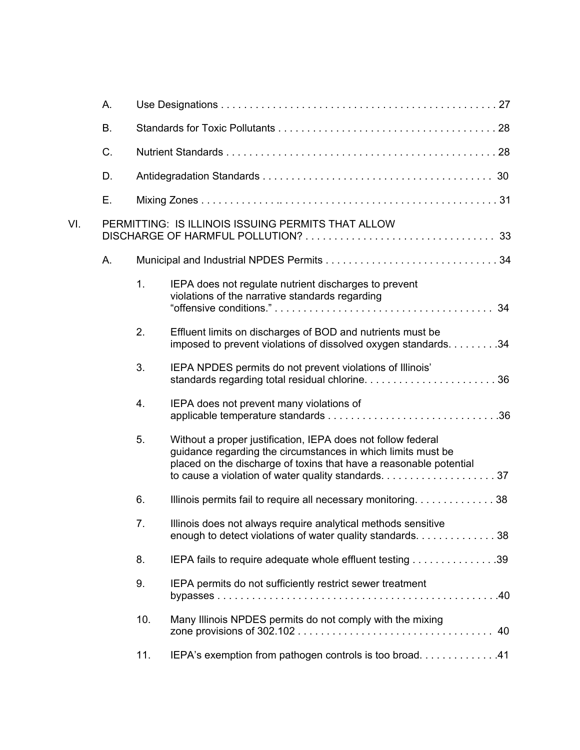A. Use Designations . . . . . . . . . . . . . . . . . . . . . . . . . . . . . . . . . . . . . . . . . . . . . . . 27

B. Standards for Toxic Pollutants . . . . . . . . . . . . . . . . . . . . . . . . . . . . . . . . . . . . . 28

C. Nutrient Standards . . . . . . . . . . . . . . . . . . . . . . . . . . . . . . . . . . . . . . . . . . . . . . 28

D. Antidegradation Standards . . . . . . . . . . . . . . . . . . . . . . . . . . . . . . . . . . . . . . . 30

E. Mixing Zones . . . . . . . . . . . . . .. . . . . . . . . . . . . . . . . . . . . . . . . . . . . . . . . . . . . 31

VI. PERMITTING: IS ILLINOIS ISSUING PERMITS THAT ALLOW DISCHARGE OF HARMFUL POLLUTION? . . . . . . . . . . . . . . . . . . . . . . . . . . . . . . . . 33

A. Municipal and Industrial NPDES Permits . . . . . . . . . . . . . . . . . . . . . . . . . . . . . 34

1. IEPA does not regulate nutrient discharges to prevent violations of the narrative standards regarding "offensive conditions." . . . . . . . . . . . . . . . . . . . . . . . . . . . . . . . . . . . . . 34

2. Effluent limits on discharges of BOD and nutrients must be imposed to prevent violations of dissolved oxygen standards. . . . . . . . .34

3. IEPA NPDES permits do not prevent violations of Illinois' standards regarding total residual chlorine. . . . . . . . . . . . . . . . . . . . . . . 36

4. IEPA does not prevent many violations of applicable temperature standards . . . . . . . . . . . . . . . . . . . . . . . . . . . . . .36

5. Without a proper justification, IEPA does not follow federal guidance regarding the circumstances in which limits must be placed on the discharge of toxins that have a reasonable potential to cause a violation of water quality standards. . . . . . . . . . . . . . . . . . . . 37

6. Illinois permits fail to require all necessary monitoring. . . . . . . . . . . . . . 38

7. Illinois does not always require analytical methods sensitive enough to detect violations of water quality standards. . . . . . . . . . . . . . 38

8. IEPA fails to require adequate whole effluent testing . . . . . . . . . . . . . . .39

9. IEPA permits do not sufficiently restrict sewer treatment bypasses . . . . . . . . . . . . . . . . . . . . . . . . . . . . . . . . . . . . . . . . . . . . . . . .40

10. Many Illinois NPDES permits do not comply with the mixing zone provisions of 302.102 . . . . . . . . . . . . . . . . . . . . . . . . . . . . . . . . . 40

11. IEPA's exemption from pathogen controls is too broad. . . . . . . . . . . . . .41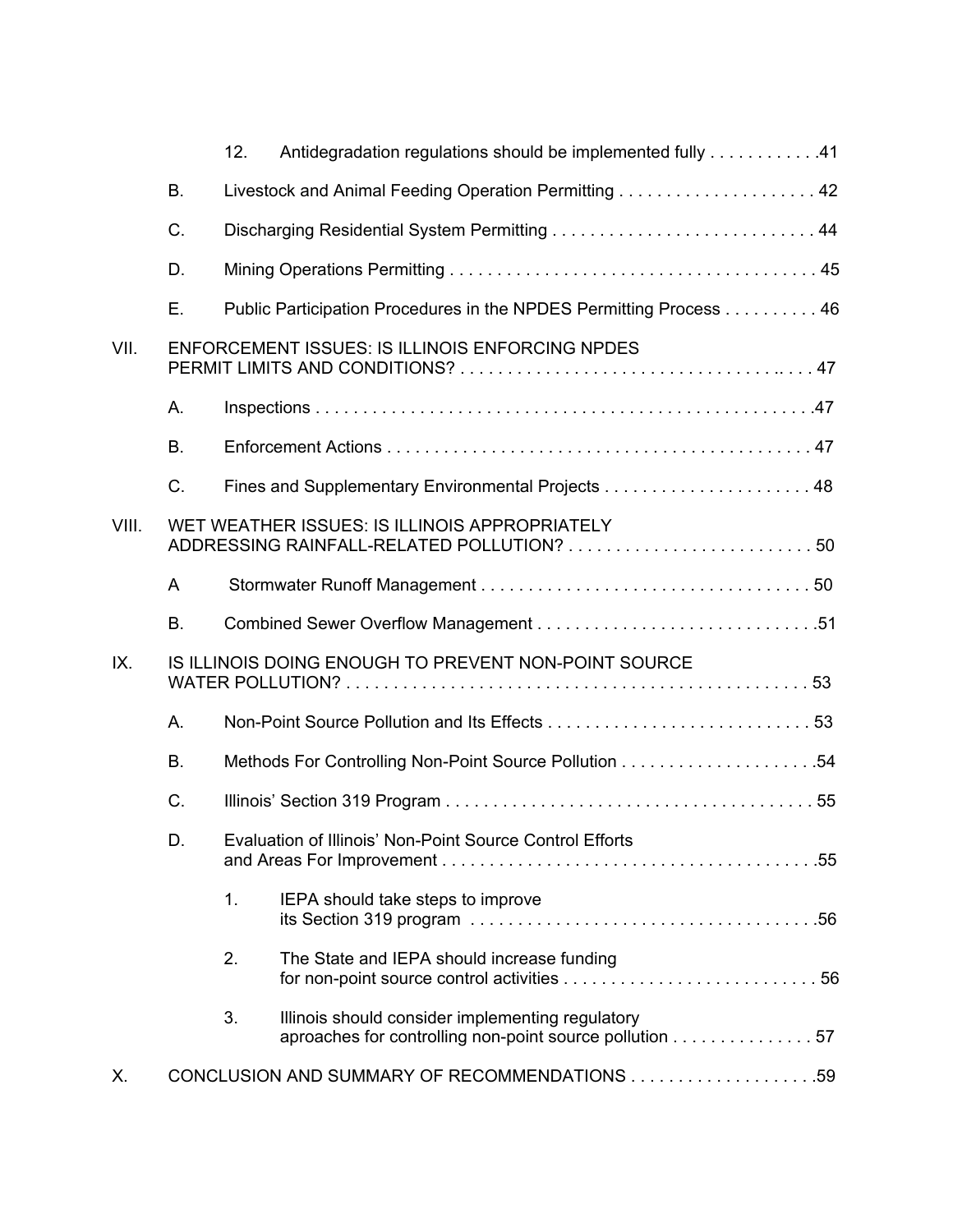- 12. Antidegradation regulations should be implemented fully . . . . . . . . . . . .41

B. Livestock and Animal Feeding Operation Permitting . . . . . . . . . . . . . . . . . . . . . 42

C. Discharging Residential System Permitting . . . . . . . . . . . . . . . . . . . . . . . . . . . . 44

D. Mining Operations Permitting . . . . . . . . . . . . . . . . . . . . . . . . . . . . . . . . . . . . . . 45

E. Public Participation Procedures in the NPDES Permitting Process . . . . . . . . . . 46

VII. ENFORCEMENT ISSUES: IS ILLINOIS ENFORCING NPDES PERMIT LIMITS AND CONDITIONS? . . . . . . . . . . . . . . . . . . . . . . . . . . . . . . . . . .. . . . 47

A. Inspections . . . . . . . . . . . . . . . . . . . . . . . . . . . . . . . . . . . . . . . . . . . . . . . . . . . . .47

B. Enforcement Actions . . . . . . . . . . . . . . . . . . . . . . . . . . . . . . . . . . . . . . . . . . . . . 47

C. Fines and Supplementary Environmental Projects . . . . . . . . . . . . . . . . . . . . . . 48

VIII. WET WEATHER ISSUES: IS ILLINOIS APPROPRIATELY ADDRESSING RAINFALL-RELATED POLLUTION? . . . . . . . . . . . . . . . . . . . . . . . . . . 50

A Stormwater Runoff Management . . . . . . . . . . . . . . . . . . . . . . . . . . . . . . . . . . . 50

B. Combined Sewer Overflow Management . . . . . . . . . . . . . . . . . . . . . . . . . . . . . .51

IX. IS ILLINOIS DOING ENOUGH TO PREVENT NON-POINT SOURCE WATER POLLUTION? . . . . . . . . . . . . . . . . . . . . . . . . . . . . . . . . . . . . . . . . . . . . . . . . 53

A. Non-Point Source Pollution and Its Effects . . . . . . . . . . . . . . . . . . . . . . . . . . . . 53

B. Methods For Controlling Non-Point Source Pollution . . . . . . . . . . . . . . . . . . . . .54

C. Illinois' Section 319 Program . . . . . . . . . . . . . . . . . . . . . . . . . . . . . . . . . . . . . . . 55

D. Evaluation of Illinois' Non-Point Source Control Efforts and Areas For Improvement . . . . . . . . . . . . . . . . . . . . . . . . . . . . . . . . . . . . . . . .55

- 1. IEPA should take steps to improve its Section 319 program . . . . . . . . . . . . . . . . . . . . . . . . . . . . . . . . . . . . .56
- 2. The State and IEPA should increase funding for non-point source control activities . . . . . . . . . . . . . . . . . . . . . . . . . . . 56
- 3. Illinois should consider implementing regulatory aproaches for controlling non-point source pollution . . . . . . . . . . . . . . . 57

X. CONCLUSION AND SUMMARY OF RECOMMENDATIONS . . . . . . . . . . . . . . . . . . . .59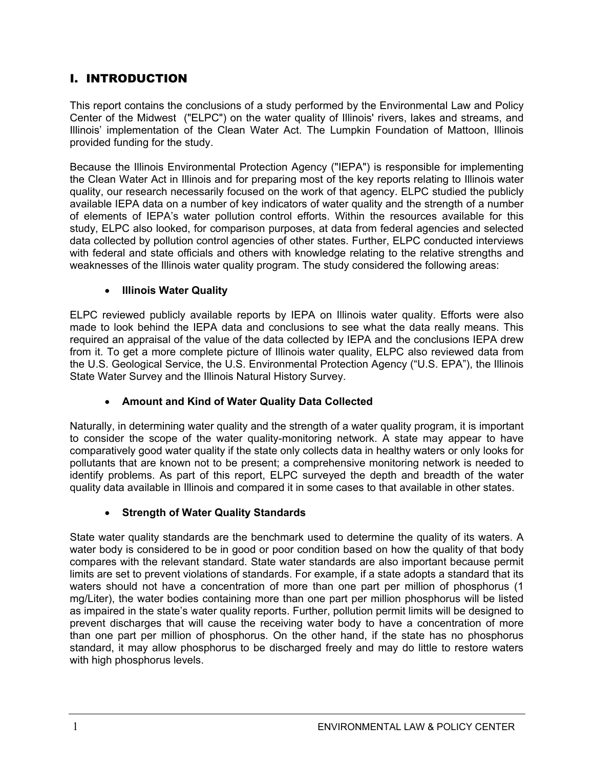## I. INTRODUCTION

This report contains the conclusions of a study performed by the Environmental Law and Policy Center of the Midwest ("ELPC") on the water quality of Illinois' rivers, lakes and streams, and Illinois' implementation of the Clean Water Act. The Lumpkin Foundation of Mattoon, Illinois provided funding for the study.

Because the Illinois Environmental Protection Agency ("IEPA") is responsible for implementing the Clean Water Act in Illinois and for preparing most of the key reports relating to Illinois water quality, our research necessarily focused on the work of that agency. ELPC studied the publicly available IEPA data on a number of key indicators of water quality and the strength of a number of elements of IEPA's water pollution control efforts. Within the resources available for this study, ELPC also looked, for comparison purposes, at data from federal agencies and selected data collected by pollution control agencies of other states. Further, ELPC conducted interviews with federal and state officials and others with knowledge relating to the relative strengths and weaknesses of the Illinois water quality program. The study considered the following areas:

- **Illinois Water Quality**

ELPC reviewed publicly available reports by IEPA on Illinois water quality. Efforts were also made to look behind the IEPA data and conclusions to see what the data really means. This required an appraisal of the value of the data collected by IEPA and the conclusions IEPA drew from it. To get a more complete picture of Illinois water quality, ELPC also reviewed data from the U.S. Geological Service, the U.S. Environmental Protection Agency ("U.S. EPA"), the Illinois State Water Survey and the Illinois Natural History Survey.

- **Amount and Kind of Water Quality Data Collected**

Naturally, in determining water quality and the strength of a water quality program, it is important to consider the scope of the water quality-monitoring network. A state may appear to have comparatively good water quality if the state only collects data in healthy waters or only looks for pollutants that are known not to be present; a comprehensive monitoring network is needed to identify problems. As part of this report, ELPC surveyed the depth and breadth of the water quality data available in Illinois and compared it in some cases to that available in other states.

- **Strength of Water Quality Standards**

State water quality standards are the benchmark used to determine the quality of its waters. A water body is considered to be in good or poor condition based on how the quality of that body compares with the relevant standard. State water standards are also important because permit limits are set to prevent violations of standards. For example, if a state adopts a standard that its waters should not have a concentration of more than one part per million of phosphorus (1 mg/Liter), the water bodies containing more than one part per million phosphorus will be listed as impaired in the state's water quality reports. Further, pollution permit limits will be designed to prevent discharges that will cause the receiving water body to have a concentration of more than one part per million of phosphorus. On the other hand, if the state has no phosphorus standard, it may allow phosphorus to be discharged freely and may do little to restore waters with high phosphorus levels.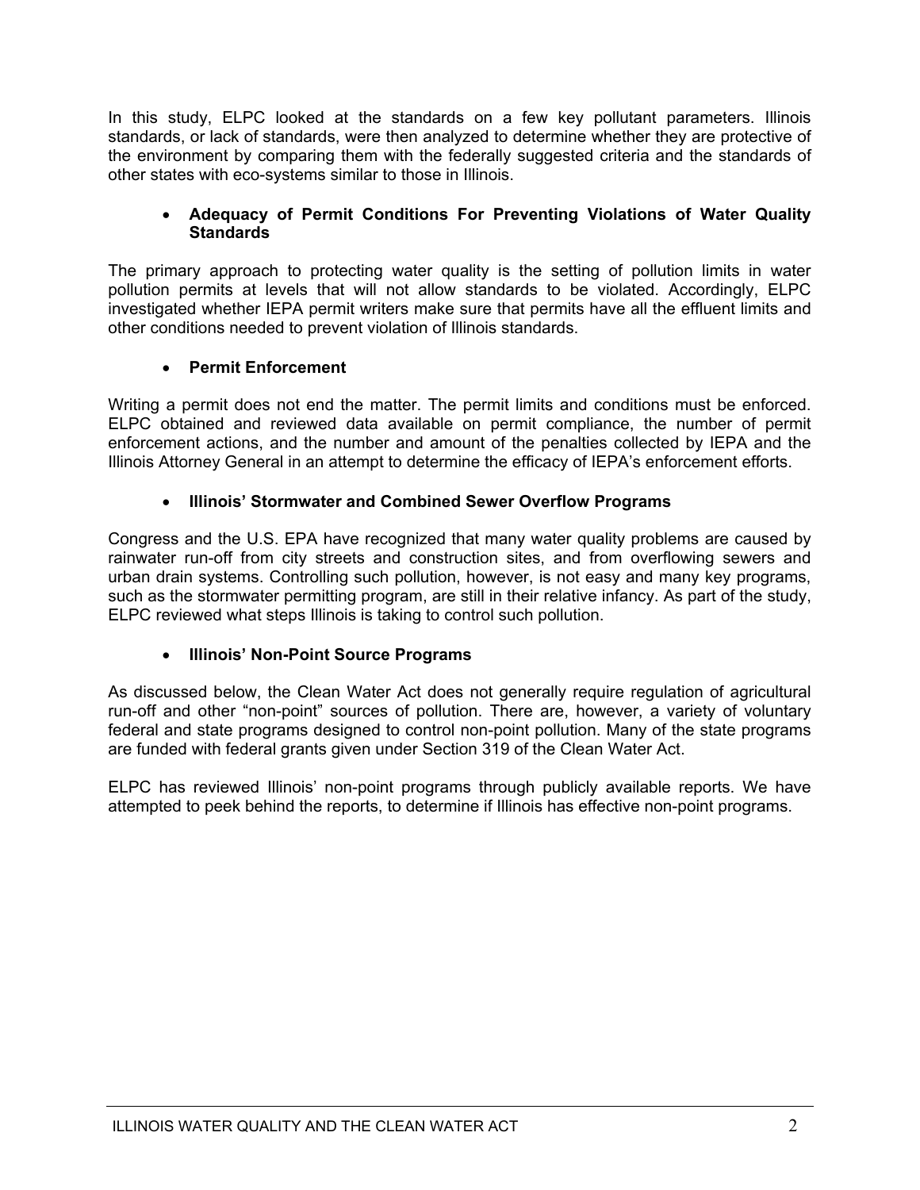In this study, ELPC looked at the standards on a few key pollutant parameters. Illinois standards, or lack of standards, were then analyzed to determine whether they are protective of the environment by comparing them with the federally suggested criteria and the standards of other states with eco-systems similar to those in Illinois.

- **Adequacy of Permit Conditions For Preventing Violations of Water Quality Standards**

The primary approach to protecting water quality is the setting of pollution limits in water pollution permits at levels that will not allow standards to be violated. Accordingly, ELPC investigated whether IEPA permit writers make sure that permits have all the effluent limits and other conditions needed to prevent violation of Illinois standards.

- **Permit Enforcement**

Writing a permit does not end the matter. The permit limits and conditions must be enforced. ELPC obtained and reviewed data available on permit compliance, the number of permit enforcement actions, and the number and amount of the penalties collected by IEPA and the Illinois Attorney General in an attempt to determine the efficacy of IEPA's enforcement efforts.

- **Illinois' Stormwater and Combined Sewer Overflow Programs**

Congress and the U.S. EPA have recognized that many water quality problems are caused by rainwater run-off from city streets and construction sites, and from overflowing sewers and urban drain systems. Controlling such pollution, however, is not easy and many key programs, such as the stormwater permitting program, are still in their relative infancy. As part of the study, ELPC reviewed what steps Illinois is taking to control such pollution.

- **Illinois' Non-Point Source Programs**

As discussed below, the Clean Water Act does not generally require regulation of agricultural run-off and other "non-point" sources of pollution. There are, however, a variety of voluntary federal and state programs designed to control non-point pollution. Many of the state programs are funded with federal grants given under Section 319 of the Clean Water Act.

ELPC has reviewed Illinois' non-point programs through publicly available reports. We have attempted to peek behind the reports, to determine if Illinois has effective non-point programs.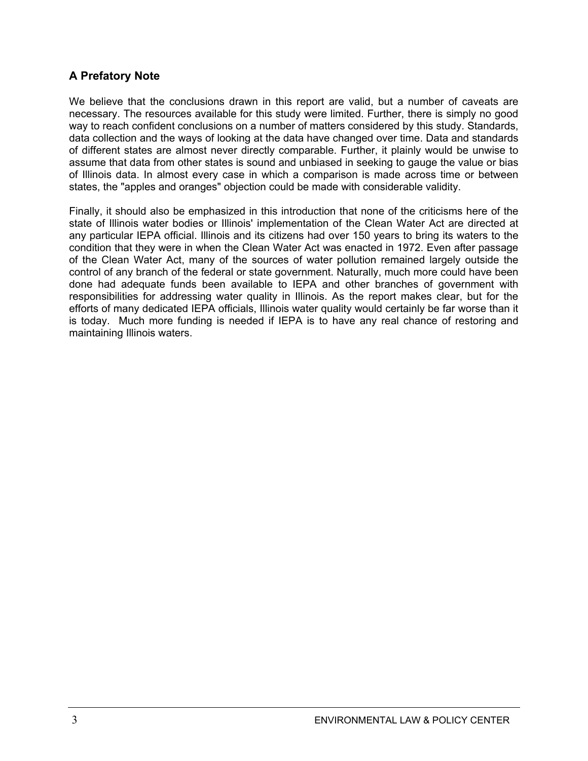## A Prefatory Note

We believe that the conclusions drawn in this report are valid, but a number of caveats are necessary. The resources available for this study were limited. Further, there is simply no good way to reach confident conclusions on a number of matters considered by this study. Standards, data collection and the ways of looking at the data have changed over time. Data and standards of different states are almost never directly comparable. Further, it plainly would be unwise to assume that data from other states is sound and unbiased in seeking to gauge the value or bias of Illinois data. In almost every case in which a comparison is made across time or between states, the "apples and oranges" objection could be made with considerable validity.

Finally, it should also be emphasized in this introduction that none of the criticisms here of the state of Illinois water bodies or Illinois' implementation of the Clean Water Act are directed at any particular IEPA official. Illinois and its citizens had over 150 years to bring its waters to the condition that they were in when the Clean Water Act was enacted in 1972. Even after passage of the Clean Water Act, many of the sources of water pollution remained largely outside the control of any branch of the federal or state government. Naturally, much more could have been done had adequate funds been available to IEPA and other branches of government with responsibilities for addressing water quality in Illinois. As the report makes clear, but for the efforts of many dedicated IEPA officials, Illinois water quality would certainly be far worse than it is today. Much more funding is needed if IEPA is to have any real chance of restoring and maintaining Illinois waters.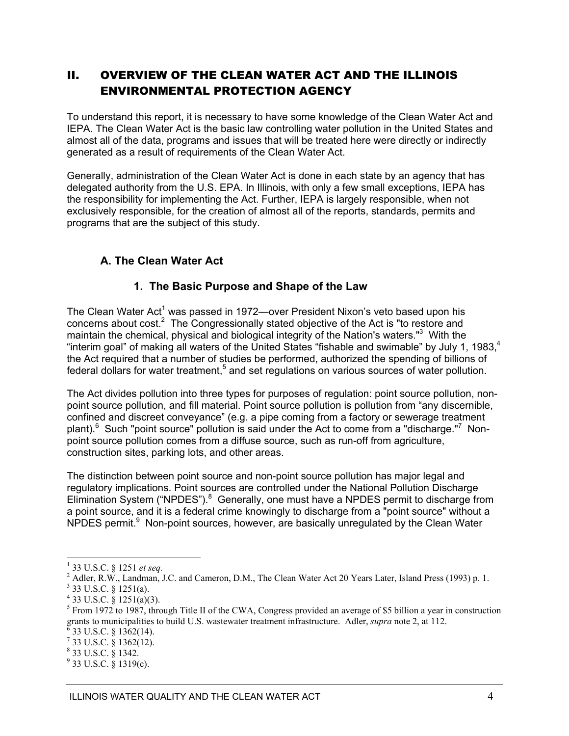## II. OVERVIEW OF THE CLEAN WATER ACT AND THE ILLINOIS ENVIRONMENTAL PROTECTION AGENCY

To understand this report, it is necessary to have some knowledge of the Clean Water Act and IEPA. The Clean Water Act is the basic law controlling water pollution in the United States and almost all of the data, programs and issues that will be treated here were directly or indirectly generated as a result of requirements of the Clean Water Act.

Generally, administration of the Clean Water Act is done in each state by an agency that has delegated authority from the U.S. EPA. In Illinois, with only a few small exceptions, IEPA has the responsibility for implementing the Act. Further, IEPA is largely responsible, when not exclusively responsible, for the creation of almost all of the reports, standards, permits and programs that are the subject of this study.

### A. The Clean Water Act

#### 1. The Basic Purpose and Shape of the Law

The Clean Water Act[1] was passed in 1972—over President Nixon's veto based upon his concerns about cost.[2] The Congressionally stated objective of the Act is "to restore and maintain the chemical, physical and biological integrity of the Nation's waters."[3] With the "interim goal" of making all waters of the United States "fishable and swimable" by July 1, 1983,[4] the Act required that a number of studies be performed, authorized the spending of billions of federal dollars for water treatment,[5] and set regulations on various sources of water pollution.

The Act divides pollution into three types for purposes of regulation: point source pollution, non-point source pollution, and fill material. Point source pollution is pollution from "any discernible, confined and discreet conveyance" (e.g. a pipe coming from a factory or sewerage treatment plant).[6] Such "point source" pollution is said under the Act to come from a "discharge."[7] Non-point source pollution comes from a diffuse source, such as run-off from agriculture, construction sites, parking lots, and other areas.

The distinction between point source and non-point source pollution has major legal and regulatory implications. Point sources are controlled under the National Pollution Discharge Elimination System ("NPDES").[8] Generally, one must have a NPDES permit to discharge from a point source, and it is a federal crime knowingly to discharge from a "point source" without a NPDES permit.[9] Non-point sources, however, are basically unregulated by the Clean Water

---

[1] 33 U.S.C. § 1251 *et seq.*

[2] Adler, R.W., Landman, J.C. and Cameron, D.M., The Clean Water Act 20 Years Later, Island Press (1993) p. 1.

[3] 33 U.S.C. § 1251(a).

[4] 33 U.S.C. § 1251(a)(3).

[5] From 1972 to 1987, through Title II of the CWA, Congress provided an average of $5 billion a year in construction grants to municipalities to build U.S. wastewater treatment infrastructure. Adler, *supra* note 2, at 112.

[6] 33 U.S.C. § 1362(14).

[7] 33 U.S.C. § 1362(12).

[8] 33 U.S.C. § 1342.

[9] 33 U.S.C. § 1319(c).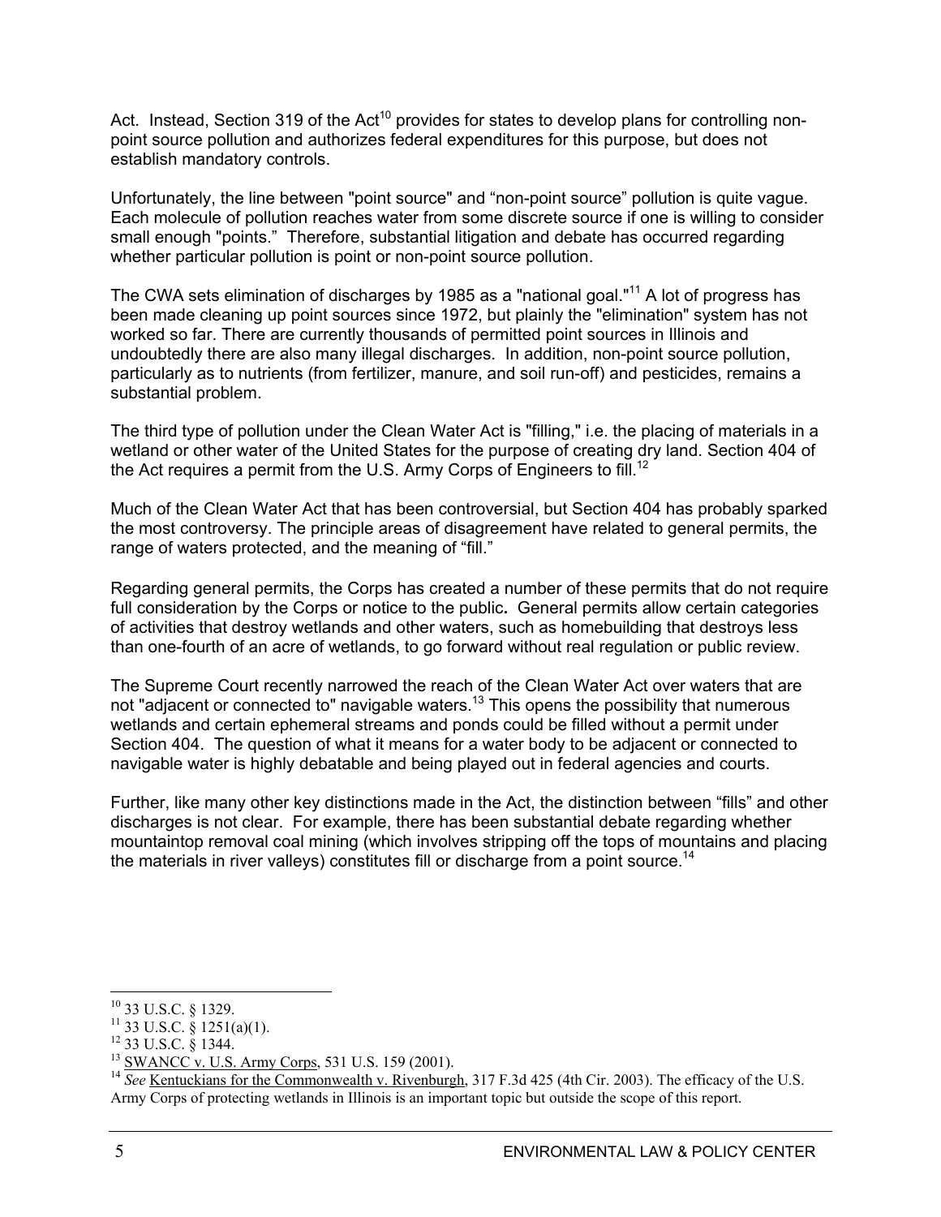Act. Instead, Section 319 of the Act[10] provides for states to develop plans for controlling non-point source pollution and authorizes federal expenditures for this purpose, but does not establish mandatory controls.

Unfortunately, the line between "point source" and "non-point source" pollution is quite vague. Each molecule of pollution reaches water from some discrete source if one is willing to consider small enough "points." Therefore, substantial litigation and debate has occurred regarding whether particular pollution is point or non-point source pollution.

The CWA sets elimination of discharges by 1985 as a "national goal."[11] A lot of progress has been made cleaning up point sources since 1972, but plainly the "elimination" system has not worked so far. There are currently thousands of permitted point sources in Illinois and undoubtedly there are also many illegal discharges. In addition, non-point source pollution, particularly as to nutrients (from fertilizer, manure, and soil run-off) and pesticides, remains a substantial problem.

The third type of pollution under the Clean Water Act is "filling," i.e. the placing of materials in a wetland or other water of the United States for the purpose of creating dry land. Section 404 of the Act requires a permit from the U.S. Army Corps of Engineers to fill.[12]

Much of the Clean Water Act that has been controversial, but Section 404 has probably sparked the most controversy. The principle areas of disagreement have related to general permits, the range of waters protected, and the meaning of "fill."

Regarding general permits, the Corps has created a number of these permits that do not require full consideration by the Corps or notice to the public**.** General permits allow certain categories of activities that destroy wetlands and other waters, such as homebuilding that destroys less than one-fourth of an acre of wetlands, to go forward without real regulation or public review.

The Supreme Court recently narrowed the reach of the Clean Water Act over waters that are not "adjacent or connected to" navigable waters.[13] This opens the possibility that numerous wetlands and certain ephemeral streams and ponds could be filled without a permit under Section 404. The question of what it means for a water body to be adjacent or connected to navigable water is highly debatable and being played out in federal agencies and courts.

Further, like many other key distinctions made in the Act, the distinction between "fills" and other discharges is not clear. For example, there has been substantial debate regarding whether mountaintop removal coal mining (which involves stripping off the tops of mountains and placing the materials in river valleys) constitutes fill or discharge from a point source.[14]

---

[10] 33 U.S.C. § 1329.

[11] 33 U.S.C. § 1251(a)(1).

[12] 33 U.S.C. § 1344.

[13] SWANCC v. U.S. Army Corps, 531 U.S. 159 (2001).

[14] *See* Kentuckians for the Commonwealth v. Rivenburgh, 317 F.3d 425 (4th Cir. 2003). The efficacy of the U.S. Army Corps of protecting wetlands in Illinois is an important topic but outside the scope of this report.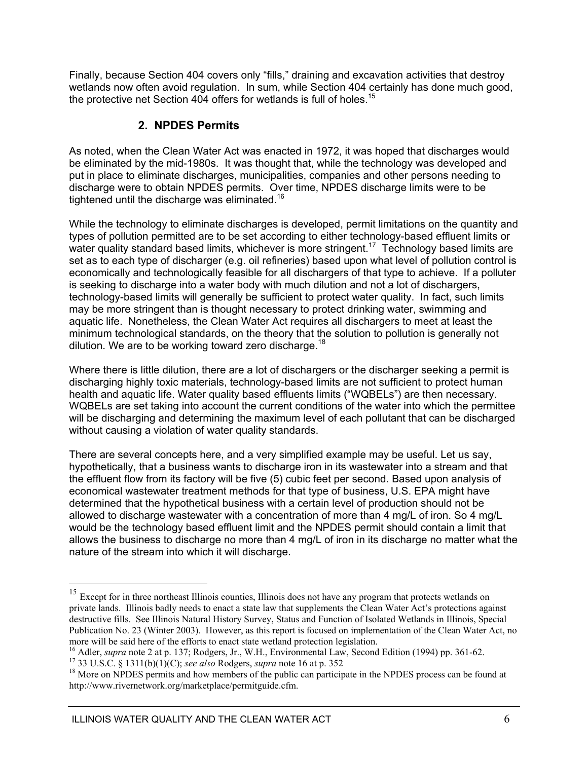Finally, because Section 404 covers only "fills," draining and excavation activities that destroy wetlands now often avoid regulation. In sum, while Section 404 certainly has done much good, the protective net Section 404 offers for wetlands is full of holes.[15]

### 2. NPDES Permits

As noted, when the Clean Water Act was enacted in 1972, it was hoped that discharges would be eliminated by the mid-1980s. It was thought that, while the technology was developed and put in place to eliminate discharges, municipalities, companies and other persons needing to discharge were to obtain NPDES permits. Over time, NPDES discharge limits were to be tightened until the discharge was eliminated.[16]

While the technology to eliminate discharges is developed, permit limitations on the quantity and types of pollution permitted are to be set according to either technology-based effluent limits or water quality standard based limits, whichever is more stringent.[17] Technology based limits are set as to each type of discharger (e.g. oil refineries) based upon what level of pollution control is economically and technologically feasible for all dischargers of that type to achieve. If a polluter is seeking to discharge into a water body with much dilution and not a lot of dischargers, technology-based limits will generally be sufficient to protect water quality. In fact, such limits may be more stringent than is thought necessary to protect drinking water, swimming and aquatic life. Nonetheless, the Clean Water Act requires all dischargers to meet at least the minimum technological standards, on the theory that the solution to pollution is generally not dilution. We are to be working toward zero discharge.[18]

Where there is little dilution, there are a lot of dischargers or the discharger seeking a permit is discharging highly toxic materials, technology-based limits are not sufficient to protect human health and aquatic life. Water quality based effluents limits ("WQBELs") are then necessary. WQBELs are set taking into account the current conditions of the water into which the permittee will be discharging and determining the maximum level of each pollutant that can be discharged without causing a violation of water quality standards.

There are several concepts here, and a very simplified example may be useful. Let us say, hypothetically, that a business wants to discharge iron in its wastewater into a stream and that the effluent flow from its factory will be five (5) cubic feet per second. Based upon analysis of economical wastewater treatment methods for that type of business, U.S. EPA might have determined that the hypothetical business with a certain level of production should not be allowed to discharge wastewater with a concentration of more than 4 mg/L of iron. So 4 mg/L would be the technology based effluent limit and the NPDES permit should contain a limit that allows the business to discharge no more than 4 mg/L of iron in its discharge no matter what the nature of the stream into which it will discharge.

---

[15] Except for in three northeast Illinois counties, Illinois does not have any program that protects wetlands on private lands. Illinois badly needs to enact a state law that supplements the Clean Water Act's protections against destructive fills. See Illinois Natural History Survey, Status and Function of Isolated Wetlands in Illinois, Special Publication No. 23 (Winter 2003). However, as this report is focused on implementation of the Clean Water Act, no more will be said here of the efforts to enact state wetland protection legislation.

[16] Adler, *supra* note 2 at p. 137; Rodgers, Jr., W.H., Environmental Law, Second Edition (1994) pp. 361-62.

[17] 33 U.S.C. § 1311(b)(1)(C); *see also* Rodgers, *supra* note 16 at p. 352

[18] More on NPDES permits and how members of the public can participate in the NPDES process can be found at http://www.rivernetwork.org/marketplace/permitguide.cfm.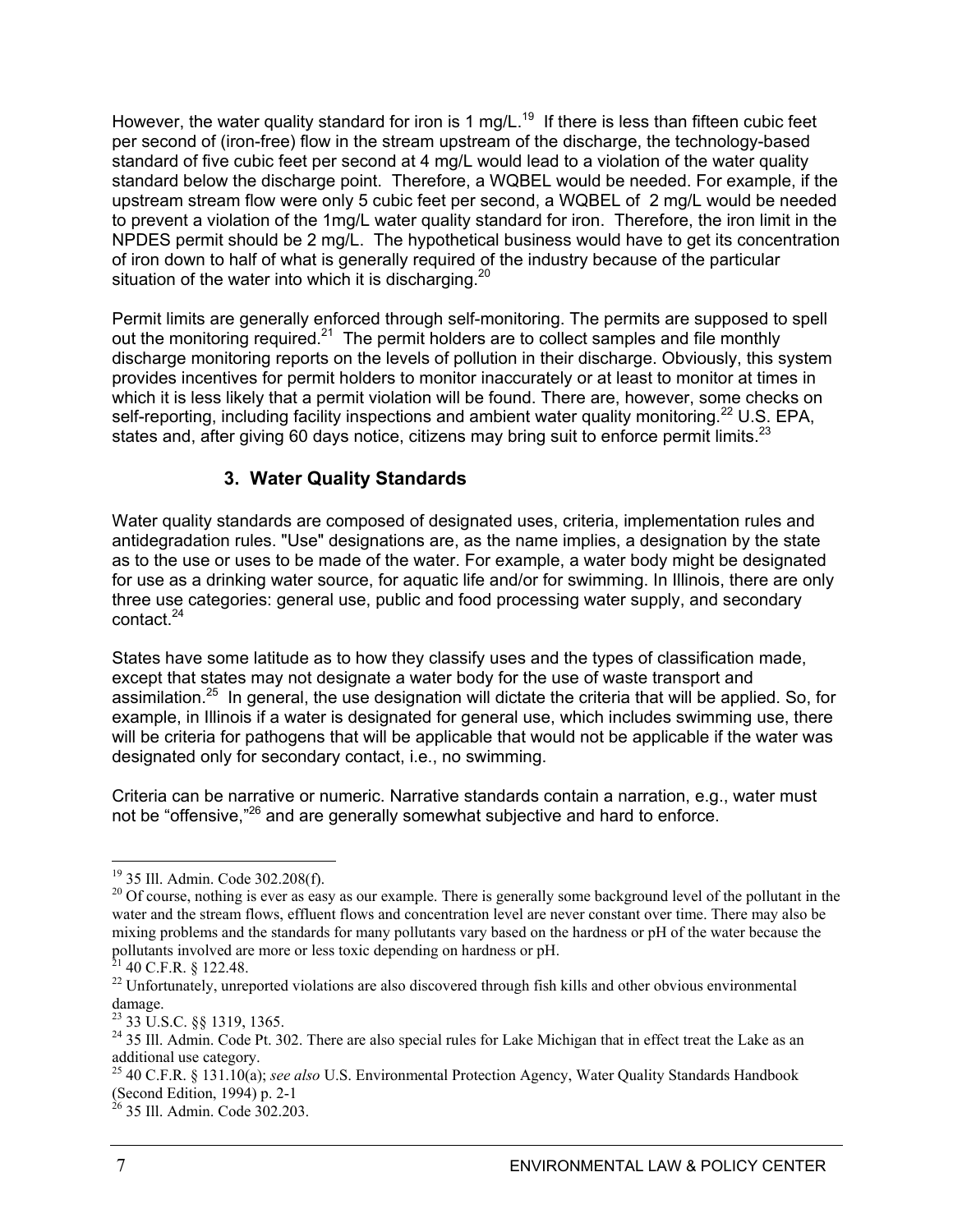However, the water quality standard for iron is 1 mg/L.[19] If there is less than fifteen cubic feet per second of (iron-free) flow in the stream upstream of the discharge, the technology-based standard of five cubic feet per second at 4 mg/L would lead to a violation of the water quality standard below the discharge point. Therefore, a WQBEL would be needed. For example, if the upstream stream flow were only 5 cubic feet per second, a WQBEL of 2 mg/L would be needed to prevent a violation of the 1mg/L water quality standard for iron. Therefore, the iron limit in the NPDES permit should be 2 mg/L. The hypothetical business would have to get its concentration of iron down to half of what is generally required of the industry because of the particular situation of the water into which it is discharging.[20]

Permit limits are generally enforced through self-monitoring. The permits are supposed to spell out the monitoring required.[21] The permit holders are to collect samples and file monthly discharge monitoring reports on the levels of pollution in their discharge. Obviously, this system provides incentives for permit holders to monitor inaccurately or at least to monitor at times in which it is less likely that a permit violation will be found. There are, however, some checks on self-reporting, including facility inspections and ambient water quality monitoring.[22] U.S. EPA, states and, after giving 60 days notice, citizens may bring suit to enforce permit limits.[23]

### 3. Water Quality Standards

Water quality standards are composed of designated uses, criteria, implementation rules and antidegradation rules. "Use" designations are, as the name implies, a designation by the state as to the use or uses to be made of the water. For example, a water body might be designated for use as a drinking water source, for aquatic life and/or for swimming. In Illinois, there are only three use categories: general use, public and food processing water supply, and secondary contact.[24]

States have some latitude as to how they classify uses and the types of classification made, except that states may not designate a water body for the use of waste transport and assimilation.[25] In general, the use designation will dictate the criteria that will be applied. So, for example, in Illinois if a water is designated for general use, which includes swimming use, there will be criteria for pathogens that will be applicable that would not be applicable if the water was designated only for secondary contact, i.e., no swimming.

Criteria can be narrative or numeric. Narrative standards contain a narration, e.g., water must not be "offensive,"[26] and are generally somewhat subjective and hard to enforce.

---

[19] 35 Ill. Admin. Code 302.208(f).

[20] Of course, nothing is ever as easy as our example. There is generally some background level of the pollutant in the water and the stream flows, effluent flows and concentration level are never constant over time. There may also be mixing problems and the standards for many pollutants vary based on the hardness or pH of the water because the pollutants involved are more or less toxic depending on hardness or pH.

[21] 40 C.F.R. § 122.48.

[22] Unfortunately, unreported violations are also discovered through fish kills and other obvious environmental damage.

[23] 33 U.S.C. §§ 1319, 1365.

[24] 35 Ill. Admin. Code Pt. 302. There are also special rules for Lake Michigan that in effect treat the Lake as an additional use category.

[25] 40 C.F.R. § 131.10(a); *see also* U.S. Environmental Protection Agency, Water Quality Standards Handbook (Second Edition, 1994) p. 2-1

[26] 35 Ill. Admin. Code 302.203.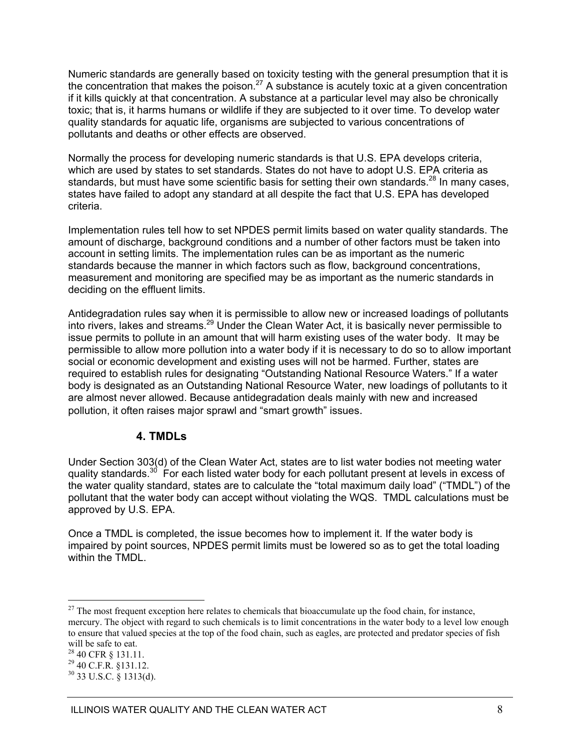Numeric standards are generally based on toxicity testing with the general presumption that it is the concentration that makes the poison.[27] A substance is acutely toxic at a given concentration if it kills quickly at that concentration. A substance at a particular level may also be chronically toxic; that is, it harms humans or wildlife if they are subjected to it over time. To develop water quality standards for aquatic life, organisms are subjected to various concentrations of pollutants and deaths or other effects are observed.

Normally the process for developing numeric standards is that U.S. EPA develops criteria, which are used by states to set standards. States do not have to adopt U.S. EPA criteria as standards, but must have some scientific basis for setting their own standards.[28] In many cases, states have failed to adopt any standard at all despite the fact that U.S. EPA has developed criteria.

Implementation rules tell how to set NPDES permit limits based on water quality standards. The amount of discharge, background conditions and a number of other factors must be taken into account in setting limits. The implementation rules can be as important as the numeric standards because the manner in which factors such as flow, background concentrations, measurement and monitoring are specified may be as important as the numeric standards in deciding on the effluent limits.

Antidegradation rules say when it is permissible to allow new or increased loadings of pollutants into rivers, lakes and streams.[29] Under the Clean Water Act, it is basically never permissible to issue permits to pollute in an amount that will harm existing uses of the water body. It may be permissible to allow more pollution into a water body if it is necessary to do so to allow important social or economic development and existing uses will not be harmed. Further, states are required to establish rules for designating "Outstanding National Resource Waters." If a water body is designated as an Outstanding National Resource Water, new loadings of pollutants to it are almost never allowed. Because antidegradation deals mainly with new and increased pollution, it often raises major sprawl and "smart growth" issues.

### 4. TMDLs

Under Section 303(d) of the Clean Water Act, states are to list water bodies not meeting water quality standards.[30] For each listed water body for each pollutant present at levels in excess of the water quality standard, states are to calculate the "total maximum daily load" ("TMDL") of the pollutant that the water body can accept without violating the WQS. TMDL calculations must be approved by U.S. EPA.

Once a TMDL is completed, the issue becomes how to implement it. If the water body is impaired by point sources, NPDES permit limits must be lowered so as to get the total loading within the TMDL.

---

[27] The most frequent exception here relates to chemicals that bioaccumulate up the food chain, for instance, mercury. The object with regard to such chemicals is to limit concentrations in the water body to a level low enough to ensure that valued species at the top of the food chain, such as eagles, are protected and predator species of fish will be safe to eat.

[28] 40 CFR § 131.11.

[29] 40 C.F.R. §131.12.

[30] 33 U.S.C. § 1313(d).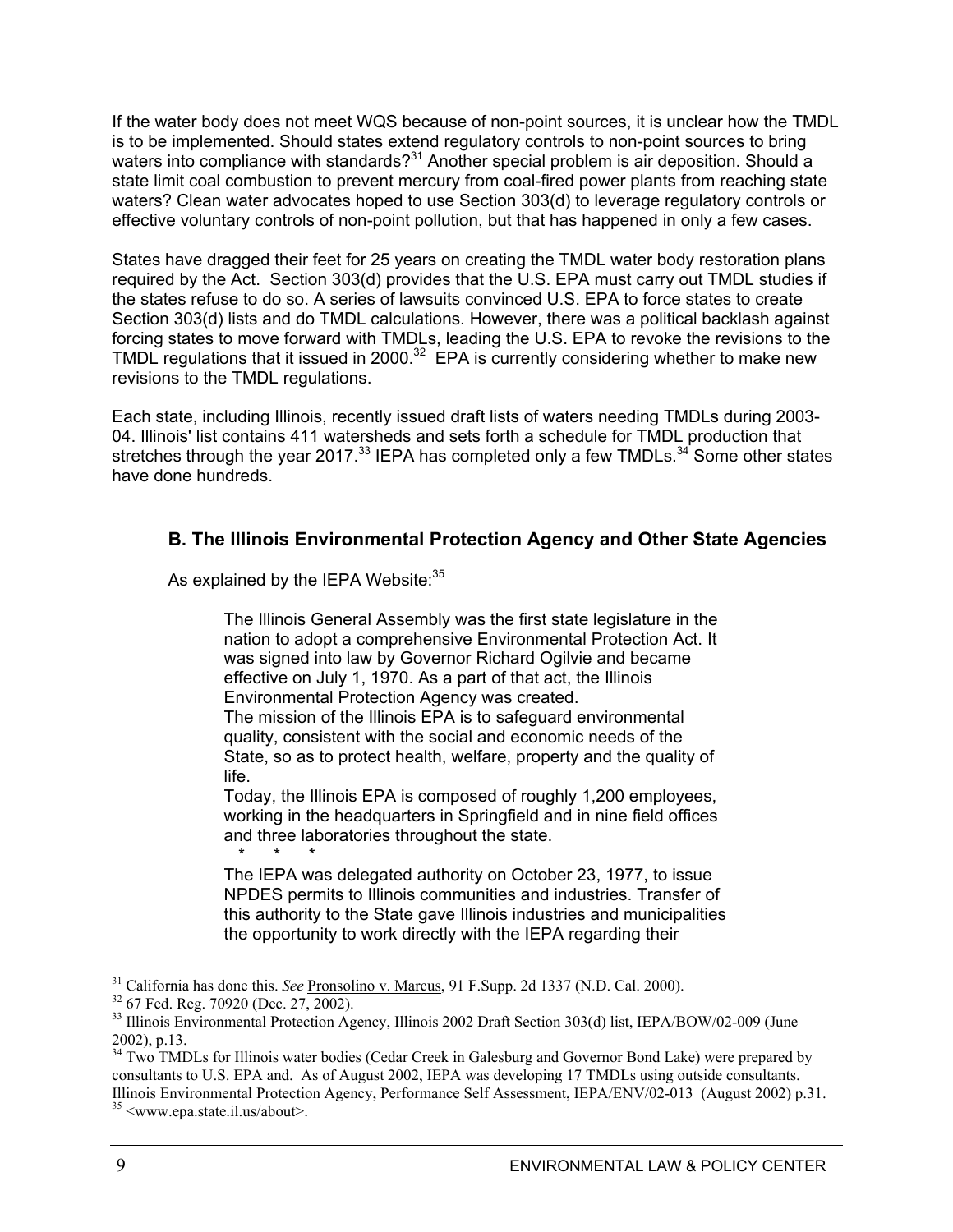If the water body does not meet WQS because of non-point sources, it is unclear how the TMDL is to be implemented. Should states extend regulatory controls to non-point sources to bring waters into compliance with standards?[31] Another special problem is air deposition. Should a state limit coal combustion to prevent mercury from coal-fired power plants from reaching state waters? Clean water advocates hoped to use Section 303(d) to leverage regulatory controls or effective voluntary controls of non-point pollution, but that has happened in only a few cases.

States have dragged their feet for 25 years on creating the TMDL water body restoration plans required by the Act. Section 303(d) provides that the U.S. EPA must carry out TMDL studies if the states refuse to do so. A series of lawsuits convinced U.S. EPA to force states to create Section 303(d) lists and do TMDL calculations. However, there was a political backlash against forcing states to move forward with TMDLs, leading the U.S. EPA to revoke the revisions to the TMDL regulations that it issued in 2000.[32] EPA is currently considering whether to make new revisions to the TMDL regulations.

Each state, including Illinois, recently issued draft lists of waters needing TMDLs during 2003-04. Illinois' list contains 411 watersheds and sets forth a schedule for TMDL production that stretches through the year 2017.[33] IEPA has completed only a few TMDLs.[34] Some other states have done hundreds.

## B. The Illinois Environmental Protection Agency and Other State Agencies

As explained by the IEPA Website:[35]

> The Illinois General Assembly was the first state legislature in the nation to adopt a comprehensive Environmental Protection Act. It was signed into law by Governor Richard Ogilvie and became effective on July 1, 1970. As a part of that act, the Illinois Environmental Protection Agency was created.
>
> The mission of the Illinois EPA is to safeguard environmental quality, consistent with the social and economic needs of the State, so as to protect health, welfare, property and the quality of life.
>
> Today, the Illinois EPA is composed of roughly 1,200 employees, working in the headquarters in Springfield and in nine field offices and three laboratories throughout the state.
>
> \* \* \*
>
> The IEPA was delegated authority on October 23, 1977, to issue NPDES permits to Illinois communities and industries. Transfer of this authority to the State gave Illinois industries and municipalities the opportunity to work directly with the IEPA regarding their

---

[31] California has done this. *See* Pronsolino v. Marcus, 91 F.Supp. 2d 1337 (N.D. Cal. 2000).

[32] 67 Fed. Reg. 70920 (Dec. 27, 2002).

[33] Illinois Environmental Protection Agency, Illinois 2002 Draft Section 303(d) list, IEPA/BOW/02-009 (June 2002), p.13.

[34] Two TMDLs for Illinois water bodies (Cedar Creek in Galesburg and Governor Bond Lake) were prepared by consultants to U.S. EPA and. As of August 2002, IEPA was developing 17 TMDLs using outside consultants. Illinois Environmental Protection Agency, Performance Self Assessment, IEPA/ENV/02-013 (August 2002) p.31.

[35] <www.epa.state.il.us/about>.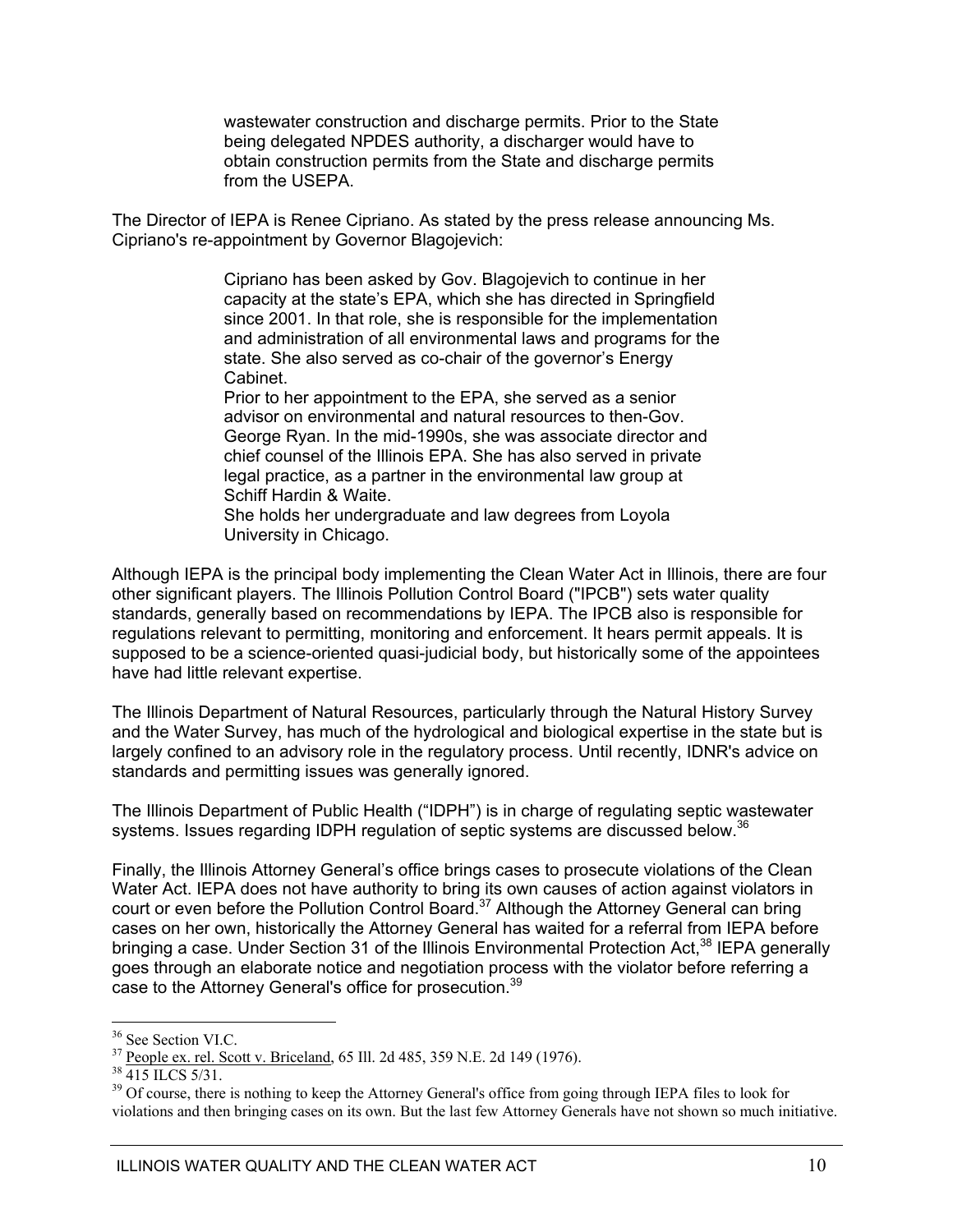> wastewater construction and discharge permits. Prior to the State being delegated NPDES authority, a discharger would have to obtain construction permits from the State and discharge permits from the USEPA.

The Director of IEPA is Renee Cipriano. As stated by the press release announcing Ms. Cipriano's re-appointment by Governor Blagojevich:

> Cipriano has been asked by Gov. Blagojevich to continue in her capacity at the state's EPA, which she has directed in Springfield since 2001. In that role, she is responsible for the implementation and administration of all environmental laws and programs for the state. She also served as co-chair of the governor's Energy Cabinet.
>
> Prior to her appointment to the EPA, she served as a senior advisor on environmental and natural resources to then-Gov. George Ryan. In the mid-1990s, she was associate director and chief counsel of the Illinois EPA. She has also served in private legal practice, as a partner in the environmental law group at Schiff Hardin & Waite.
>
> She holds her undergraduate and law degrees from Loyola University in Chicago.

Although IEPA is the principal body implementing the Clean Water Act in Illinois, there are four other significant players. The Illinois Pollution Control Board ("IPCB") sets water quality standards, generally based on recommendations by IEPA. The IPCB also is responsible for regulations relevant to permitting, monitoring and enforcement. It hears permit appeals. It is supposed to be a science-oriented quasi-judicial body, but historically some of the appointees have had little relevant expertise.

The Illinois Department of Natural Resources, particularly through the Natural History Survey and the Water Survey, has much of the hydrological and biological expertise in the state but is largely confined to an advisory role in the regulatory process. Until recently, IDNR's advice on standards and permitting issues was generally ignored.

The Illinois Department of Public Health ("IDPH") is in charge of regulating septic wastewater systems. Issues regarding IDPH regulation of septic systems are discussed below.[36]

Finally, the Illinois Attorney General's office brings cases to prosecute violations of the Clean Water Act. IEPA does not have authority to bring its own causes of action against violators in court or even before the Pollution Control Board.[37] Although the Attorney General can bring cases on her own, historically the Attorney General has waited for a referral from IEPA before bringing a case. Under Section 31 of the Illinois Environmental Protection Act,[38] IEPA generally goes through an elaborate notice and negotiation process with the violator before referring a case to the Attorney General's office for prosecution.[39]

---

[36] See Section VI.C.

[37] People ex. rel. Scott v. Briceland, 65 Ill. 2d 485, 359 N.E. 2d 149 (1976).

[38] 415 ILCS 5/31.

[39] Of course, there is nothing to keep the Attorney General's office from going through IEPA files to look for violations and then bringing cases on its own. But the last few Attorney Generals have not shown so much initiative.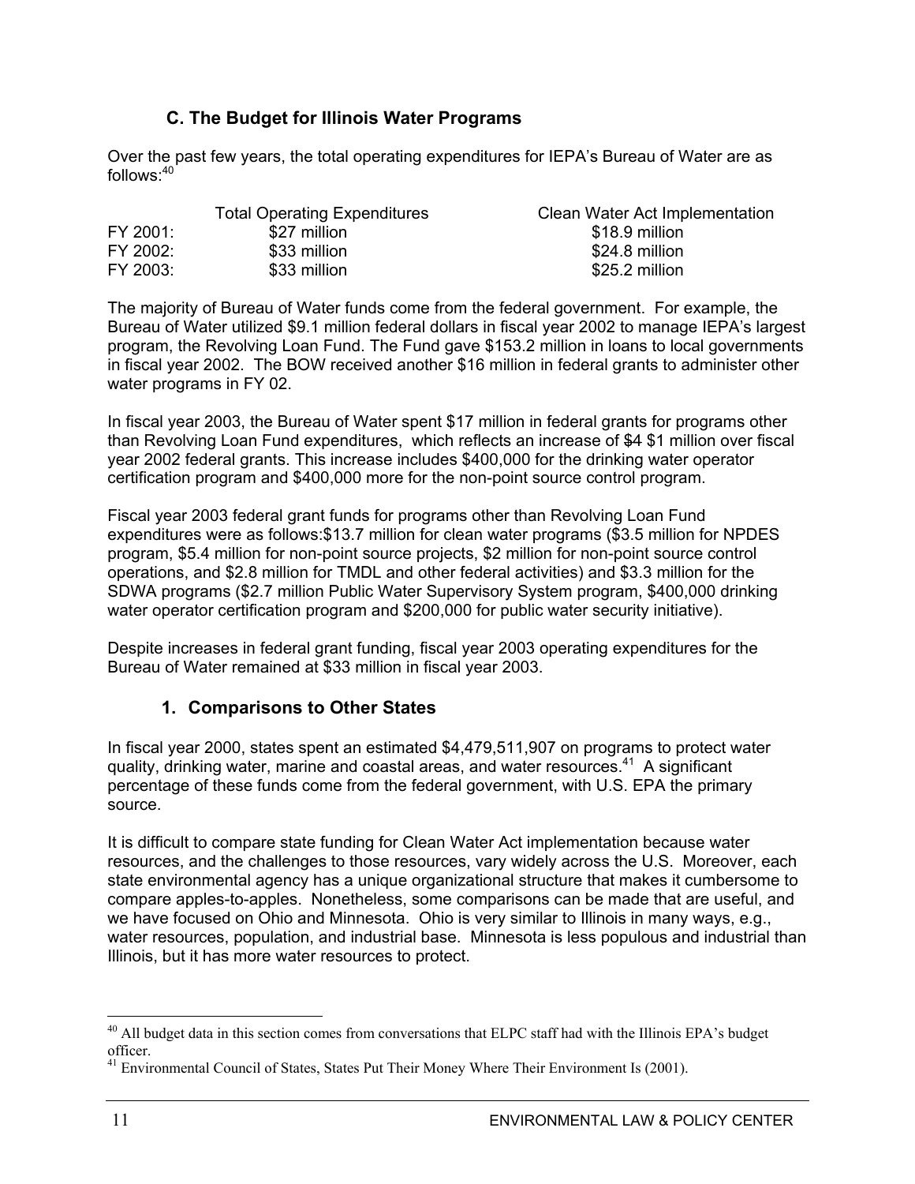### C. The Budget for Illinois Water Programs

Over the past few years, the total operating expenditures for IEPA's Bureau of Water are as follows:[40]

| | Total Operating Expenditures | Clean Water Act Implementation |
|---|---|---|
| FY 2001: | $27 million | $18.9 million |
| FY 2002: | $33 million | $24.8 million |
| FY 2003: | $33 million | $25.2 million |

The majority of Bureau of Water funds come from the federal government. For example, the Bureau of Water utilized $9.1 million federal dollars in fiscal year 2002 to manage IEPA's largest program, the Revolving Loan Fund. The Fund gave $153.2 million in loans to local governments in fiscal year 2002. The BOW received another $16 million in federal grants to administer other water programs in FY 02.

In fiscal year 2003, the Bureau of Water spent $17 million in federal grants for programs other than Revolving Loan Fund expenditures, which reflects an increase of ~~$4~~ $1 million over fiscal year 2002 federal grants. This increase includes $400,000 for the drinking water operator certification program and $400,000 more for the non-point source control program.

Fiscal year 2003 federal grant funds for programs other than Revolving Loan Fund expenditures were as follows:$13.7 million for clean water programs ($3.5 million for NPDES program, $5.4 million for non-point source projects, $2 million for non-point source control operations, and $2.8 million for TMDL and other federal activities) and $3.3 million for the SDWA programs ($2.7 million Public Water Supervisory System program, $400,000 drinking water operator certification program and $200,000 for public water security initiative).

Despite increases in federal grant funding, fiscal year 2003 operating expenditures for the Bureau of Water remained at $33 million in fiscal year 2003.

#### 1. Comparisons to Other States

In fiscal year 2000, states spent an estimated $4,479,511,907 on programs to protect water quality, drinking water, marine and coastal areas, and water resources.[41] A significant percentage of these funds come from the federal government, with U.S. EPA the primary source.

It is difficult to compare state funding for Clean Water Act implementation because water resources, and the challenges to those resources, vary widely across the U.S. Moreover, each state environmental agency has a unique organizational structure that makes it cumbersome to compare apples-to-apples. Nonetheless, some comparisons can be made that are useful, and we have focused on Ohio and Minnesota. Ohio is very similar to Illinois in many ways, e.g., water resources, population, and industrial base. Minnesota is less populous and industrial than Illinois, but it has more water resources to protect.

---

[40] All budget data in this section comes from conversations that ELPC staff had with the Illinois EPA's budget officer.

[41] Environmental Council of States, States Put Their Money Where Their Environment Is (2001).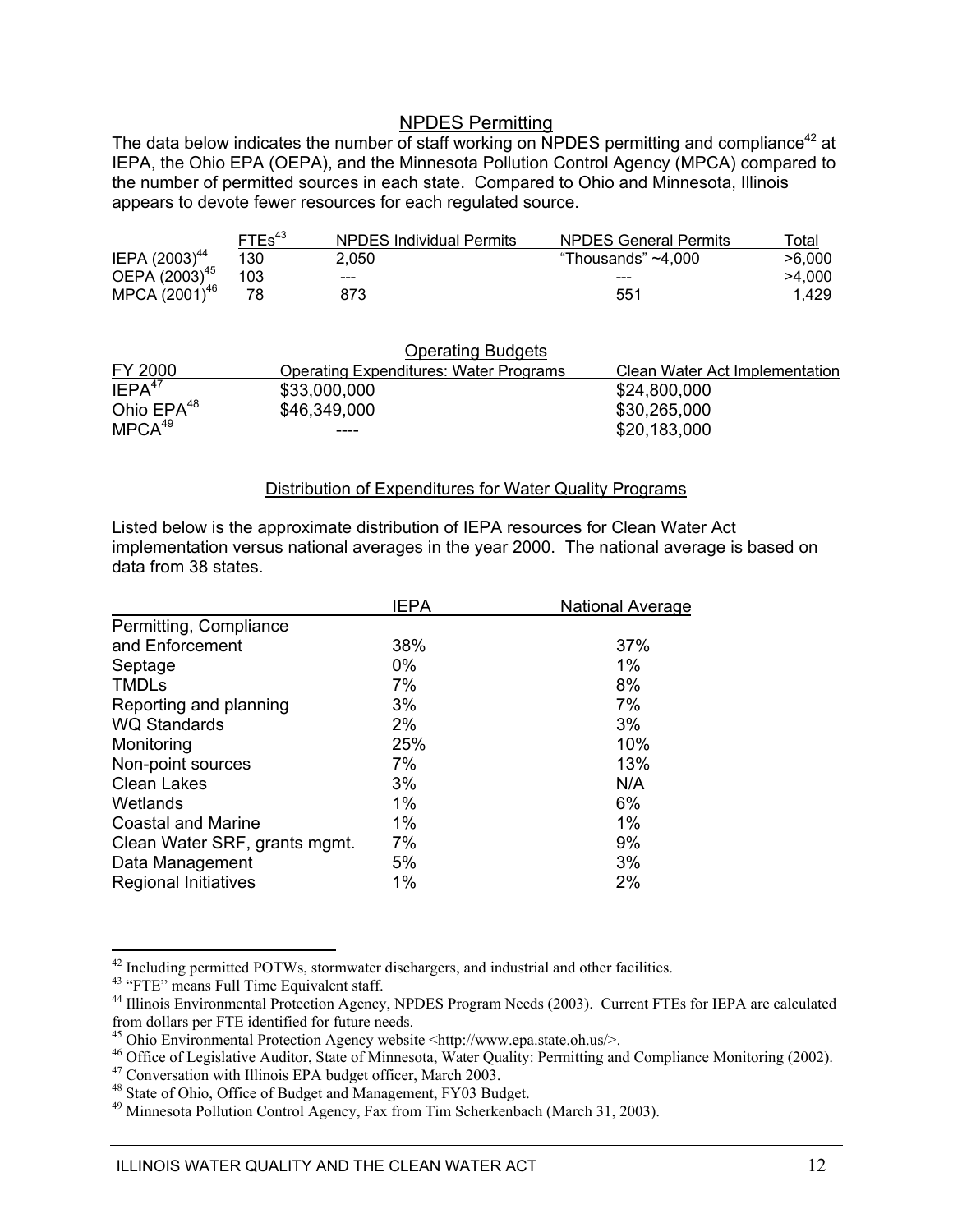## NPDES Permitting

The data below indicates the number of staff working on NPDES permitting and compliance[42] at IEPA, the Ohio EPA (OEPA), and the Minnesota Pollution Control Agency (MPCA) compared to the number of permitted sources in each state. Compared to Ohio and Minnesota, Illinois appears to devote fewer resources for each regulated source.

| | FTEs[43] | NPDES Individual Permits | NPDES General Permits | Total |
|---|---|---|---|---|
| IEPA (2003)[44] | 130 | 2,050 | "Thousands" ~4,000 | >6,000 |
| OEPA (2003)[45] | 103 | --- | --- | >4,000 |
| MPCA (2001)[46] | 78 | 873 | 551 | 1,429 |

### Operating Budgets

| FY 2000 | Operating Expenditures: Water Programs | Clean Water Act Implementation |
|---|---|---|
| IEPA[47] | $33,000,000 | $24,800,000 |
| Ohio EPA[48] | $46,349,000 | $30,265,000 |
| MPCA[49] | ---- | $20,183,000 |

### Distribution of Expenditures for Water Quality Programs

Listed below is the approximate distribution of IEPA resources for Clean Water Act implementation versus national averages in the year 2000. The national average is based on data from 38 states.

| | IEPA | National Average |
|---|---|---|
| Permitting, Compliance and Enforcement | 38% | 37% |
| Septage | 0% | 1% |
| TMDLs | 7% | 8% |
| Reporting and planning | 3% | 7% |
| WQ Standards | 2% | 3% |
| Monitoring | 25% | 10% |
| Non-point sources | 7% | 13% |
| Clean Lakes | 3% | N/A |
| Wetlands | 1% | 6% |
| Coastal and Marine | 1% | 1% |
| Clean Water SRF, grants mgmt. | 7% | 9% |
| Data Management | 5% | 3% |
| Regional Initiatives | 1% | 2% |

---

[42] Including permitted POTWs, stormwater dischargers, and industrial and other facilities.

[43] "FTE" means Full Time Equivalent staff.

[44] Illinois Environmental Protection Agency, NPDES Program Needs (2003). Current FTEs for IEPA are calculated from dollars per FTE identified for future needs.

[45] Ohio Environmental Protection Agency website <http://www.epa.state.oh.us/>.

[46] Office of Legislative Auditor, State of Minnesota, Water Quality: Permitting and Compliance Monitoring (2002).

[47] Conversation with Illinois EPA budget officer, March 2003.

[48] State of Ohio, Office of Budget and Management, FY03 Budget.

[49] Minnesota Pollution Control Agency, Fax from Tim Scherkenbach (March 31, 2003).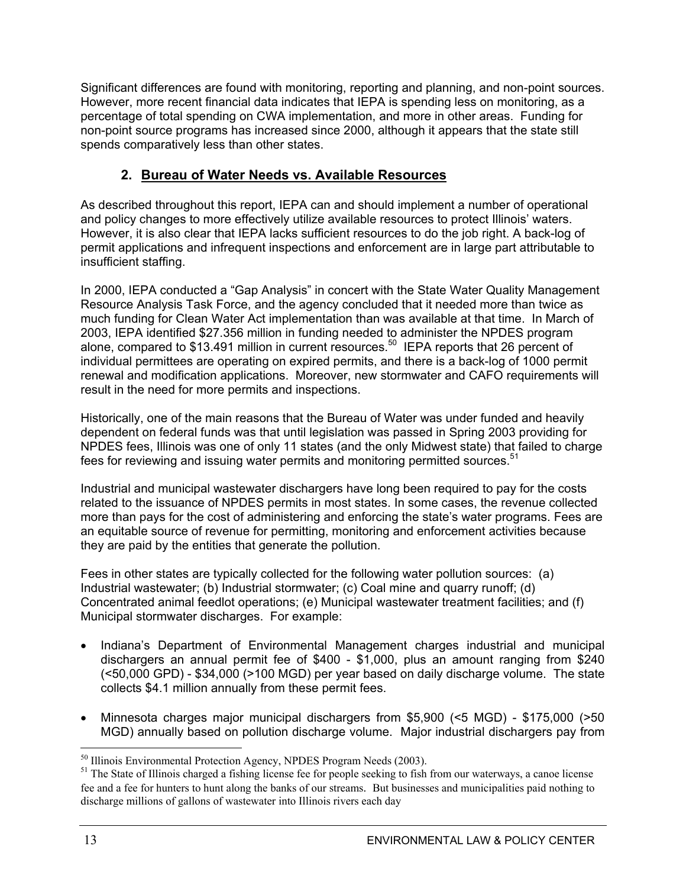Significant differences are found with monitoring, reporting and planning, and non-point sources. However, more recent financial data indicates that IEPA is spending less on monitoring, as a percentage of total spending on CWA implementation, and more in other areas. Funding for non-point source programs has increased since 2000, although it appears that the state still spends comparatively less than other states.

## 2. Bureau of Water Needs vs. Available Resources

As described throughout this report, IEPA can and should implement a number of operational and policy changes to more effectively utilize available resources to protect Illinois' waters. However, it is also clear that IEPA lacks sufficient resources to do the job right. A back-log of permit applications and infrequent inspections and enforcement are in large part attributable to insufficient staffing.

In 2000, IEPA conducted a "Gap Analysis" in concert with the State Water Quality Management Resource Analysis Task Force, and the agency concluded that it needed more than twice as much funding for Clean Water Act implementation than was available at that time. In March of 2003, IEPA identified $27.356 million in funding needed to administer the NPDES program alone, compared to $13.491 million in current resources.[50] IEPA reports that 26 percent of individual permittees are operating on expired permits, and there is a back-log of 1000 permit renewal and modification applications. Moreover, new stormwater and CAFO requirements will result in the need for more permits and inspections.

Historically, one of the main reasons that the Bureau of Water was under funded and heavily dependent on federal funds was that until legislation was passed in Spring 2003 providing for NPDES fees, Illinois was one of only 11 states (and the only Midwest state) that failed to charge fees for reviewing and issuing water permits and monitoring permitted sources.[51]

Industrial and municipal wastewater dischargers have long been required to pay for the costs related to the issuance of NPDES permits in most states. In some cases, the revenue collected more than pays for the cost of administering and enforcing the state's water programs. Fees are an equitable source of revenue for permitting, monitoring and enforcement activities because they are paid by the entities that generate the pollution.

Fees in other states are typically collected for the following water pollution sources: (a) Industrial wastewater; (b) Industrial stormwater; (c) Coal mine and quarry runoff; (d) Concentrated animal feedlot operations; (e) Municipal wastewater treatment facilities; and (f) Municipal stormwater discharges. For example:

- Indiana's Department of Environmental Management charges industrial and municipal dischargers an annual permit fee of $400 - $1,000, plus an amount ranging from $240 (<50,000 GPD) - $34,000 (>100 MGD) per year based on daily discharge volume. The state collects $4.1 million annually from these permit fees.
- Minnesota charges major municipal dischargers from $5,900 (<5 MGD) - $175,000 (>50 MGD) annually based on pollution discharge volume. Major industrial dischargers pay from

---

[50] Illinois Environmental Protection Agency, NPDES Program Needs (2003).

[51] The State of Illinois charged a fishing license fee for people seeking to fish from our waterways, a canoe license fee and a fee for hunters to hunt along the banks of our streams. But businesses and municipalities paid nothing to discharge millions of gallons of wastewater into Illinois rivers each day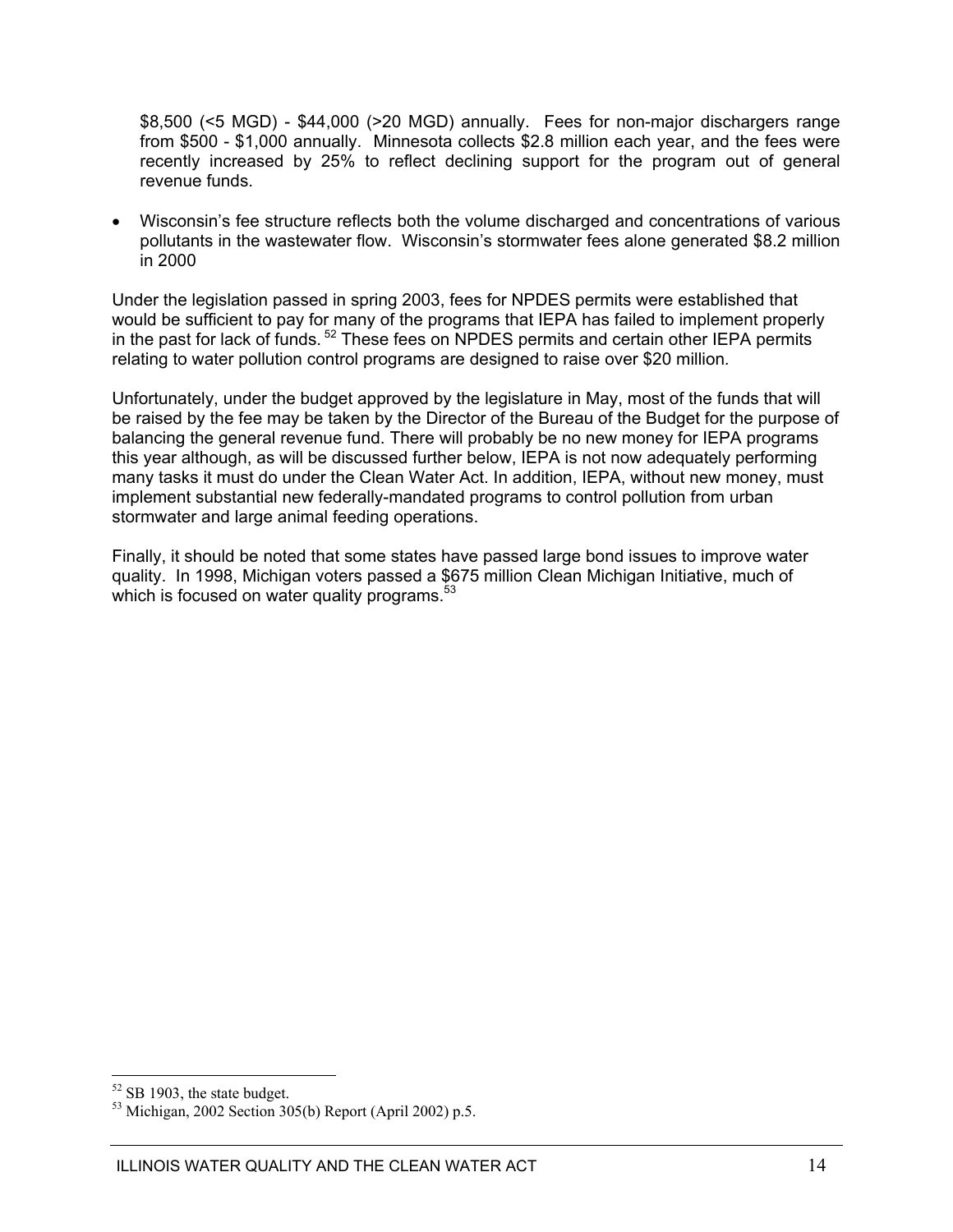$8,500 (<5 MGD) - $44,000 (>20 MGD) annually. Fees for non-major dischargers range from $500 - $1,000 annually. Minnesota collects $2.8 million each year, and the fees were recently increased by 25% to reflect declining support for the program out of general revenue funds.

- Wisconsin's fee structure reflects both the volume discharged and concentrations of various pollutants in the wastewater flow. Wisconsin's stormwater fees alone generated $8.2 million in 2000

Under the legislation passed in spring 2003, fees for NPDES permits were established that would be sufficient to pay for many of the programs that IEPA has failed to implement properly in the past for lack of funds. [52] These fees on NPDES permits and certain other IEPA permits relating to water pollution control programs are designed to raise over $20 million.

Unfortunately, under the budget approved by the legislature in May, most of the funds that will be raised by the fee may be taken by the Director of the Bureau of the Budget for the purpose of balancing the general revenue fund. There will probably be no new money for IEPA programs this year although, as will be discussed further below, IEPA is not now adequately performing many tasks it must do under the Clean Water Act. In addition, IEPA, without new money, must implement substantial new federally-mandated programs to control pollution from urban stormwater and large animal feeding operations.

Finally, it should be noted that some states have passed large bond issues to improve water quality. In 1998, Michigan voters passed a $675 million Clean Michigan Initiative, much of which is focused on water quality programs.[53]

---

[52] SB 1903, the state budget.

[53] Michigan, 2002 Section 305(b) Report (April 2002) p.5.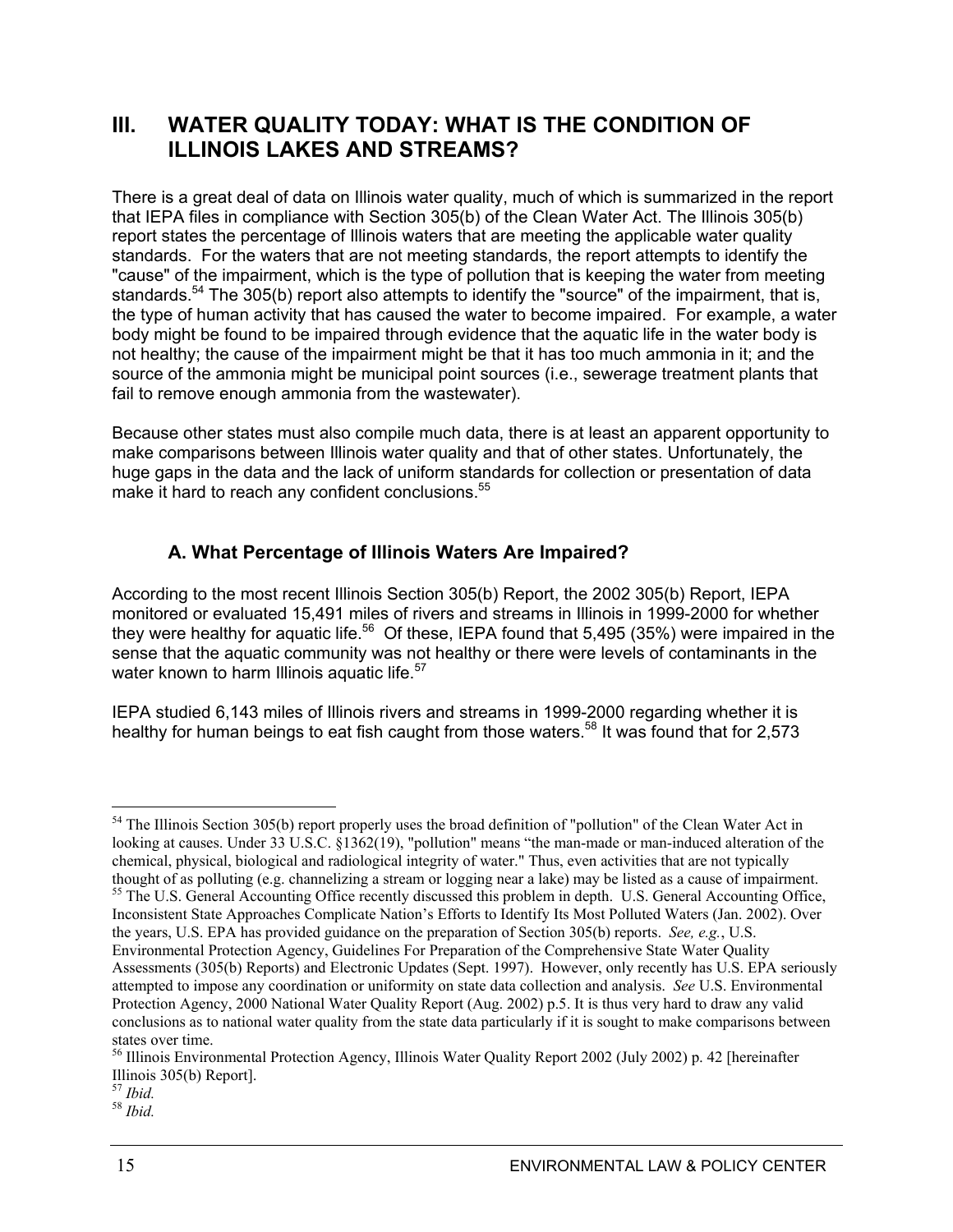# III. WATER QUALITY TODAY: WHAT IS THE CONDITION OF ILLINOIS LAKES AND STREAMS?

There is a great deal of data on Illinois water quality, much of which is summarized in the report that IEPA files in compliance with Section 305(b) of the Clean Water Act. The Illinois 305(b) report states the percentage of Illinois waters that are meeting the applicable water quality standards. For the waters that are not meeting standards, the report attempts to identify the "cause" of the impairment, which is the type of pollution that is keeping the water from meeting standards.[54] The 305(b) report also attempts to identify the "source" of the impairment, that is, the type of human activity that has caused the water to become impaired. For example, a water body might be found to be impaired through evidence that the aquatic life in the water body is not healthy; the cause of the impairment might be that it has too much ammonia in it; and the source of the ammonia might be municipal point sources (i.e., sewerage treatment plants that fail to remove enough ammonia from the wastewater).

Because other states must also compile much data, there is at least an apparent opportunity to make comparisons between Illinois water quality and that of other states. Unfortunately, the huge gaps in the data and the lack of uniform standards for collection or presentation of data make it hard to reach any confident conclusions.[55]

## A. What Percentage of Illinois Waters Are Impaired?

According to the most recent Illinois Section 305(b) Report, the 2002 305(b) Report, IEPA monitored or evaluated 15,491 miles of rivers and streams in Illinois in 1999-2000 for whether they were healthy for aquatic life.[56] Of these, IEPA found that 5,495 (35%) were impaired in the sense that the aquatic community was not healthy or there were levels of contaminants in the water known to harm Illinois aquatic life.[57]

IEPA studied 6,143 miles of Illinois rivers and streams in 1999-2000 regarding whether it is healthy for human beings to eat fish caught from those waters.[58] It was found that for 2,573

---

[54] The Illinois Section 305(b) report properly uses the broad definition of "pollution" of the Clean Water Act in looking at causes. Under 33 U.S.C. §1362(19), "pollution" means "the man-made or man-induced alteration of the chemical, physical, biological and radiological integrity of water." Thus, even activities that are not typically thought of as polluting (e.g. channelizing a stream or logging near a lake) may be listed as a cause of impairment.

[55] The U.S. General Accounting Office recently discussed this problem in depth. U.S. General Accounting Office, Inconsistent State Approaches Complicate Nation's Efforts to Identify Its Most Polluted Waters (Jan. 2002). Over the years, U.S. EPA has provided guidance on the preparation of Section 305(b) reports. *See, e.g.*, U.S. Environmental Protection Agency, Guidelines For Preparation of the Comprehensive State Water Quality Assessments (305(b) Reports) and Electronic Updates (Sept. 1997). However, only recently has U.S. EPA seriously attempted to impose any coordination or uniformity on state data collection and analysis. *See* U.S. Environmental Protection Agency, 2000 National Water Quality Report (Aug. 2002) p.5. It is thus very hard to draw any valid conclusions as to national water quality from the state data particularly if it is sought to make comparisons between states over time.

[56] Illinois Environmental Protection Agency, Illinois Water Quality Report 2002 (July 2002) p. 42 [hereinafter Illinois 305(b) Report].

[57] *Ibid.*

[58] *Ibid.*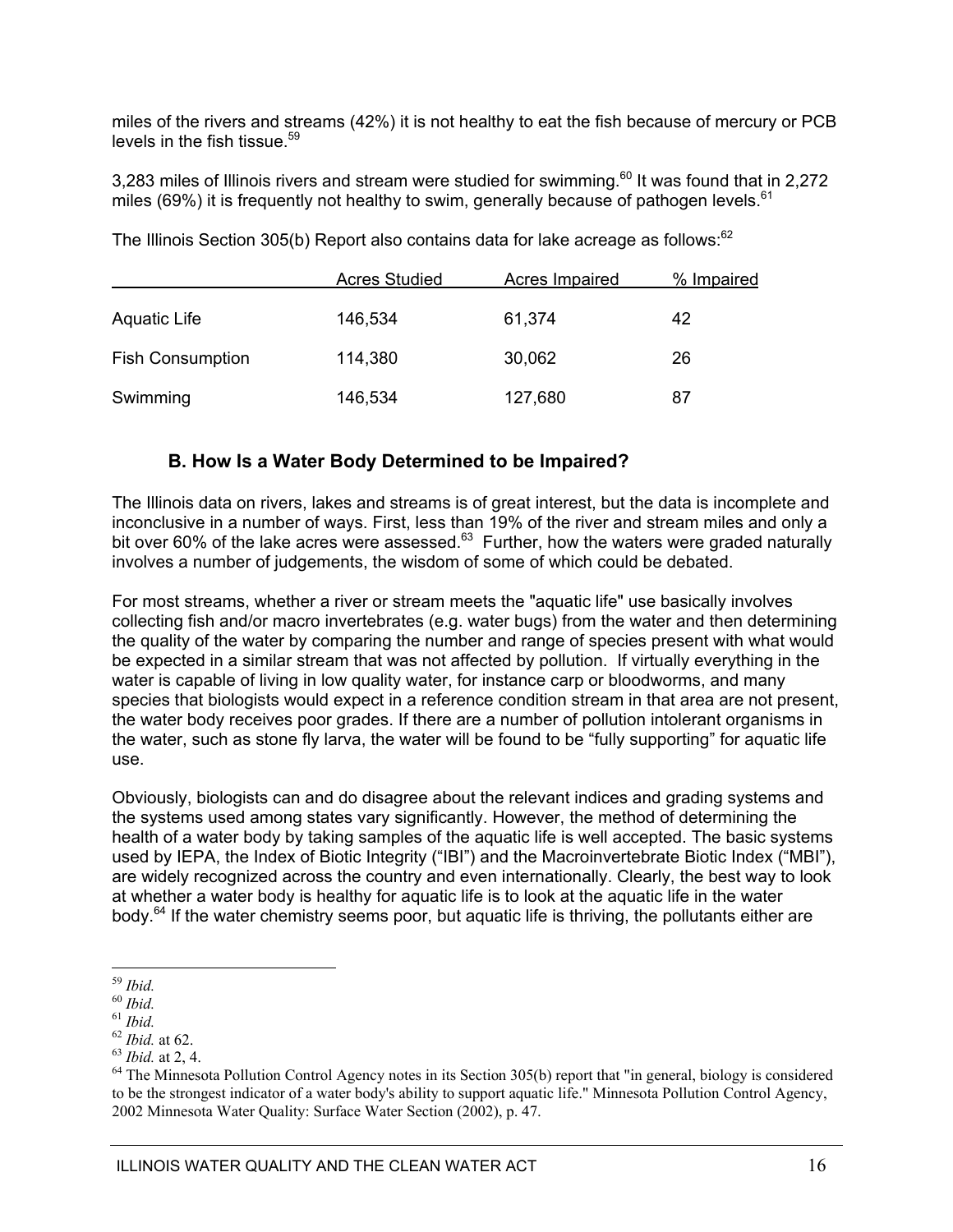miles of the rivers and streams (42%) it is not healthy to eat the fish because of mercury or PCB levels in the fish tissue.[59]

3,283 miles of Illinois rivers and stream were studied for swimming.[60] It was found that in 2,272 miles (69%) it is frequently not healthy to swim, generally because of pathogen levels.[61]

The Illinois Section 305(b) Report also contains data for lake acreage as follows:[62]

| | Acres Studied | Acres Impaired | % Impaired |
|---|---|---|---|
| Aquatic Life | 146,534 | 61,374 | 42 |
| Fish Consumption | 114,380 | 30,062 | 26 |
| Swimming | 146,534 | 127,680 | 87 |

### B. How Is a Water Body Determined to be Impaired?

The Illinois data on rivers, lakes and streams is of great interest, but the data is incomplete and inconclusive in a number of ways. First, less than 19% of the river and stream miles and only a bit over 60% of the lake acres were assessed.[63] Further, how the waters were graded naturally involves a number of judgements, the wisdom of some of which could be debated.

For most streams, whether a river or stream meets the "aquatic life" use basically involves collecting fish and/or macro invertebrates (e.g. water bugs) from the water and then determining the quality of the water by comparing the number and range of species present with what would be expected in a similar stream that was not affected by pollution. If virtually everything in the water is capable of living in low quality water, for instance carp or bloodworms, and many species that biologists would expect in a reference condition stream in that area are not present, the water body receives poor grades. If there are a number of pollution intolerant organisms in the water, such as stone fly larva, the water will be found to be “fully supporting” for aquatic life use.

Obviously, biologists can and do disagree about the relevant indices and grading systems and the systems used among states vary significantly. However, the method of determining the health of a water body by taking samples of the aquatic life is well accepted. The basic systems used by IEPA, the Index of Biotic Integrity (“IBI”) and the Macroinvertebrate Biotic Index (“MBI”), are widely recognized across the country and even internationally. Clearly, the best way to look at whether a water body is healthy for aquatic life is to look at the aquatic life in the water body.[64] If the water chemistry seems poor, but aquatic life is thriving, the pollutants either are

---

[59] *Ibid.*

[60] *Ibid.*

[61] *Ibid.*

[62] *Ibid.* at 62.

[63] *Ibid.* at 2, 4.

[64] The Minnesota Pollution Control Agency notes in its Section 305(b) report that "in general, biology is considered to be the strongest indicator of a water body's ability to support aquatic life." Minnesota Pollution Control Agency, 2002 Minnesota Water Quality: Surface Water Section (2002), p. 47.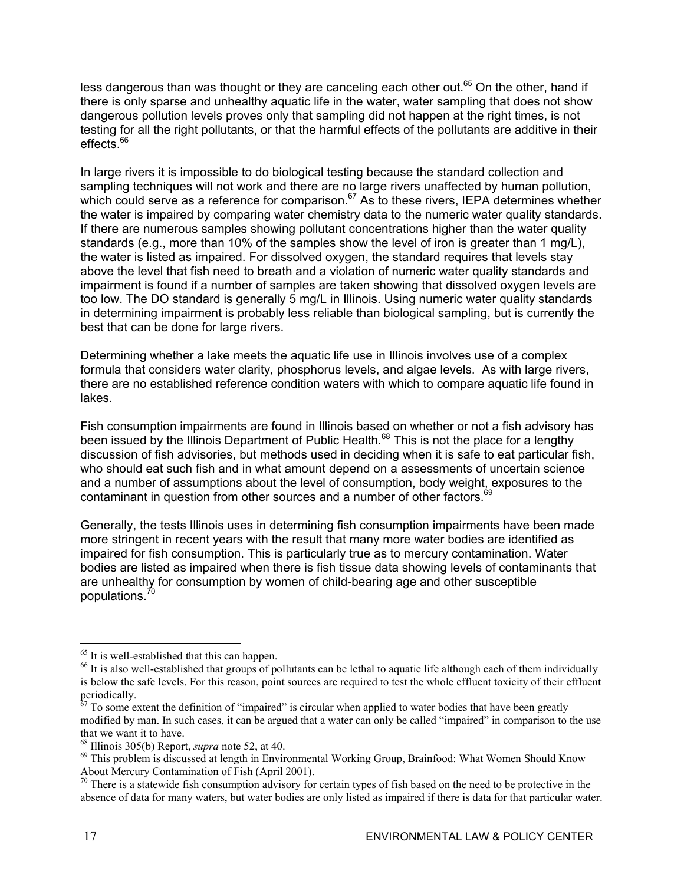less dangerous than was thought or they are canceling each other out.[65] On the other, hand if there is only sparse and unhealthy aquatic life in the water, water sampling that does not show dangerous pollution levels proves only that sampling did not happen at the right times, is not testing for all the right pollutants, or that the harmful effects of the pollutants are additive in their effects.[66]

In large rivers it is impossible to do biological testing because the standard collection and sampling techniques will not work and there are no large rivers unaffected by human pollution, which could serve as a reference for comparison.[67] As to these rivers, IEPA determines whether the water is impaired by comparing water chemistry data to the numeric water quality standards. If there are numerous samples showing pollutant concentrations higher than the water quality standards (e.g., more than 10% of the samples show the level of iron is greater than 1 mg/L), the water is listed as impaired. For dissolved oxygen, the standard requires that levels stay above the level that fish need to breath and a violation of numeric water quality standards and impairment is found if a number of samples are taken showing that dissolved oxygen levels are too low. The DO standard is generally 5 mg/L in Illinois. Using numeric water quality standards in determining impairment is probably less reliable than biological sampling, but is currently the best that can be done for large rivers.

Determining whether a lake meets the aquatic life use in Illinois involves use of a complex formula that considers water clarity, phosphorus levels, and algae levels. As with large rivers, there are no established reference condition waters with which to compare aquatic life found in lakes.

Fish consumption impairments are found in Illinois based on whether or not a fish advisory has been issued by the Illinois Department of Public Health.[68] This is not the place for a lengthy discussion of fish advisories, but methods used in deciding when it is safe to eat particular fish, who should eat such fish and in what amount depend on a assessments of uncertain science and a number of assumptions about the level of consumption, body weight, exposures to the contaminant in question from other sources and a number of other factors.[69]

Generally, the tests Illinois uses in determining fish consumption impairments have been made more stringent in recent years with the result that many more water bodies are identified as impaired for fish consumption. This is particularly true as to mercury contamination. Water bodies are listed as impaired when there is fish tissue data showing levels of contaminants that are unhealthy for consumption by women of child-bearing age and other susceptible populations.[70]

---

[65] It is well-established that this can happen.

[66] It is also well-established that groups of pollutants can be lethal to aquatic life although each of them individually is below the safe levels. For this reason, point sources are required to test the whole effluent toxicity of their effluent periodically.

[67] To some extent the definition of "impaired" is circular when applied to water bodies that have been greatly modified by man. In such cases, it can be argued that a water can only be called "impaired" in comparison to the use that we want it to have.

[68] Illinois 305(b) Report, *supra* note 52, at 40.

[69] This problem is discussed at length in Environmental Working Group, Brainfood: What Women Should Know About Mercury Contamination of Fish (April 2001).

[70] There is a statewide fish consumption advisory for certain types of fish based on the need to be protective in the absence of data for many waters, but water bodies are only listed as impaired if there is data for that particular water.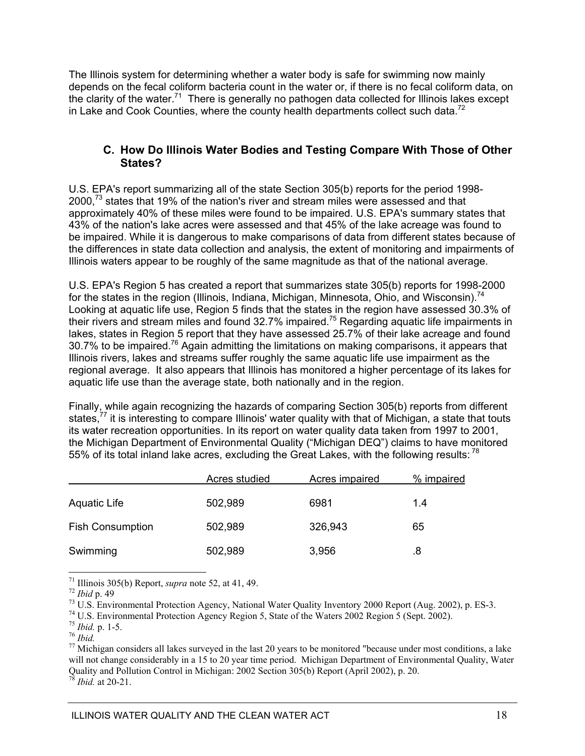The Illinois system for determining whether a water body is safe for swimming now mainly depends on the fecal coliform bacteria count in the water or, if there is no fecal coliform data, on the clarity of the water.[71] There is generally no pathogen data collected for Illinois lakes except in Lake and Cook Counties, where the county health departments collect such data.[72]

### C. How Do Illinois Water Bodies and Testing Compare With Those of Other States?

U.S. EPA's report summarizing all of the state Section 305(b) reports for the period 1998-2000,[73] states that 19% of the nation's river and stream miles were assessed and that approximately 40% of these miles were found to be impaired. U.S. EPA's summary states that 43% of the nation's lake acres were assessed and that 45% of the lake acreage was found to be impaired. While it is dangerous to make comparisons of data from different states because of the differences in state data collection and analysis, the extent of monitoring and impairments of Illinois waters appear to be roughly of the same magnitude as that of the national average.

U.S. EPA's Region 5 has created a report that summarizes state 305(b) reports for 1998-2000 for the states in the region (Illinois, Indiana, Michigan, Minnesota, Ohio, and Wisconsin).[74] Looking at aquatic life use, Region 5 finds that the states in the region have assessed 30.3% of their rivers and stream miles and found 32.7% impaired.[75] Regarding aquatic life impairments in lakes, states in Region 5 report that they have assessed 25.7% of their lake acreage and found 30.7% to be impaired.[76] Again admitting the limitations on making comparisons, it appears that Illinois rivers, lakes and streams suffer roughly the same aquatic life use impairment as the regional average. It also appears that Illinois has monitored a higher percentage of its lakes for aquatic life use than the average state, both nationally and in the region.

Finally, while again recognizing the hazards of comparing Section 305(b) reports from different states,[77] it is interesting to compare Illinois' water quality with that of Michigan, a state that touts its water recreation opportunities. In its report on water quality data taken from 1997 to 2001, the Michigan Department of Environmental Quality ("Michigan DEQ") claims to have monitored 55% of its total inland lake acres, excluding the Great Lakes, with the following results:[78]

| | Acres studied | Acres impaired | % impaired |
|---|---|---|---|
| Aquatic Life | 502,989 | 6981 | 1.4 |
| Fish Consumption | 502,989 | 326,943 | 65 |
| Swimming | 502,989 | 3,956 | .8 |

---

[71] Illinois 305(b) Report, *supra* note 52, at 41, 49.

[72] *Ibid* p. 49

[73] U.S. Environmental Protection Agency, National Water Quality Inventory 2000 Report (Aug. 2002), p. ES-3.

[74] U.S. Environmental Protection Agency Region 5, State of the Waters 2002 Region 5 (Sept. 2002).

[75] *Ibid.* p. 1-5.

[76] *Ibid.*

[77] Michigan considers all lakes surveyed in the last 20 years to be monitored "because under most conditions, a lake will not change considerably in a 15 to 20 year time period. Michigan Department of Environmental Quality, Water Quality and Pollution Control in Michigan: 2002 Section 305(b) Report (April 2002), p. 20.

[78] *Ibid.* at 20-21.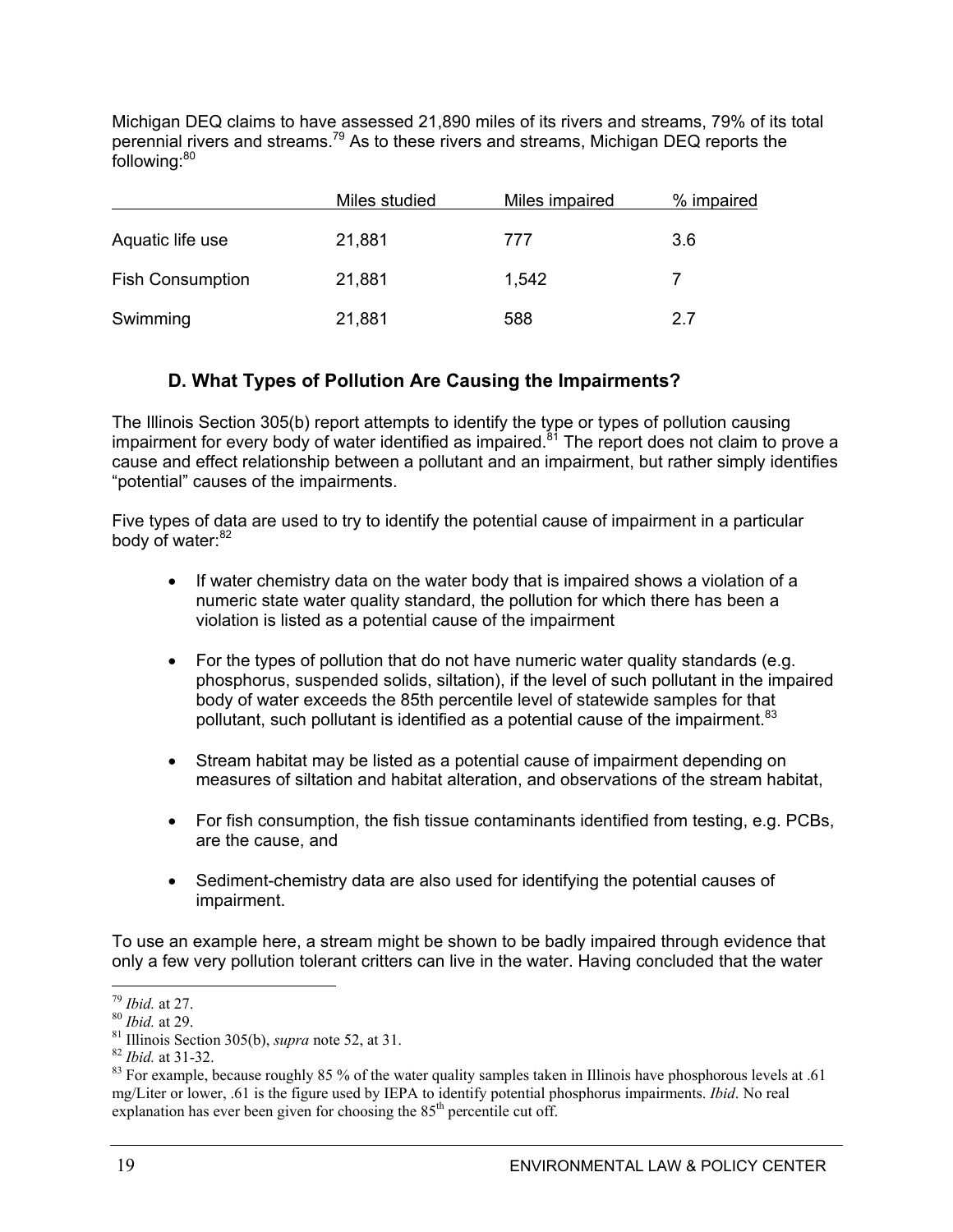Michigan DEQ claims to have assessed 21,890 miles of its rivers and streams, 79% of its total perennial rivers and streams.[79] As to these rivers and streams, Michigan DEQ reports the following:[80]

| | Miles studied | Miles impaired | % impaired |
|---|---|---|---|
| Aquatic life use | 21,881 | 777 | 3.6 |
| Fish Consumption | 21,881 | 1,542 | 7 |
| Swimming | 21,881 | 588 | 2.7 |

### D. What Types of Pollution Are Causing the Impairments?

The Illinois Section 305(b) report attempts to identify the type or types of pollution causing impairment for every body of water identified as impaired.[81] The report does not claim to prove a cause and effect relationship between a pollutant and an impairment, but rather simply identifies "potential" causes of the impairments.

Five types of data are used to try to identify the potential cause of impairment in a particular body of water:[82]

- If water chemistry data on the water body that is impaired shows a violation of a numeric state water quality standard, the pollution for which there has been a violation is listed as a potential cause of the impairment
- For the types of pollution that do not have numeric water quality standards (e.g. phosphorus, suspended solids, siltation), if the level of such pollutant in the impaired body of water exceeds the 85th percentile level of statewide samples for that pollutant, such pollutant is identified as a potential cause of the impairment.[83]
- Stream habitat may be listed as a potential cause of impairment depending on measures of siltation and habitat alteration, and observations of the stream habitat,
- For fish consumption, the fish tissue contaminants identified from testing, e.g. PCBs, are the cause, and
- Sediment-chemistry data are also used for identifying the potential causes of impairment.

To use an example here, a stream might be shown to be badly impaired through evidence that only a few very pollution tolerant critters can live in the water. Having concluded that the water

---

[79] *Ibid.* at 27.

[80] *Ibid.* at 29.

[81] Illinois Section 305(b), *supra* note 52, at 31.

[82] *Ibid.* at 31-32.

[83] For example, because roughly 85 % of the water quality samples taken in Illinois have phosphorous levels at .61 mg/Liter or lower, .61 is the figure used by IEPA to identify potential phosphorus impairments. *Ibid*. No real explanation has ever been given for choosing the 85th percentile cut off.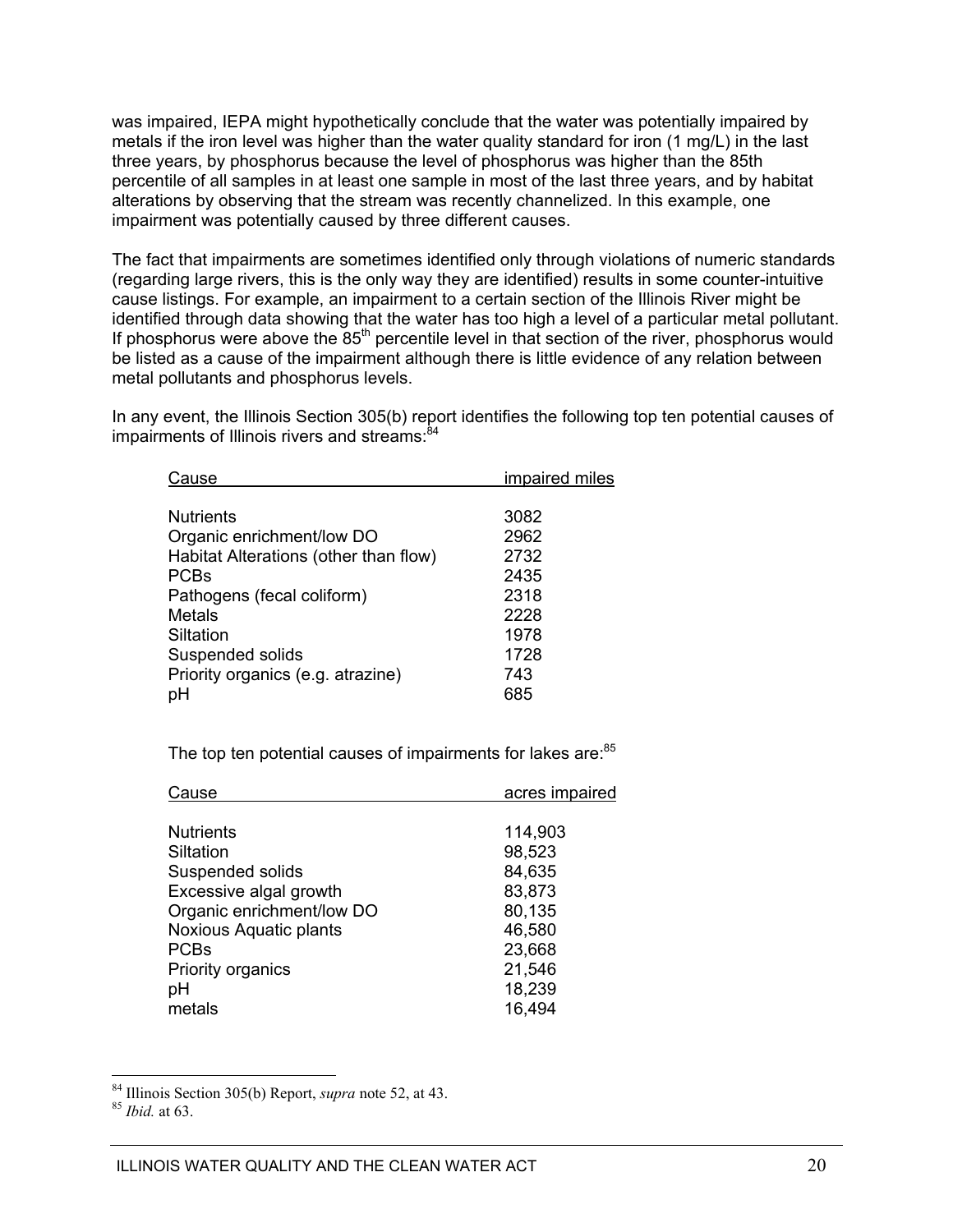was impaired, IEPA might hypothetically conclude that the water was potentially impaired by metals if the iron level was higher than the water quality standard for iron (1 mg/L) in the last three years, by phosphorus because the level of phosphorus was higher than the 85th percentile of all samples in at least one sample in most of the last three years, and by habitat alterations by observing that the stream was recently channelized. In this example, one impairment was potentially caused by three different causes.

The fact that impairments are sometimes identified only through violations of numeric standards (regarding large rivers, this is the only way they are identified) results in some counter-intuitive cause listings. For example, an impairment to a certain section of the Illinois River might be identified through data showing that the water has too high a level of a particular metal pollutant. If phosphorus were above the 85th percentile level in that section of the river, phosphorus would be listed as a cause of the impairment although there is little evidence of any relation between metal pollutants and phosphorus levels.

In any event, the Illinois Section 305(b) report identifies the following top ten potential causes of impairments of Illinois rivers and streams:[84]

| Cause | impaired miles |
|---|---|
| Nutrients | 3082 |
| Organic enrichment/low DO | 2962 |
| Habitat Alterations (other than flow) | 2732 |
| PCBs | 2435 |
| Pathogens (fecal coliform) | 2318 |
| Metals | 2228 |
| Siltation | 1978 |
| Suspended solids | 1728 |
| Priority organics (e.g. atrazine) | 743 |
| pH | 685 |

The top ten potential causes of impairments for lakes are:[85]

| Cause | acres impaired |
|---|---|
| Nutrients | 114,903 |
| Siltation | 98,523 |
| Suspended solids | 84,635 |
| Excessive algal growth | 83,873 |
| Organic enrichment/low DO | 80,135 |
| Noxious Aquatic plants | 46,580 |
| PCBs | 23,668 |
| Priority organics | 21,546 |
| pH | 18,239 |
| metals | 16,494 |

[84] Illinois Section 305(b) Report, *supra* note 52, at 43.
[85] *Ibid.* at 63.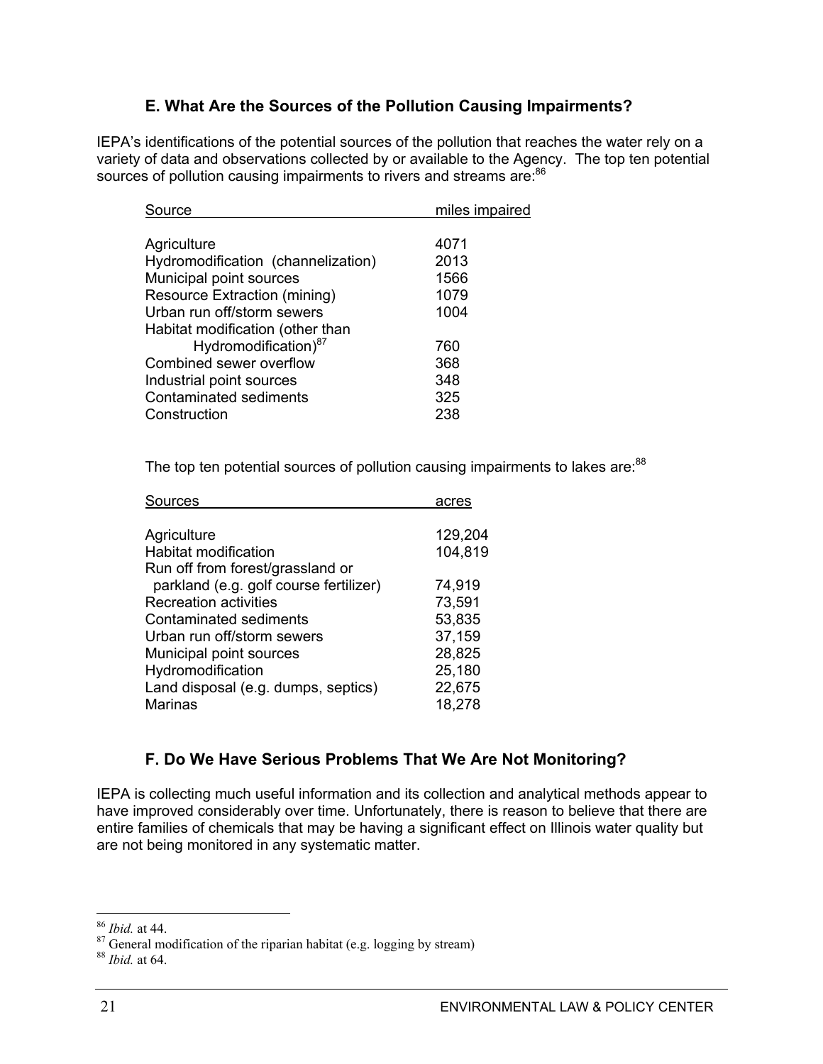## E. What Are the Sources of the Pollution Causing Impairments?

IEPA's identifications of the potential sources of the pollution that reaches the water rely on a variety of data and observations collected by or available to the Agency. The top ten potential sources of pollution causing impairments to rivers and streams are:[86]

| Source | miles impaired |
|---|---|
| Agriculture | 4071 |
| Hydromodification (channelization) | 2013 |
| Municipal point sources | 1566 |
| Resource Extraction (mining) | 1079 |
| Urban run off/storm sewers | 1004 |
| Habitat modification (other than Hydromodification)[87] | 760 |
| Combined sewer overflow | 368 |
| Industrial point sources | 348 |
| Contaminated sediments | 325 |
| Construction | 238 |

The top ten potential sources of pollution causing impairments to lakes are:[88]

| Sources | acres |
|---|---|
| Agriculture | 129,204 |
| Habitat modification | 104,819 |
| Run off from forest/grassland or parkland (e.g. golf course fertilizer) | 74,919 |
| Recreation activities | 73,591 |
| Contaminated sediments | 53,835 |
| Urban run off/storm sewers | 37,159 |
| Municipal point sources | 28,825 |
| Hydromodification | 25,180 |
| Land disposal (e.g. dumps, septics) | 22,675 |
| Marinas | 18,278 |

## F. Do We Have Serious Problems That We Are Not Monitoring?

IEPA is collecting much useful information and its collection and analytical methods appear to have improved considerably over time. Unfortunately, there is reason to believe that there are entire families of chemicals that may be having a significant effect on Illinois water quality but are not being monitored in any systematic matter.

---

[86] *Ibid.* at 44.

[87] General modification of the riparian habitat (e.g. logging by stream)

[88] *Ibid.* at 64.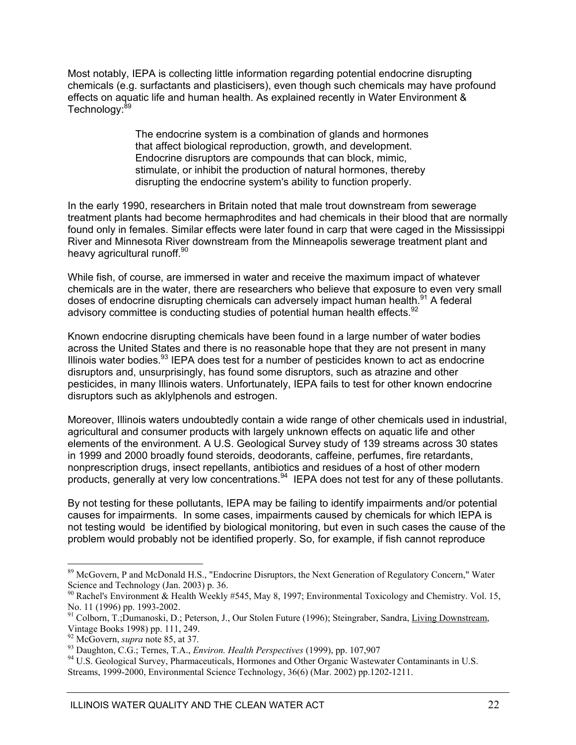Most notably, IEPA is collecting little information regarding potential endocrine disrupting chemicals (e.g. surfactants and plasticisers), even though such chemicals may have profound effects on aquatic life and human health. As explained recently in Water Environment & Technology:[89]

> The endocrine system is a combination of glands and hormones that affect biological reproduction, growth, and development. Endocrine disruptors are compounds that can block, mimic, stimulate, or inhibit the production of natural hormones, thereby disrupting the endocrine system's ability to function properly.

In the early 1990, researchers in Britain noted that male trout downstream from sewerage treatment plants had become hermaphrodites and had chemicals in their blood that are normally found only in females. Similar effects were later found in carp that were caged in the Mississippi River and Minnesota River downstream from the Minneapolis sewerage treatment plant and heavy agricultural runoff.[90]

While fish, of course, are immersed in water and receive the maximum impact of whatever chemicals are in the water, there are researchers who believe that exposure to even very small doses of endocrine disrupting chemicals can adversely impact human health.[91] A federal advisory committee is conducting studies of potential human health effects.[92]

Known endocrine disrupting chemicals have been found in a large number of water bodies across the United States and there is no reasonable hope that they are not present in many Illinois water bodies.[93] IEPA does test for a number of pesticides known to act as endocrine disruptors and, unsurprisingly, has found some disruptors, such as atrazine and other pesticides, in many Illinois waters. Unfortunately, IEPA fails to test for other known endocrine disruptors such as aklylphenols and estrogen.

Moreover, Illinois waters undoubtedly contain a wide range of other chemicals used in industrial, agricultural and consumer products with largely unknown effects on aquatic life and other elements of the environment. A U.S. Geological Survey study of 139 streams across 30 states in 1999 and 2000 broadly found steroids, deodorants, caffeine, perfumes, fire retardants, nonprescription drugs, insect repellants, antibiotics and residues of a host of other modern products, generally at very low concentrations.[94] IEPA does not test for any of these pollutants.

By not testing for these pollutants, IEPA may be failing to identify impairments and/or potential causes for impairments. In some cases, impairments caused by chemicals for which IEPA is not testing would be identified by biological monitoring, but even in such cases the cause of the problem would probably not be identified properly. So, for example, if fish cannot reproduce

---

[89] McGovern, P and McDonald H.S., "Endocrine Disruptors, the Next Generation of Regulatory Concern," Water Science and Technology (Jan. 2003) p. 36.

[90] Rachel's Environment & Health Weekly #545, May 8, 1997; Environmental Toxicology and Chemistry. Vol. 15, No. 11 (1996) pp. 1993-2002.

[91] Colborn, T.;Dumanoski, D.; Peterson, J., Our Stolen Future (1996); Steingraber, Sandra, Living Downstream, Vintage Books 1998) pp. 111, 249.

[92] McGovern, *supra* note 85, at 37.

[93] Daughton, C.G.; Ternes, T.A., *Environ. Health Perspectives* (1999), pp. 107,907

[94] U.S. Geological Survey, Pharmaceuticals, Hormones and Other Organic Wastewater Contaminants in U.S. Streams, 1999-2000, Environmental Science Technology, 36(6) (Mar. 2002) pp.1202-1211.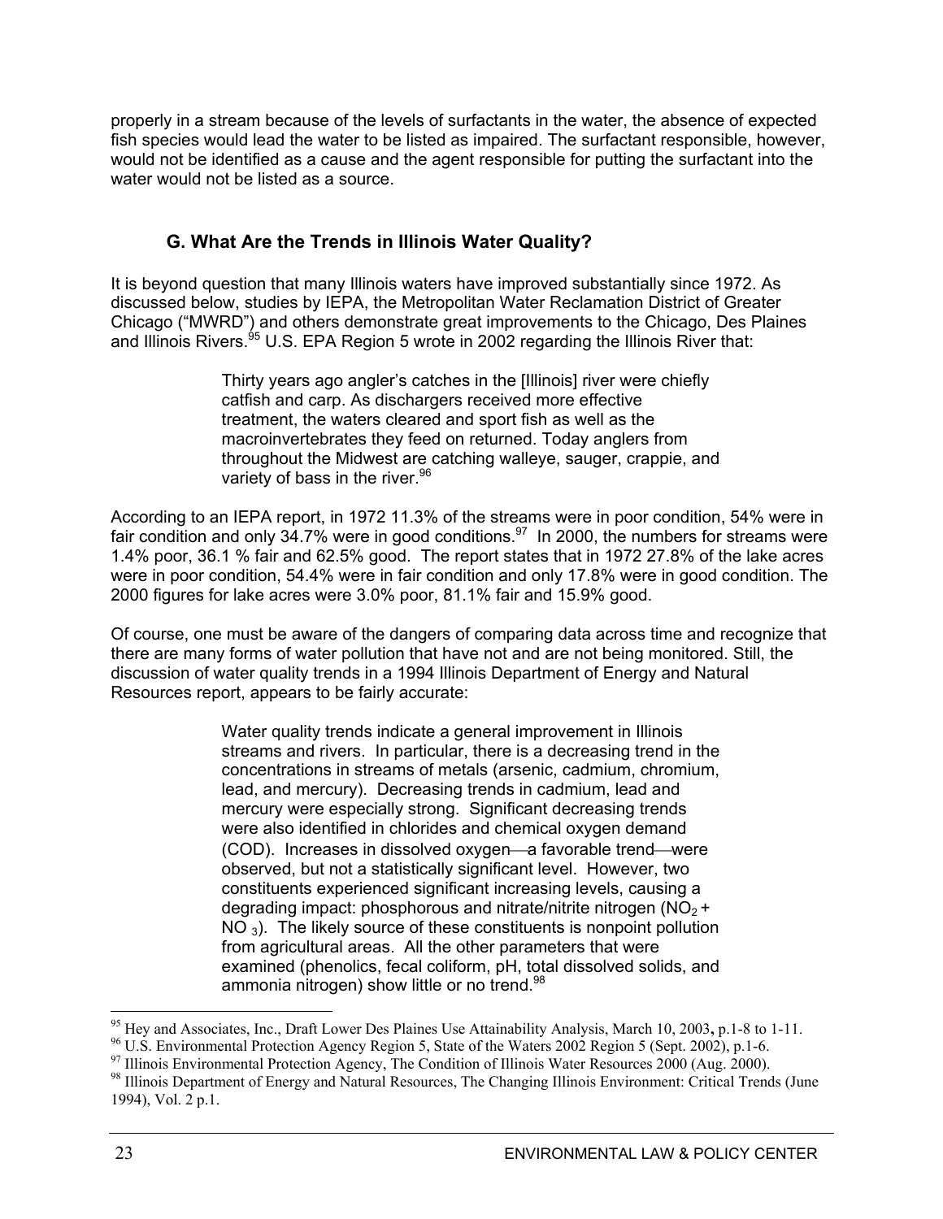properly in a stream because of the levels of surfactants in the water, the absence of expected fish species would lead the water to be listed as impaired. The surfactant responsible, however, would not be identified as a cause and the agent responsible for putting the surfactant into the water would not be listed as a source.

### G. What Are the Trends in Illinois Water Quality?

It is beyond question that many Illinois waters have improved substantially since 1972. As discussed below, studies by IEPA, the Metropolitan Water Reclamation District of Greater Chicago ("MWRD") and others demonstrate great improvements to the Chicago, Des Plaines and Illinois Rivers.[95] U.S. EPA Region 5 wrote in 2002 regarding the Illinois River that:

> Thirty years ago angler's catches in the [Illinois] river were chiefly catfish and carp. As dischargers received more effective treatment, the waters cleared and sport fish as well as the macroinvertebrates they feed on returned. Today anglers from throughout the Midwest are catching walleye, sauger, crappie, and variety of bass in the river.[96]

According to an IEPA report, in 1972 11.3% of the streams were in poor condition, 54% were in fair condition and only 34.7% were in good conditions.[97] In 2000, the numbers for streams were 1.4% poor, 36.1 % fair and 62.5% good. The report states that in 1972 27.8% of the lake acres were in poor condition, 54.4% were in fair condition and only 17.8% were in good condition. The 2000 figures for lake acres were 3.0% poor, 81.1% fair and 15.9% good.

Of course, one must be aware of the dangers of comparing data across time and recognize that there are many forms of water pollution that have not and are not being monitored. Still, the discussion of water quality trends in a 1994 Illinois Department of Energy and Natural Resources report, appears to be fairly accurate:

> Water quality trends indicate a general improvement in Illinois streams and rivers. In particular, there is a decreasing trend in the concentrations in streams of metals (arsenic, cadmium, chromium, lead, and mercury). Decreasing trends in cadmium, lead and mercury were especially strong. Significant decreasing trends were also identified in chlorides and chemical oxygen demand (COD). Increases in dissolved oxygen—a favorable trend—were observed, but not a statistically significant level. However, two constituents experienced significant increasing levels, causing a degrading impact: phosphorous and nitrate/nitrite nitrogen ($NO_2 + NO_3$). The likely source of these constituents is nonpoint pollution from agricultural areas. All the other parameters that were examined (phenolics, fecal coliform, pH, total dissolved solids, and ammonia nitrogen) show little or no trend.[98]

---

[95] Hey and Associates, Inc., Draft Lower Des Plaines Use Attainability Analysis, March 10, 2003**,** p.1-8 to 1-11.

[96] U.S. Environmental Protection Agency Region 5, State of the Waters 2002 Region 5 (Sept. 2002), p.1-6.

[97] Illinois Environmental Protection Agency, The Condition of Illinois Water Resources 2000 (Aug. 2000).

[98] Illinois Department of Energy and Natural Resources, The Changing Illinois Environment: Critical Trends (June 1994), Vol. 2 p.1.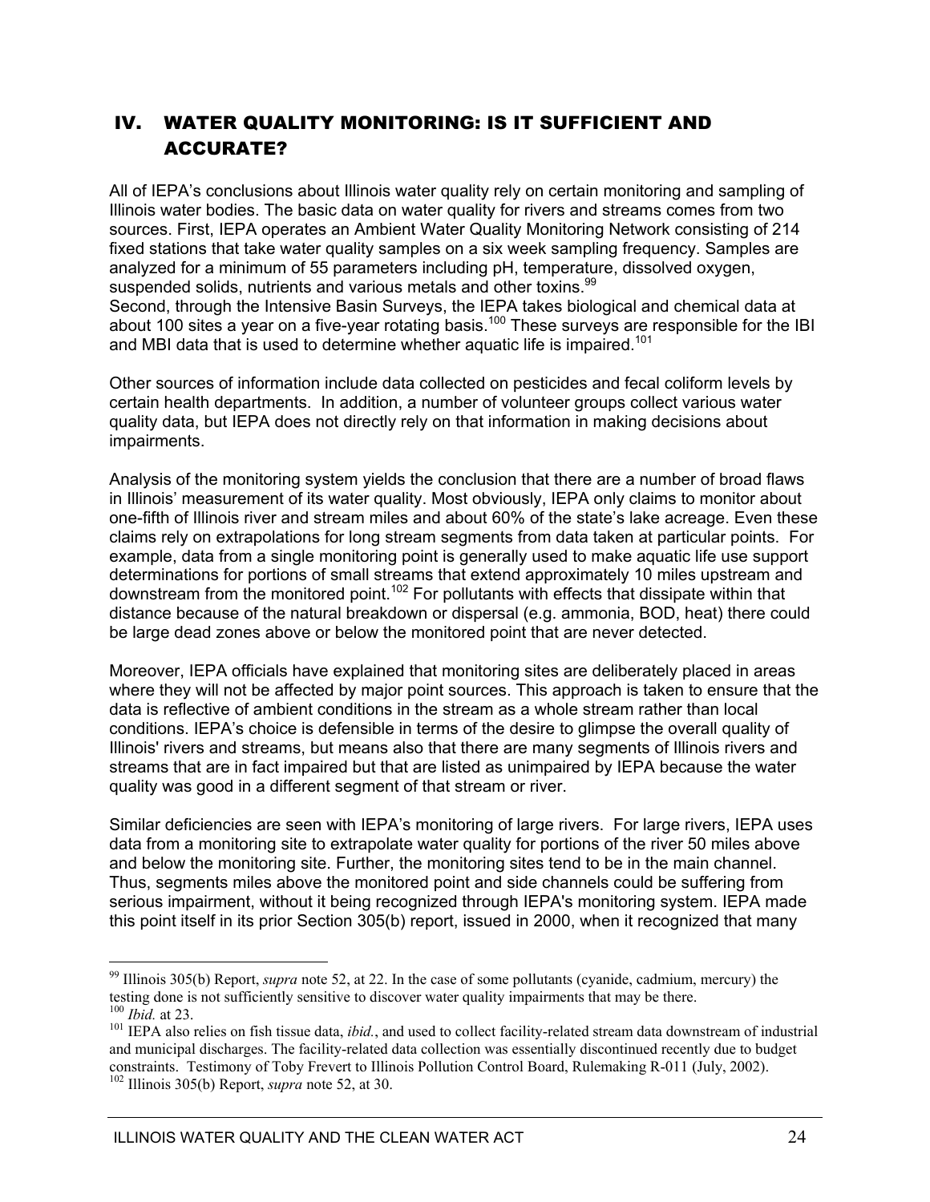## IV. WATER QUALITY MONITORING: IS IT SUFFICIENT AND ACCURATE?

All of IEPA's conclusions about Illinois water quality rely on certain monitoring and sampling of Illinois water bodies. The basic data on water quality for rivers and streams comes from two sources. First, IEPA operates an Ambient Water Quality Monitoring Network consisting of 214 fixed stations that take water quality samples on a six week sampling frequency. Samples are analyzed for a minimum of 55 parameters including pH, temperature, dissolved oxygen, suspended solids, nutrients and various metals and other toxins.[99]
Second, through the Intensive Basin Surveys, the IEPA takes biological and chemical data at about 100 sites a year on a five-year rotating basis.[100] These surveys are responsible for the IBI and MBI data that is used to determine whether aquatic life is impaired.[101]

Other sources of information include data collected on pesticides and fecal coliform levels by certain health departments. In addition, a number of volunteer groups collect various water quality data, but IEPA does not directly rely on that information in making decisions about impairments.

Analysis of the monitoring system yields the conclusion that there are a number of broad flaws in Illinois' measurement of its water quality. Most obviously, IEPA only claims to monitor about one-fifth of Illinois river and stream miles and about 60% of the state's lake acreage. Even these claims rely on extrapolations for long stream segments from data taken at particular points. For example, data from a single monitoring point is generally used to make aquatic life use support determinations for portions of small streams that extend approximately 10 miles upstream and downstream from the monitored point.[102] For pollutants with effects that dissipate within that distance because of the natural breakdown or dispersal (e.g. ammonia, BOD, heat) there could be large dead zones above or below the monitored point that are never detected.

Moreover, IEPA officials have explained that monitoring sites are deliberately placed in areas where they will not be affected by major point sources. This approach is taken to ensure that the data is reflective of ambient conditions in the stream as a whole stream rather than local conditions. IEPA's choice is defensible in terms of the desire to glimpse the overall quality of Illinois' rivers and streams, but means also that there are many segments of Illinois rivers and streams that are in fact impaired but that are listed as unimpaired by IEPA because the water quality was good in a different segment of that stream or river.

Similar deficiencies are seen with IEPA's monitoring of large rivers. For large rivers, IEPA uses data from a monitoring site to extrapolate water quality for portions of the river 50 miles above and below the monitoring site. Further, the monitoring sites tend to be in the main channel. Thus, segments miles above the monitored point and side channels could be suffering from serious impairment, without it being recognized through IEPA's monitoring system. IEPA made this point itself in its prior Section 305(b) report, issued in 2000, when it recognized that many

---

[99] Illinois 305(b) Report, *supra* note 52, at 22. In the case of some pollutants (cyanide, cadmium, mercury) the testing done is not sufficiently sensitive to discover water quality impairments that may be there.

[100] *Ibid.* at 23.

[101] IEPA also relies on fish tissue data, *ibid.*, and used to collect facility-related stream data downstream of industrial and municipal discharges. The facility-related data collection was essentially discontinued recently due to budget constraints. Testimony of Toby Frevert to Illinois Pollution Control Board, Rulemaking R-011 (July, 2002).

[102] Illinois 305(b) Report, *supra* note 52, at 30.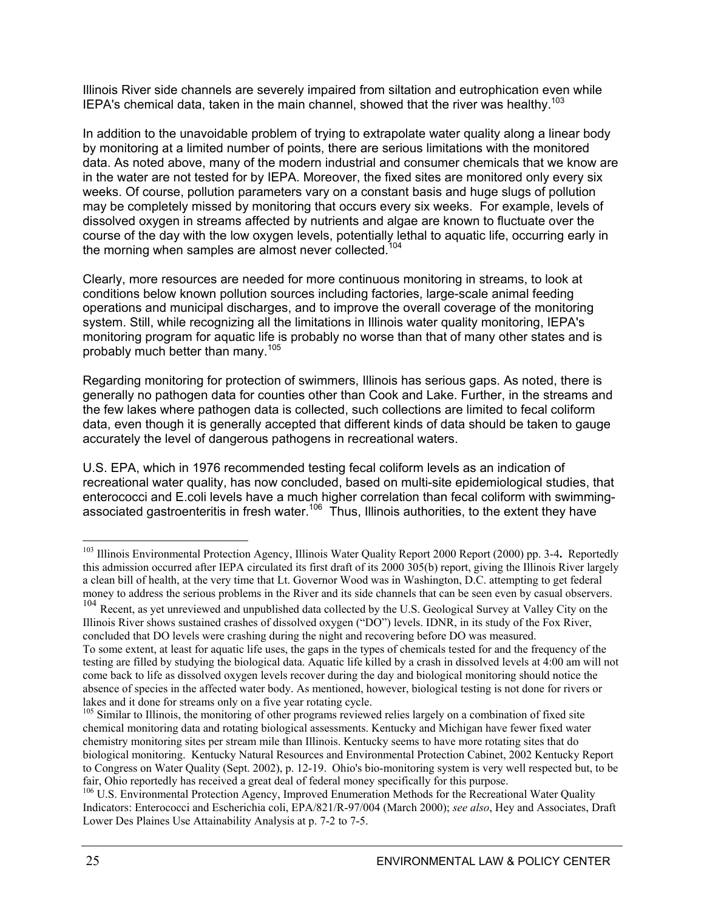Illinois River side channels are severely impaired from siltation and eutrophication even while IEPA's chemical data, taken in the main channel, showed that the river was healthy.[103]

In addition to the unavoidable problem of trying to extrapolate water quality along a linear body by monitoring at a limited number of points, there are serious limitations with the monitored data. As noted above, many of the modern industrial and consumer chemicals that we know are in the water are not tested for by IEPA. Moreover, the fixed sites are monitored only every six weeks. Of course, pollution parameters vary on a constant basis and huge slugs of pollution may be completely missed by monitoring that occurs every six weeks. For example, levels of dissolved oxygen in streams affected by nutrients and algae are known to fluctuate over the course of the day with the low oxygen levels, potentially lethal to aquatic life, occurring early in the morning when samples are almost never collected.[104]

Clearly, more resources are needed for more continuous monitoring in streams, to look at conditions below known pollution sources including factories, large-scale animal feeding operations and municipal discharges, and to improve the overall coverage of the monitoring system. Still, while recognizing all the limitations in Illinois water quality monitoring, IEPA's monitoring program for aquatic life is probably no worse than that of many other states and is probably much better than many.[105]

Regarding monitoring for protection of swimmers, Illinois has serious gaps. As noted, there is generally no pathogen data for counties other than Cook and Lake. Further, in the streams and the few lakes where pathogen data is collected, such collections are limited to fecal coliform data, even though it is generally accepted that different kinds of data should be taken to gauge accurately the level of dangerous pathogens in recreational waters.

U.S. EPA, which in 1976 recommended testing fecal coliform levels as an indication of recreational water quality, has now concluded, based on multi-site epidemiological studies, that enterococci and E.coli levels have a much higher correlation than fecal coliform with swimming-associated gastroenteritis in fresh water.[106] Thus, Illinois authorities, to the extent they have

---

[103] Illinois Environmental Protection Agency, Illinois Water Quality Report 2000 Report (2000) pp. 3-4**.** Reportedly this admission occurred after IEPA circulated its first draft of its 2000 305(b) report, giving the Illinois River largely a clean bill of health, at the very time that Lt. Governor Wood was in Washington, D.C. attempting to get federal money to address the serious problems in the River and its side channels that can be seen even by casual observers.

[104] Recent, as yet unreviewed and unpublished data collected by the U.S. Geological Survey at Valley City on the Illinois River shows sustained crashes of dissolved oxygen ("DO") levels. IDNR, in its study of the Fox River, concluded that DO levels were crashing during the night and recovering before DO was measured.
To some extent, at least for aquatic life uses, the gaps in the types of chemicals tested for and the frequency of the testing are filled by studying the biological data. Aquatic life killed by a crash in dissolved levels at 4:00 am will not come back to life as dissolved oxygen levels recover during the day and biological monitoring should notice the absence of species in the affected water body. As mentioned, however, biological testing is not done for rivers or lakes and it done for streams only on a five year rotating cycle.

[105] Similar to Illinois, the monitoring of other programs reviewed relies largely on a combination of fixed site chemical monitoring data and rotating biological assessments. Kentucky and Michigan have fewer fixed water chemistry monitoring sites per stream mile than Illinois. Kentucky seems to have more rotating sites that do biological monitoring. Kentucky Natural Resources and Environmental Protection Cabinet, 2002 Kentucky Report to Congress on Water Quality (Sept. 2002), p. 12-19. Ohio's bio-monitoring system is very well respected but, to be fair, Ohio reportedly has received a great deal of federal money specifically for this purpose.

[106] U.S. Environmental Protection Agency, Improved Enumeration Methods for the Recreational Water Quality Indicators: Enterococci and Escherichia coli, EPA/821/R-97/004 (March 2000); *see also*, Hey and Associates, Draft Lower Des Plaines Use Attainability Analysis at p. 7-2 to 7-5.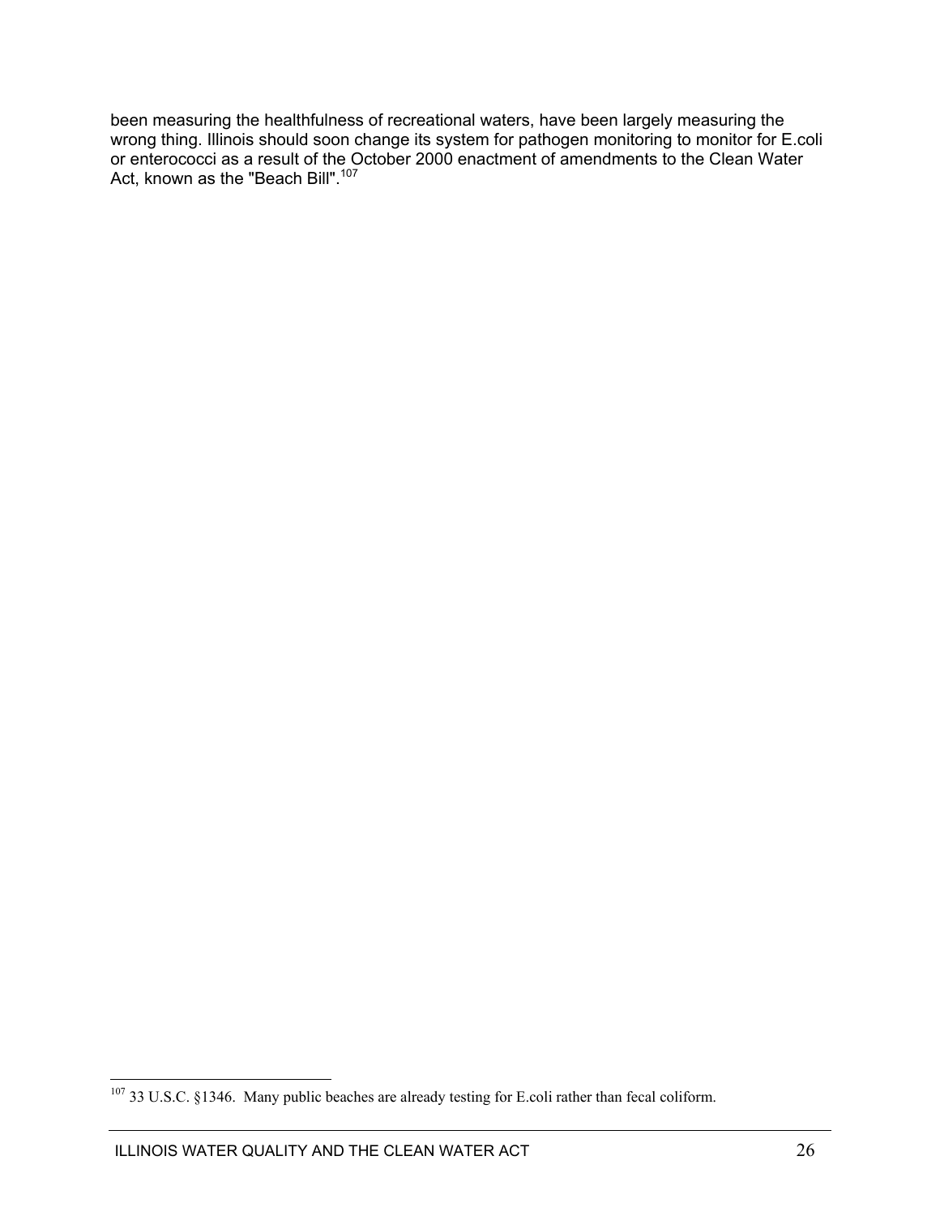been measuring the healthfulness of recreational waters, have been largely measuring the wrong thing. Illinois should soon change its system for pathogen monitoring to monitor for E.coli or enterococci as a result of the October 2000 enactment of amendments to the Clean Water Act, known as the "Beach Bill".[107]

[107] 33 U.S.C. §1346. Many public beaches are already testing for E.coli rather than fecal coliform.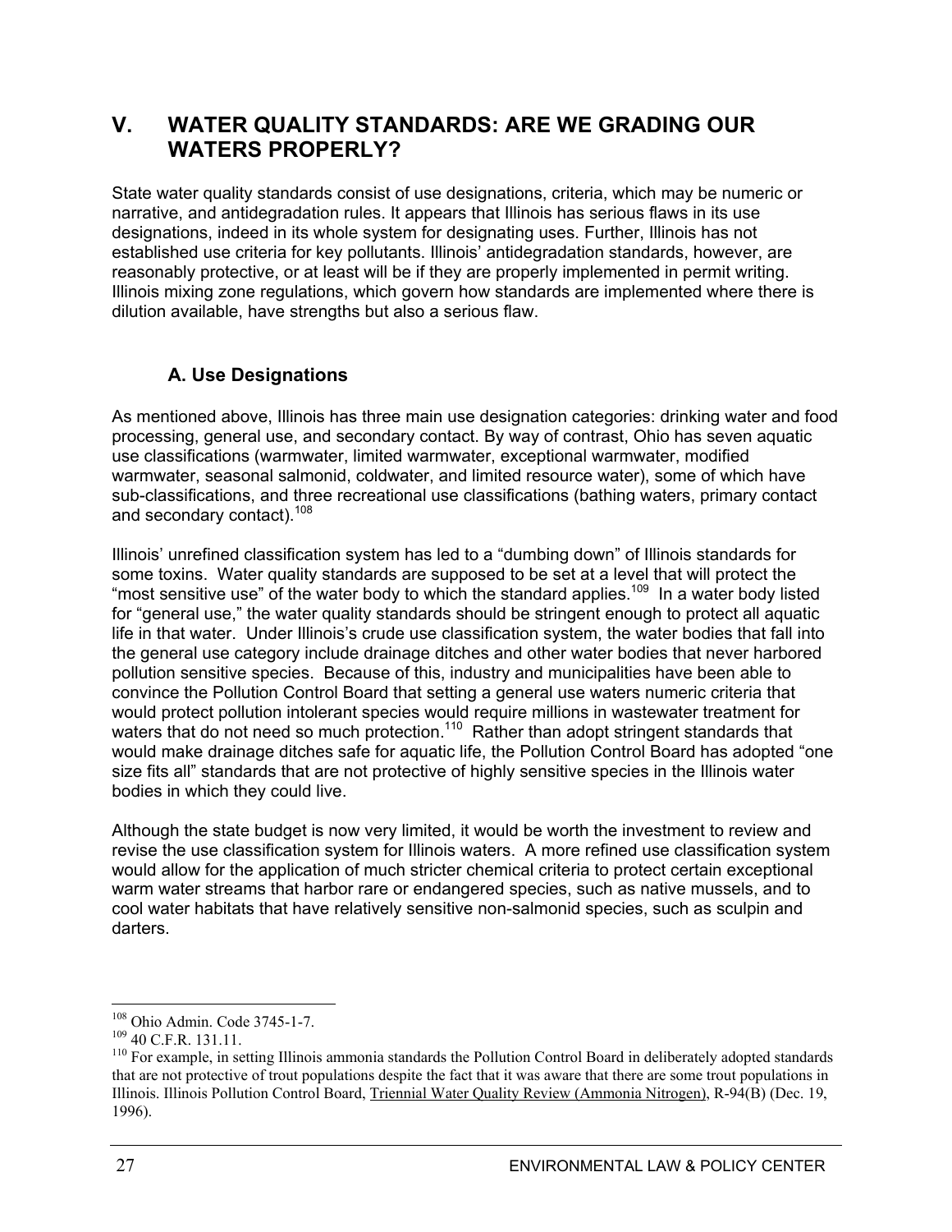# V. WATER QUALITY STANDARDS: ARE WE GRADING OUR WATERS PROPERLY?

State water quality standards consist of use designations, criteria, which may be numeric or narrative, and antidegradation rules. It appears that Illinois has serious flaws in its use designations, indeed in its whole system for designating uses. Further, Illinois has not established use criteria for key pollutants. Illinois' antidegradation standards, however, are reasonably protective, or at least will be if they are properly implemented in permit writing. Illinois mixing zone regulations, which govern how standards are implemented where there is dilution available, have strengths but also a serious flaw.

## A. Use Designations

As mentioned above, Illinois has three main use designation categories: drinking water and food processing, general use, and secondary contact. By way of contrast, Ohio has seven aquatic use classifications (warmwater, limited warmwater, exceptional warmwater, modified warmwater, seasonal salmonid, coldwater, and limited resource water), some of which have sub-classifications, and three recreational use classifications (bathing waters, primary contact and secondary contact).[108]

Illinois' unrefined classification system has led to a "dumbing down" of Illinois standards for some toxins. Water quality standards are supposed to be set at a level that will protect the "most sensitive use" of the water body to which the standard applies.[109] In a water body listed for "general use," the water quality standards should be stringent enough to protect all aquatic life in that water. Under Illinois's crude use classification system, the water bodies that fall into the general use category include drainage ditches and other water bodies that never harbored pollution sensitive species. Because of this, industry and municipalities have been able to convince the Pollution Control Board that setting a general use waters numeric criteria that would protect pollution intolerant species would require millions in wastewater treatment for waters that do not need so much protection.[110] Rather than adopt stringent standards that would make drainage ditches safe for aquatic life, the Pollution Control Board has adopted "one size fits all" standards that are not protective of highly sensitive species in the Illinois water bodies in which they could live.

Although the state budget is now very limited, it would be worth the investment to review and revise the use classification system for Illinois waters. A more refined use classification system would allow for the application of much stricter chemical criteria to protect certain exceptional warm water streams that harbor rare or endangered species, such as native mussels, and to cool water habitats that have relatively sensitive non-salmonid species, such as sculpin and darters.

---

[108] Ohio Admin. Code 3745-1-7.

[109] 40 C.F.R. 131.11.

[110] For example, in setting Illinois ammonia standards the Pollution Control Board in deliberately adopted standards that are not protective of trout populations despite the fact that it was aware that there are some trout populations in Illinois. Illinois Pollution Control Board, Triennial Water Quality Review (Ammonia Nitrogen), R-94(B) (Dec. 19, 1996).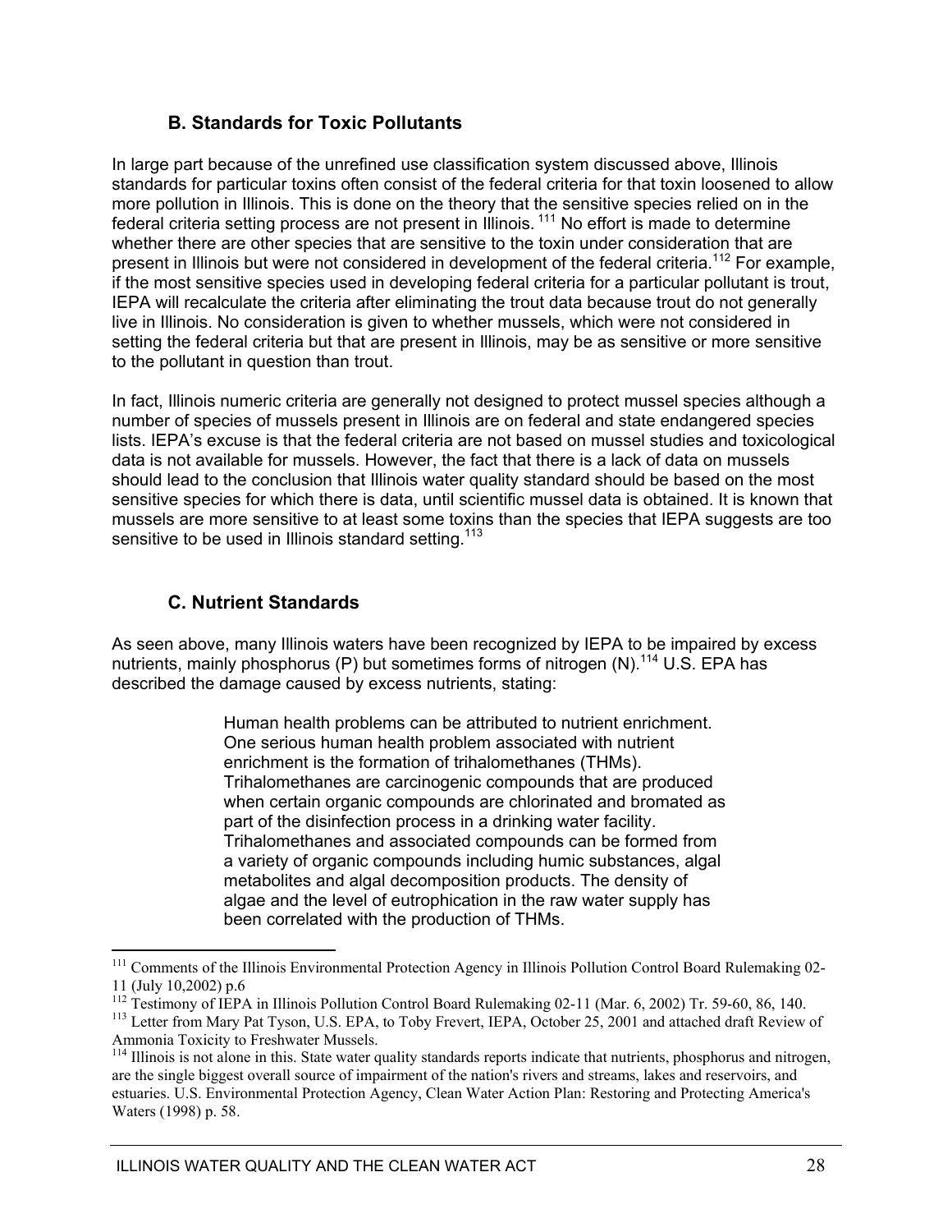### B. Standards for Toxic Pollutants

In large part because of the unrefined use classification system discussed above, Illinois standards for particular toxins often consist of the federal criteria for that toxin loosened to allow more pollution in Illinois. This is done on the theory that the sensitive species relied on in the federal criteria setting process are not present in Illinois. [111] No effort is made to determine whether there are other species that are sensitive to the toxin under consideration that are present in Illinois but were not considered in development of the federal criteria.[112] For example, if the most sensitive species used in developing federal criteria for a particular pollutant is trout, IEPA will recalculate the criteria after eliminating the trout data because trout do not generally live in Illinois. No consideration is given to whether mussels, which were not considered in setting the federal criteria but that are present in Illinois, may be as sensitive or more sensitive to the pollutant in question than trout.

In fact, Illinois numeric criteria are generally not designed to protect mussel species although a number of species of mussels present in Illinois are on federal and state endangered species lists. IEPA's excuse is that the federal criteria are not based on mussel studies and toxicological data is not available for mussels. However, the fact that there is a lack of data on mussels should lead to the conclusion that Illinois water quality standard should be based on the most sensitive species for which there is data, until scientific mussel data is obtained. It is known that mussels are more sensitive to at least some toxins than the species that IEPA suggests are too sensitive to be used in Illinois standard setting.[113]

### C. Nutrient Standards

As seen above, many Illinois waters have been recognized by IEPA to be impaired by excess nutrients, mainly phosphorus (P) but sometimes forms of nitrogen (N).[114] U.S. EPA has described the damage caused by excess nutrients, stating:

> Human health problems can be attributed to nutrient enrichment. One serious human health problem associated with nutrient enrichment is the formation of trihalomethanes (THMs). Trihalomethanes are carcinogenic compounds that are produced when certain organic compounds are chlorinated and bromated as part of the disinfection process in a drinking water facility. Trihalomethanes and associated compounds can be formed from a variety of organic compounds including humic substances, algal metabolites and algal decomposition products. The density of algae and the level of eutrophication in the raw water supply has been correlated with the production of THMs.

---

[111] Comments of the Illinois Environmental Protection Agency in Illinois Pollution Control Board Rulemaking 02-11 (July 10,2002) p.6

[112] Testimony of IEPA in Illinois Pollution Control Board Rulemaking 02-11 (Mar. 6, 2002) Tr. 59-60, 86, 140.

[113] Letter from Mary Pat Tyson, U.S. EPA, to Toby Frevert, IEPA, October 25, 2001 and attached draft Review of Ammonia Toxicity to Freshwater Mussels.

[114] Illinois is not alone in this. State water quality standards reports indicate that nutrients, phosphorus and nitrogen, are the single biggest overall source of impairment of the nation's rivers and streams, lakes and reservoirs, and estuaries. U.S. Environmental Protection Agency, Clean Water Action Plan: Restoring and Protecting America's Waters (1998) p. 58.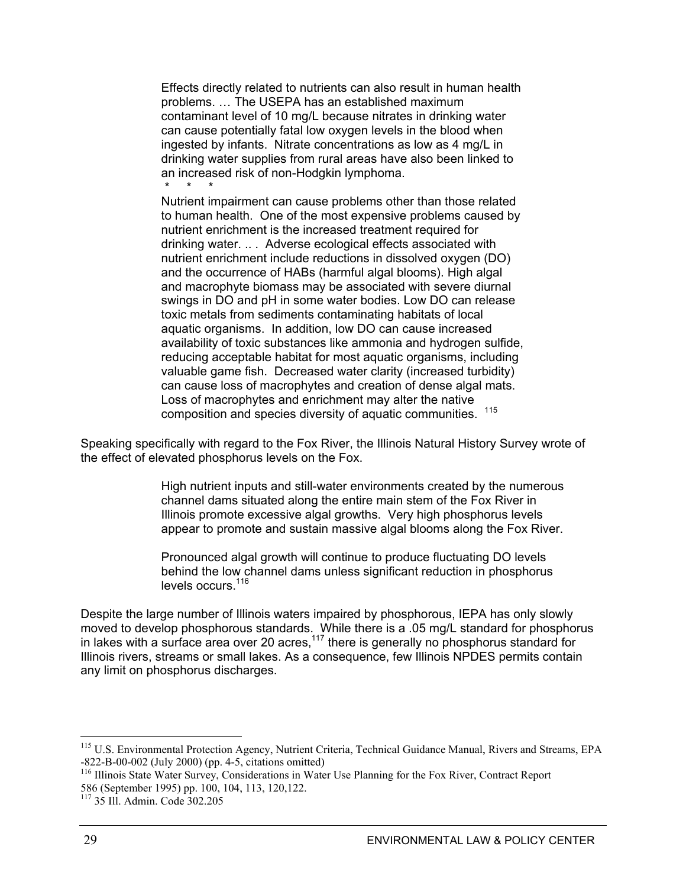> Effects directly related to nutrients can also result in human health problems. … The USEPA has an established maximum contaminant level of 10 mg/L because nitrates in drinking water can cause potentially fatal low oxygen levels in the blood when ingested by infants. Nitrate concentrations as low as 4 mg/L in drinking water supplies from rural areas have also been linked to an increased risk of non-Hodgkin lymphoma.
>
> \* \* \*
>
> Nutrient impairment can cause problems other than those related to human health. One of the most expensive problems caused by nutrient enrichment is the increased treatment required for drinking water. .. . Adverse ecological effects associated with nutrient enrichment include reductions in dissolved oxygen (DO) and the occurrence of HABs (harmful algal blooms). High algal and macrophyte biomass may be associated with severe diurnal swings in DO and pH in some water bodies. Low DO can release toxic metals from sediments contaminating habitats of local aquatic organisms. In addition, low DO can cause increased availability of toxic substances like ammonia and hydrogen sulfide, reducing acceptable habitat for most aquatic organisms, including valuable game fish. Decreased water clarity (increased turbidity) can cause loss of macrophytes and creation of dense algal mats. Loss of macrophytes and enrichment may alter the native composition and species diversity of aquatic communities. [115]

Speaking specifically with regard to the Fox River, the Illinois Natural History Survey wrote of the effect of elevated phosphorus levels on the Fox.

> High nutrient inputs and still-water environments created by the numerous channel dams situated along the entire main stem of the Fox River in Illinois promote excessive algal growths. Very high phosphorus levels appear to promote and sustain massive algal blooms along the Fox River.
>
> Pronounced algal growth will continue to produce fluctuating DO levels behind the low channel dams unless significant reduction in phosphorus levels occurs.[116]

Despite the large number of Illinois waters impaired by phosphorous, IEPA has only slowly moved to develop phosphorous standards. While there is a .05 mg/L standard for phosphorus in lakes with a surface area over 20 acres,[117] there is generally no phosphorus standard for Illinois rivers, streams or small lakes. As a consequence, few Illinois NPDES permits contain any limit on phosphorus discharges.

---

[115] U.S. Environmental Protection Agency, Nutrient Criteria, Technical Guidance Manual, Rivers and Streams, EPA -822-B-00-002 (July 2000) (pp. 4-5, citations omitted)

[116] Illinois State Water Survey, Considerations in Water Use Planning for the Fox River, Contract Report 586 (September 1995) pp. 100, 104, 113, 120,122.

[117] 35 Ill. Admin. Code 302.205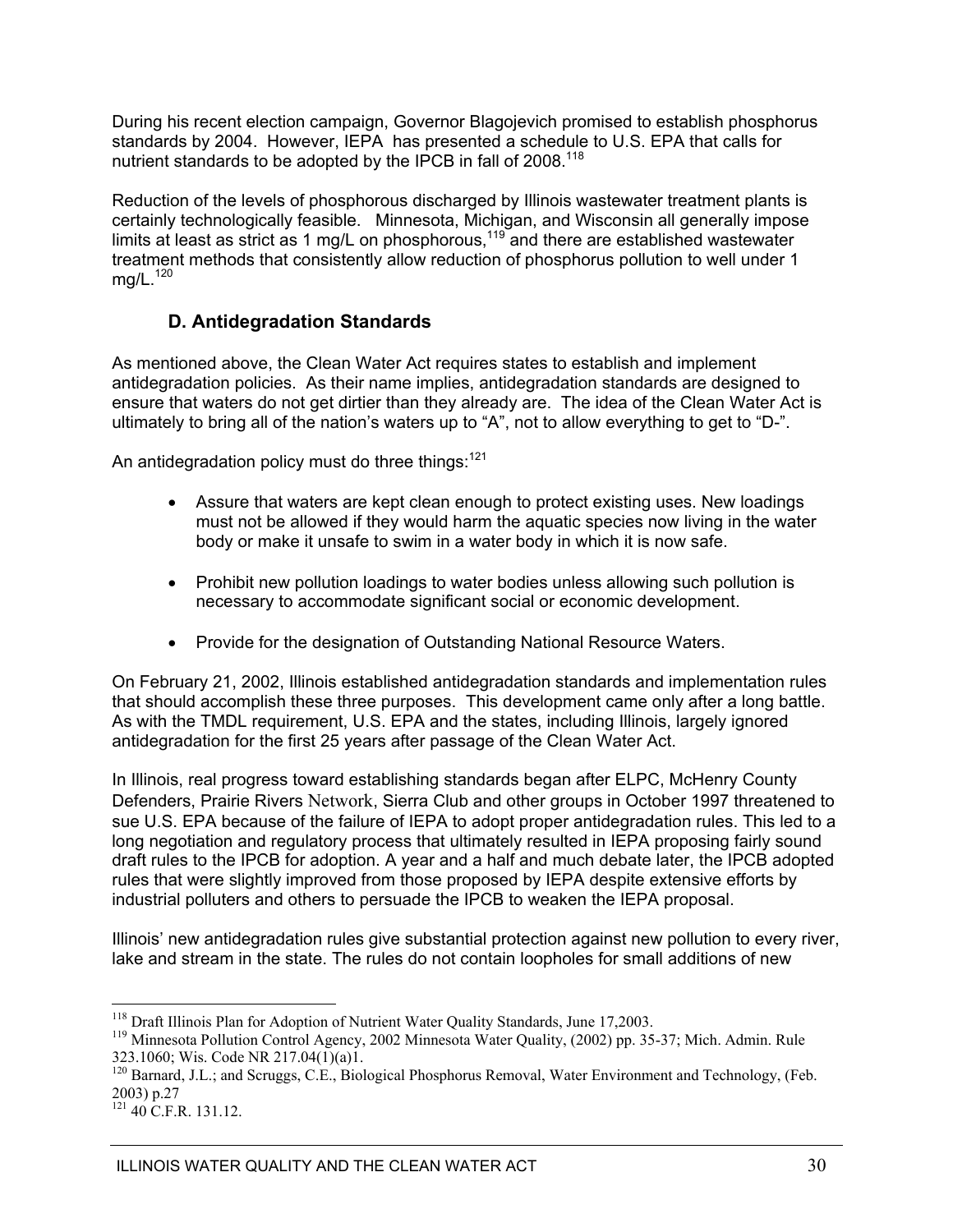During his recent election campaign, Governor Blagojevich promised to establish phosphorus standards by 2004. However, IEPA has presented a schedule to U.S. EPA that calls for nutrient standards to be adopted by the IPCB in fall of 2008.[118]

Reduction of the levels of phosphorous discharged by Illinois wastewater treatment plants is certainly technologically feasible. Minnesota, Michigan, and Wisconsin all generally impose limits at least as strict as 1 mg/L on phosphorous,[119] and there are established wastewater treatment methods that consistently allow reduction of phosphorus pollution to well under 1 mg/L.[120]

## D. Antidegradation Standards

As mentioned above, the Clean Water Act requires states to establish and implement antidegradation policies. As their name implies, antidegradation standards are designed to ensure that waters do not get dirtier than they already are. The idea of the Clean Water Act is ultimately to bring all of the nation's waters up to "A", not to allow everything to get to "D-".

An antidegradation policy must do three things:[121]

- Assure that waters are kept clean enough to protect existing uses. New loadings must not be allowed if they would harm the aquatic species now living in the water body or make it unsafe to swim in a water body in which it is now safe.
- Prohibit new pollution loadings to water bodies unless allowing such pollution is necessary to accommodate significant social or economic development.
- Provide for the designation of Outstanding National Resource Waters.

On February 21, 2002, Illinois established antidegradation standards and implementation rules that should accomplish these three purposes. This development came only after a long battle. As with the TMDL requirement, U.S. EPA and the states, including Illinois, largely ignored antidegradation for the first 25 years after passage of the Clean Water Act.

In Illinois, real progress toward establishing standards began after ELPC, McHenry County Defenders, Prairie Rivers Network, Sierra Club and other groups in October 1997 threatened to sue U.S. EPA because of the failure of IEPA to adopt proper antidegradation rules. This led to a long negotiation and regulatory process that ultimately resulted in IEPA proposing fairly sound draft rules to the IPCB for adoption. A year and a half and much debate later, the IPCB adopted rules that were slightly improved from those proposed by IEPA despite extensive efforts by industrial polluters and others to persuade the IPCB to weaken the IEPA proposal.

Illinois' new antidegradation rules give substantial protection against new pollution to every river, lake and stream in the state. The rules do not contain loopholes for small additions of new

---

[118] Draft Illinois Plan for Adoption of Nutrient Water Quality Standards, June 17,2003.

[119] Minnesota Pollution Control Agency, 2002 Minnesota Water Quality, (2002) pp. 35-37; Mich. Admin. Rule 323.1060; Wis. Code NR 217.04(1)(a)1.

[120] Barnard, J.L.; and Scruggs, C.E., Biological Phosphorus Removal, Water Environment and Technology, (Feb. 2003) p.27

[121] 40 C.F.R. 131.12.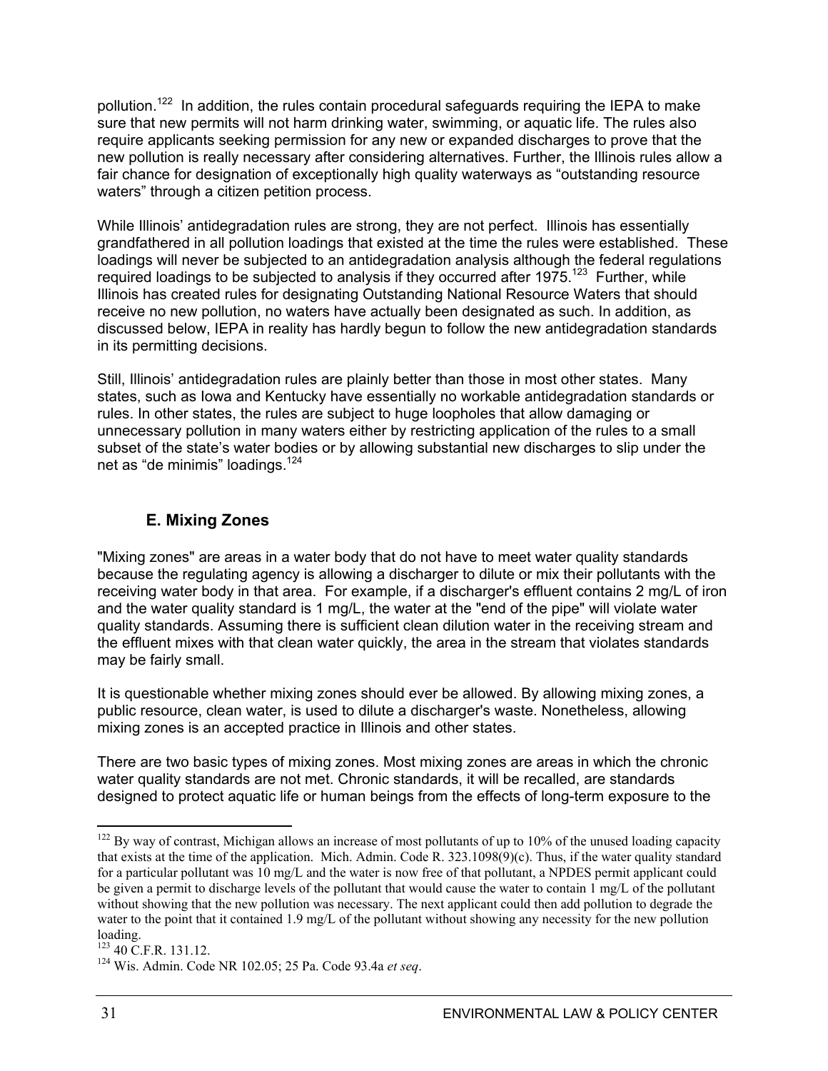pollution.[122] In addition, the rules contain procedural safeguards requiring the IEPA to make sure that new permits will not harm drinking water, swimming, or aquatic life. The rules also require applicants seeking permission for any new or expanded discharges to prove that the new pollution is really necessary after considering alternatives. Further, the Illinois rules allow a fair chance for designation of exceptionally high quality waterways as "outstanding resource waters" through a citizen petition process.

While Illinois' antidegradation rules are strong, they are not perfect. Illinois has essentially grandfathered in all pollution loadings that existed at the time the rules were established. These loadings will never be subjected to an antidegradation analysis although the federal regulations required loadings to be subjected to analysis if they occurred after 1975.[123] Further, while Illinois has created rules for designating Outstanding National Resource Waters that should receive no new pollution, no waters have actually been designated as such. In addition, as discussed below, IEPA in reality has hardly begun to follow the new antidegradation standards in its permitting decisions.

Still, Illinois' antidegradation rules are plainly better than those in most other states. Many states, such as Iowa and Kentucky have essentially no workable antidegradation standards or rules. In other states, the rules are subject to huge loopholes that allow damaging or unnecessary pollution in many waters either by restricting application of the rules to a small subset of the state's water bodies or by allowing substantial new discharges to slip under the net as "de minimis" loadings.[124]

### E. Mixing Zones

"Mixing zones" are areas in a water body that do not have to meet water quality standards because the regulating agency is allowing a discharger to dilute or mix their pollutants with the receiving water body in that area. For example, if a discharger's effluent contains 2 mg/L of iron and the water quality standard is 1 mg/L, the water at the "end of the pipe" will violate water quality standards. Assuming there is sufficient clean dilution water in the receiving stream and the effluent mixes with that clean water quickly, the area in the stream that violates standards may be fairly small.

It is questionable whether mixing zones should ever be allowed. By allowing mixing zones, a public resource, clean water, is used to dilute a discharger's waste. Nonetheless, allowing mixing zones is an accepted practice in Illinois and other states.

There are two basic types of mixing zones. Most mixing zones are areas in which the chronic water quality standards are not met. Chronic standards, it will be recalled, are standards designed to protect aquatic life or human beings from the effects of long-term exposure to the

---

[122] By way of contrast, Michigan allows an increase of most pollutants of up to 10% of the unused loading capacity that exists at the time of the application. Mich. Admin. Code R. 323.1098(9)(c). Thus, if the water quality standard for a particular pollutant was 10 mg/L and the water is now free of that pollutant, a NPDES permit applicant could be given a permit to discharge levels of the pollutant that would cause the water to contain 1 mg/L of the pollutant without showing that the new pollution was necessary. The next applicant could then add pollution to degrade the water to the point that it contained 1.9 mg/L of the pollutant without showing any necessity for the new pollution loading.

[123] 40 C.F.R. 131.12.

[124] Wis. Admin. Code NR 102.05; 25 Pa. Code 93.4a *et seq*.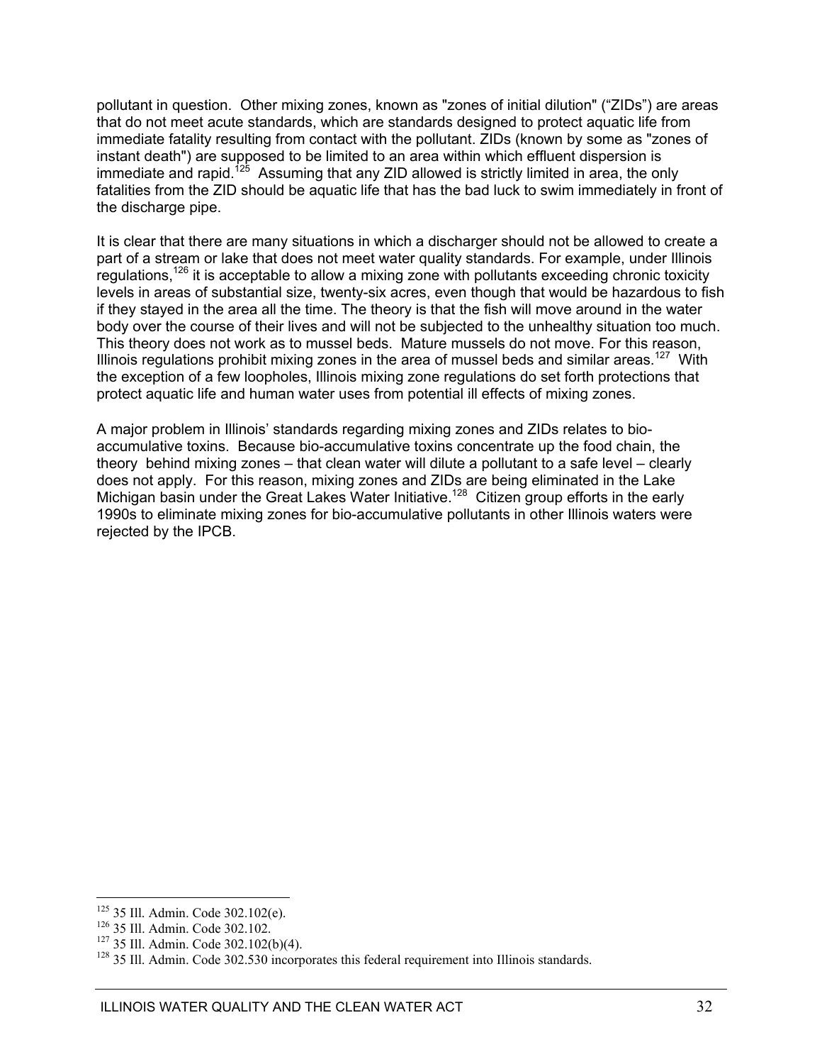pollutant in question. Other mixing zones, known as "zones of initial dilution" ("ZIDs") are areas that do not meet acute standards, which are standards designed to protect aquatic life from immediate fatality resulting from contact with the pollutant. ZIDs (known by some as "zones of instant death") are supposed to be limited to an area within which effluent dispersion is immediate and rapid.[125] Assuming that any ZID allowed is strictly limited in area, the only fatalities from the ZID should be aquatic life that has the bad luck to swim immediately in front of the discharge pipe.

It is clear that there are many situations in which a discharger should not be allowed to create a part of a stream or lake that does not meet water quality standards. For example, under Illinois regulations,[126] it is acceptable to allow a mixing zone with pollutants exceeding chronic toxicity levels in areas of substantial size, twenty-six acres, even though that would be hazardous to fish if they stayed in the area all the time. The theory is that the fish will move around in the water body over the course of their lives and will not be subjected to the unhealthy situation too much. This theory does not work as to mussel beds. Mature mussels do not move. For this reason, Illinois regulations prohibit mixing zones in the area of mussel beds and similar areas.[127] With the exception of a few loopholes, Illinois mixing zone regulations do set forth protections that protect aquatic life and human water uses from potential ill effects of mixing zones.

A major problem in Illinois' standards regarding mixing zones and ZIDs relates to bio-accumulative toxins. Because bio-accumulative toxins concentrate up the food chain, the theory behind mixing zones – that clean water will dilute a pollutant to a safe level – clearly does not apply. For this reason, mixing zones and ZIDs are being eliminated in the Lake Michigan basin under the Great Lakes Water Initiative.[128] Citizen group efforts in the early 1990s to eliminate mixing zones for bio-accumulative pollutants in other Illinois waters were rejected by the IPCB.

---

[125] 35 Ill. Admin. Code 302.102(e).

[126] 35 Ill. Admin. Code 302.102.

[127] 35 Ill. Admin. Code 302.102(b)(4).

[128] 35 Ill. Admin. Code 302.530 incorporates this federal requirement into Illinois standards.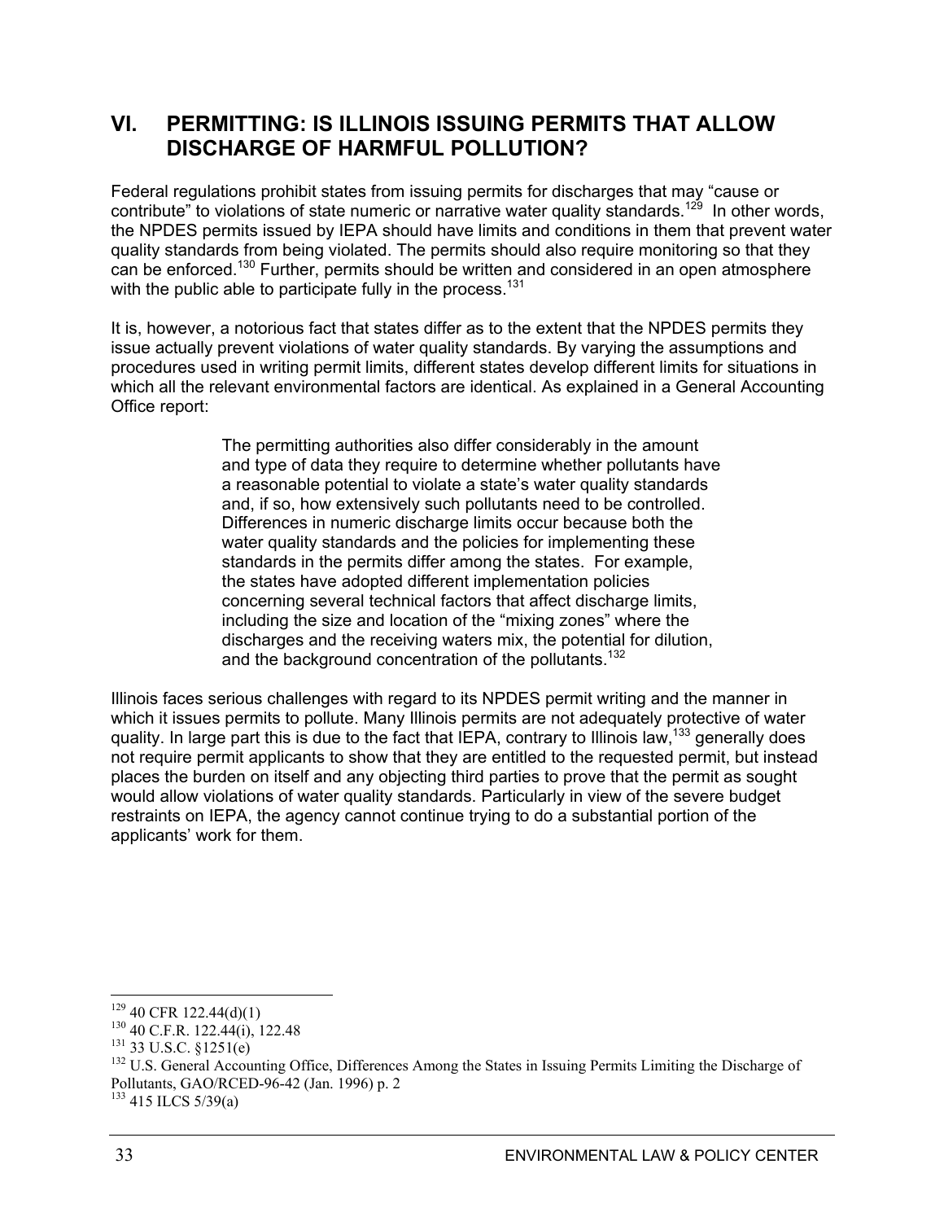## VI. PERMITTING: IS ILLINOIS ISSUING PERMITS THAT ALLOW DISCHARGE OF HARMFUL POLLUTION?

Federal regulations prohibit states from issuing permits for discharges that may "cause or contribute" to violations of state numeric or narrative water quality standards.[129] In other words, the NPDES permits issued by IEPA should have limits and conditions in them that prevent water quality standards from being violated. The permits should also require monitoring so that they can be enforced.[130] Further, permits should be written and considered in an open atmosphere with the public able to participate fully in the process.[131]

It is, however, a notorious fact that states differ as to the extent that the NPDES permits they issue actually prevent violations of water quality standards. By varying the assumptions and procedures used in writing permit limits, different states develop different limits for situations in which all the relevant environmental factors are identical. As explained in a General Accounting Office report:

> The permitting authorities also differ considerably in the amount and type of data they require to determine whether pollutants have a reasonable potential to violate a state's water quality standards and, if so, how extensively such pollutants need to be controlled. Differences in numeric discharge limits occur because both the water quality standards and the policies for implementing these standards in the permits differ among the states. For example, the states have adopted different implementation policies concerning several technical factors that affect discharge limits, including the size and location of the "mixing zones" where the discharges and the receiving waters mix, the potential for dilution, and the background concentration of the pollutants.[132]

Illinois faces serious challenges with regard to its NPDES permit writing and the manner in which it issues permits to pollute. Many Illinois permits are not adequately protective of water quality. In large part this is due to the fact that IEPA, contrary to Illinois law,[133] generally does not require permit applicants to show that they are entitled to the requested permit, but instead places the burden on itself and any objecting third parties to prove that the permit as sought would allow violations of water quality standards. Particularly in view of the severe budget restraints on IEPA, the agency cannot continue trying to do a substantial portion of the applicants' work for them.

---

[129] 40 CFR 122.44(d)(1)

[130] 40 C.F.R. 122.44(i), 122.48

[131] 33 U.S.C. §1251(e)

[132] U.S. General Accounting Office, Differences Among the States in Issuing Permits Limiting the Discharge of Pollutants, GAO/RCED-96-42 (Jan. 1996) p. 2

[133] 415 ILCS 5/39(a)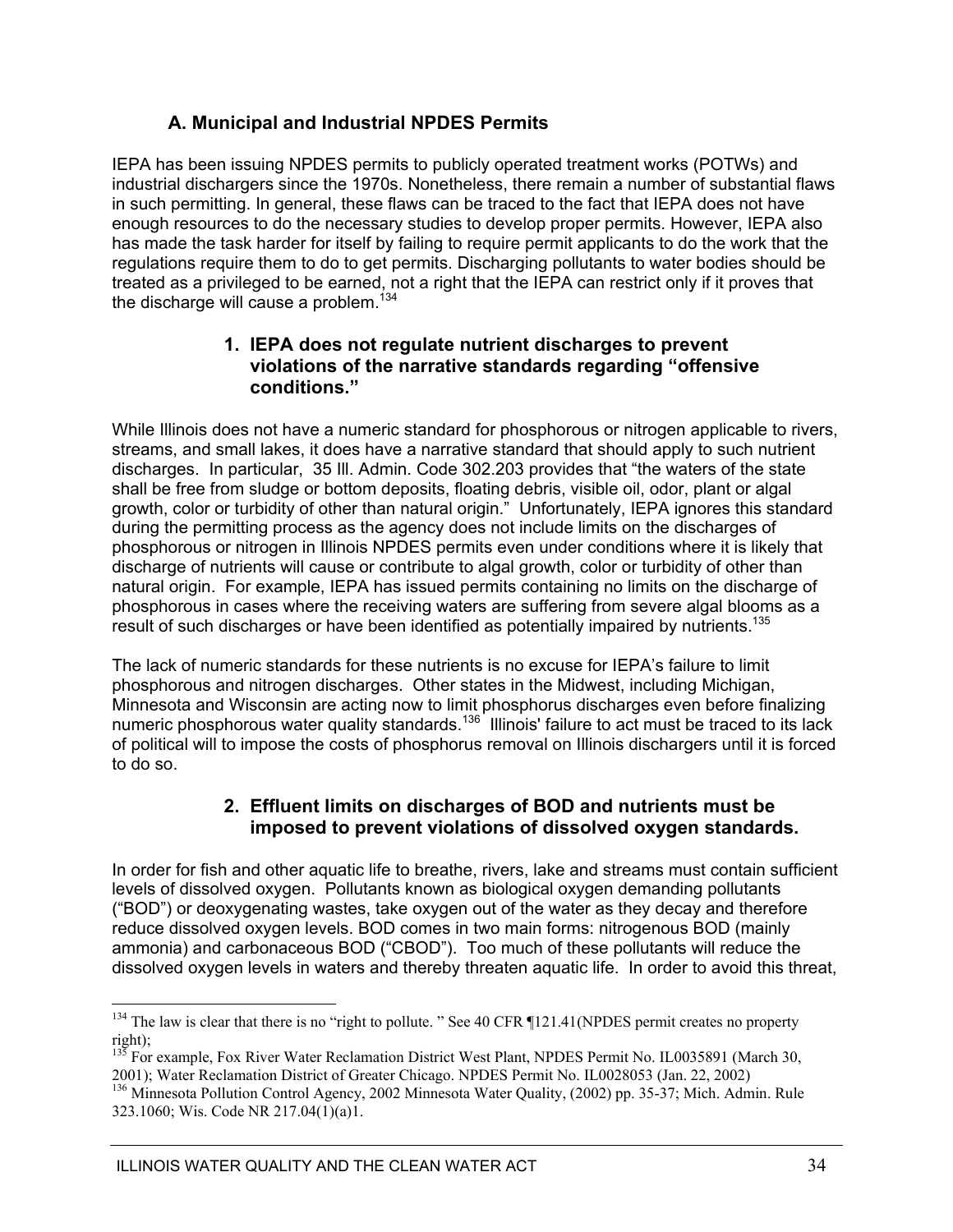### A. Municipal and Industrial NPDES Permits

IEPA has been issuing NPDES permits to publicly operated treatment works (POTWs) and industrial dischargers since the 1970s. Nonetheless, there remain a number of substantial flaws in such permitting. In general, these flaws can be traced to the fact that IEPA does not have enough resources to do the necessary studies to develop proper permits. However, IEPA also has made the task harder for itself by failing to require permit applicants to do the work that the regulations require them to do to get permits. Discharging pollutants to water bodies should be treated as a privileged to be earned, not a right that the IEPA can restrict only if it proves that the discharge will cause a problem.[134]

#### 1. IEPA does not regulate nutrient discharges to prevent violations of the narrative standards regarding "offensive conditions."

While Illinois does not have a numeric standard for phosphorous or nitrogen applicable to rivers, streams, and small lakes, it does have a narrative standard that should apply to such nutrient discharges. In particular, 35 Ill. Admin. Code 302.203 provides that "the waters of the state shall be free from sludge or bottom deposits, floating debris, visible oil, odor, plant or algal growth, color or turbidity of other than natural origin." Unfortunately, IEPA ignores this standard during the permitting process as the agency does not include limits on the discharges of phosphorous or nitrogen in Illinois NPDES permits even under conditions where it is likely that discharge of nutrients will cause or contribute to algal growth, color or turbidity of other than natural origin. For example, IEPA has issued permits containing no limits on the discharge of phosphorous in cases where the receiving waters are suffering from severe algal blooms as a result of such discharges or have been identified as potentially impaired by nutrients.[135]

The lack of numeric standards for these nutrients is no excuse for IEPA's failure to limit phosphorous and nitrogen discharges. Other states in the Midwest, including Michigan, Minnesota and Wisconsin are acting now to limit phosphorus discharges even before finalizing numeric phosphorous water quality standards.[136] Illinois' failure to act must be traced to its lack of political will to impose the costs of phosphorus removal on Illinois dischargers until it is forced to do so.

#### 2. Effluent limits on discharges of BOD and nutrients must be imposed to prevent violations of dissolved oxygen standards.

In order for fish and other aquatic life to breathe, rivers, lake and streams must contain sufficient levels of dissolved oxygen. Pollutants known as biological oxygen demanding pollutants ("BOD") or deoxygenating wastes, take oxygen out of the water as they decay and therefore reduce dissolved oxygen levels. BOD comes in two main forms: nitrogenous BOD (mainly ammonia) and carbonaceous BOD ("CBOD"). Too much of these pollutants will reduce the dissolved oxygen levels in waters and thereby threaten aquatic life. In order to avoid this threat,

---

[134] The law is clear that there is no "right to pollute. " See 40 CFR ¶121.41(NPDES permit creates no property right);

[135] For example, Fox River Water Reclamation District West Plant, NPDES Permit No. IL0035891 (March 30, 2001); Water Reclamation District of Greater Chicago. NPDES Permit No. IL0028053 (Jan. 22, 2002)

[136] Minnesota Pollution Control Agency, 2002 Minnesota Water Quality, (2002) pp. 35-37; Mich. Admin. Rule 323.1060; Wis. Code NR 217.04(1)(a)1.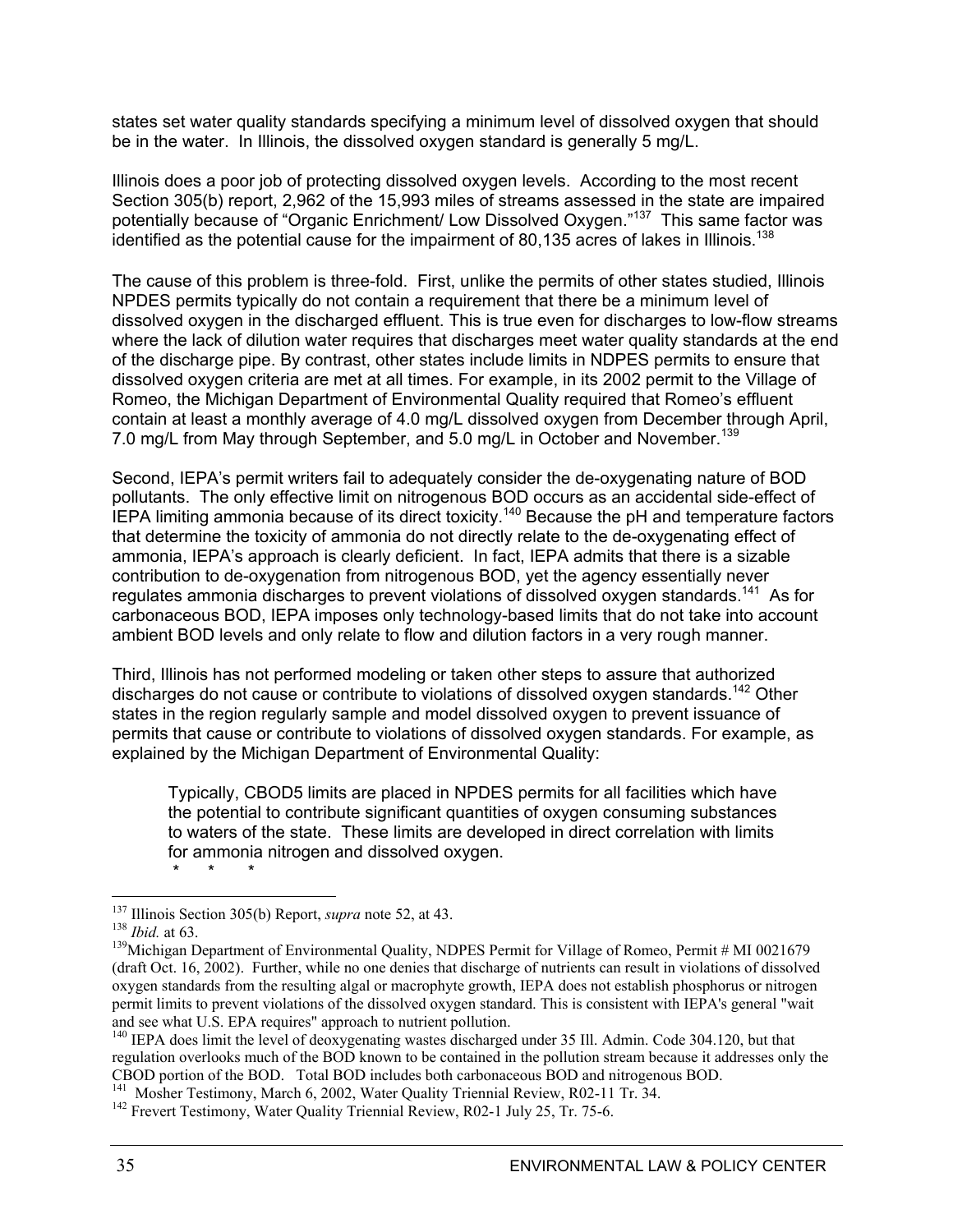states set water quality standards specifying a minimum level of dissolved oxygen that should be in the water. In Illinois, the dissolved oxygen standard is generally 5 mg/L.

Illinois does a poor job of protecting dissolved oxygen levels. According to the most recent Section 305(b) report, 2,962 of the 15,993 miles of streams assessed in the state are impaired potentially because of "Organic Enrichment/ Low Dissolved Oxygen."[137] This same factor was identified as the potential cause for the impairment of 80,135 acres of lakes in Illinois.[138]

The cause of this problem is three-fold. First, unlike the permits of other states studied, Illinois NPDES permits typically do not contain a requirement that there be a minimum level of dissolved oxygen in the discharged effluent. This is true even for discharges to low-flow streams where the lack of dilution water requires that discharges meet water quality standards at the end of the discharge pipe. By contrast, other states include limits in NDPES permits to ensure that dissolved oxygen criteria are met at all times. For example, in its 2002 permit to the Village of Romeo, the Michigan Department of Environmental Quality required that Romeo's effluent contain at least a monthly average of 4.0 mg/L dissolved oxygen from December through April, 7.0 mg/L from May through September, and 5.0 mg/L in October and November.[139]

Second, IEPA's permit writers fail to adequately consider the de-oxygenating nature of BOD pollutants. The only effective limit on nitrogenous BOD occurs as an accidental side-effect of IEPA limiting ammonia because of its direct toxicity.[140] Because the pH and temperature factors that determine the toxicity of ammonia do not directly relate to the de-oxygenating effect of ammonia, IEPA's approach is clearly deficient. In fact, IEPA admits that there is a sizable contribution to de-oxygenation from nitrogenous BOD, yet the agency essentially never regulates ammonia discharges to prevent violations of dissolved oxygen standards.[141] As for carbonaceous BOD, IEPA imposes only technology-based limits that do not take into account ambient BOD levels and only relate to flow and dilution factors in a very rough manner.

Third, Illinois has not performed modeling or taken other steps to assure that authorized discharges do not cause or contribute to violations of dissolved oxygen standards.[142] Other states in the region regularly sample and model dissolved oxygen to prevent issuance of permits that cause or contribute to violations of dissolved oxygen standards. For example, as explained by the Michigan Department of Environmental Quality:

> Typically, CBOD5 limits are placed in NPDES permits for all facilities which have the potential to contribute significant quantities of oxygen consuming substances to waters of the state. These limits are developed in direct correlation with limits for ammonia nitrogen and dissolved oxygen.
>
> \*  \*  \*

---

[137] Illinois Section 305(b) Report, *supra* note 52, at 43.

[138] *Ibid.* at 63.

[139] Michigan Department of Environmental Quality, NDPES Permit for Village of Romeo, Permit # MI 0021679 (draft Oct. 16, 2002). Further, while no one denies that discharge of nutrients can result in violations of dissolved oxygen standards from the resulting algal or macrophyte growth, IEPA does not establish phosphorus or nitrogen permit limits to prevent violations of the dissolved oxygen standard. This is consistent with IEPA's general "wait and see what U.S. EPA requires" approach to nutrient pollution.

[140] IEPA does limit the level of deoxygenating wastes discharged under 35 Ill. Admin. Code 304.120, but that regulation overlooks much of the BOD known to be contained in the pollution stream because it addresses only the CBOD portion of the BOD. Total BOD includes both carbonaceous BOD and nitrogenous BOD.

[141] Mosher Testimony, March 6, 2002, Water Quality Triennial Review, R02-11 Tr. 34.

[142] Frevert Testimony, Water Quality Triennial Review, R02-1 July 25, Tr. 75-6.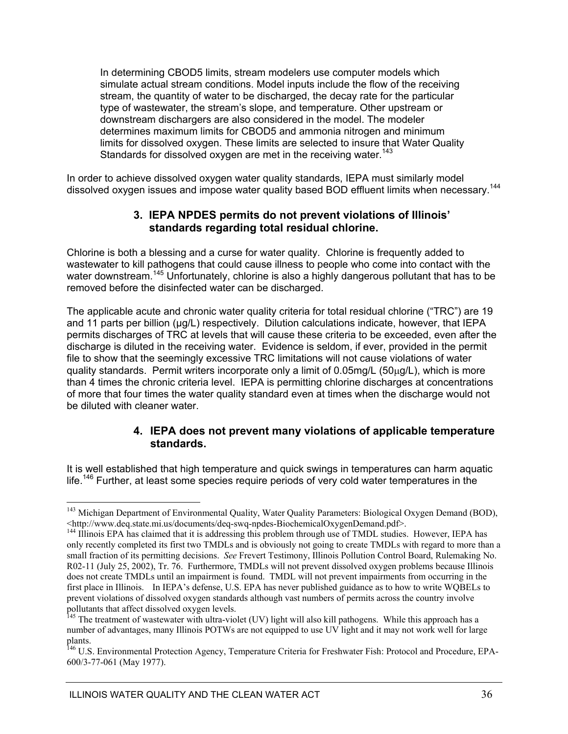> In determining CBOD5 limits, stream modelers use computer models which simulate actual stream conditions. Model inputs include the flow of the receiving stream, the quantity of water to be discharged, the decay rate for the particular type of wastewater, the stream's slope, and temperature. Other upstream or downstream dischargers are also considered in the model. The modeler determines maximum limits for CBOD5 and ammonia nitrogen and minimum limits for dissolved oxygen. These limits are selected to insure that Water Quality Standards for dissolved oxygen are met in the receiving water.[143]

In order to achieve dissolved oxygen water quality standards, IEPA must similarly model dissolved oxygen issues and impose water quality based BOD effluent limits when necessary.[144]

### 3. IEPA NPDES permits do not prevent violations of Illinois' standards regarding total residual chlorine.

Chlorine is both a blessing and a curse for water quality. Chlorine is frequently added to wastewater to kill pathogens that could cause illness to people who come into contact with the water downstream.[145] Unfortunately, chlorine is also a highly dangerous pollutant that has to be removed before the disinfected water can be discharged.

The applicable acute and chronic water quality criteria for total residual chlorine ("TRC") are 19 and 11 parts per billion (µg/L) respectively. Dilution calculations indicate, however, that IEPA permits discharges of TRC at levels that will cause these criteria to be exceeded, even after the discharge is diluted in the receiving water. Evidence is seldom, if ever, provided in the permit file to show that the seemingly excessive TRC limitations will not cause violations of water quality standards. Permit writers incorporate only a limit of 0.05mg/L (50µg/L), which is more than 4 times the chronic criteria level. IEPA is permitting chlorine discharges at concentrations of more that four times the water quality standard even at times when the discharge would not be diluted with cleaner water.

### 4. IEPA does not prevent many violations of applicable temperature standards.

It is well established that high temperature and quick swings in temperatures can harm aquatic life.[146] Further, at least some species require periods of very cold water temperatures in the

---

[143] Michigan Department of Environmental Quality, Water Quality Parameters: Biological Oxygen Demand (BOD), <http://www.deq.state.mi.us/documents/deq-swq-npdes-BiochemicalOxygenDemand.pdf>.

[144] Illinois EPA has claimed that it is addressing this problem through use of TMDL studies. However, IEPA has only recently completed its first two TMDLs and is obviously not going to create TMDLs with regard to more than a small fraction of its permitting decisions. *See* Frevert Testimony, Illinois Pollution Control Board, Rulemaking No. R02-11 (July 25, 2002), Tr. 76. Furthermore, TMDLs will not prevent dissolved oxygen problems because Illinois does not create TMDLs until an impairment is found. TMDL will not prevent impairments from occurring in the first place in Illinois. In IEPA's defense, U.S. EPA has never published guidance as to how to write WQBELs to prevent violations of dissolved oxygen standards although vast numbers of permits across the country involve pollutants that affect dissolved oxygen levels.

[145] The treatment of wastewater with ultra-violet (UV) light will also kill pathogens. While this approach has a number of advantages, many Illinois POTWs are not equipped to use UV light and it may not work well for large plants.

[146] U.S. Environmental Protection Agency, Temperature Criteria for Freshwater Fish: Protocol and Procedure, EPA-600/3-77-061 (May 1977).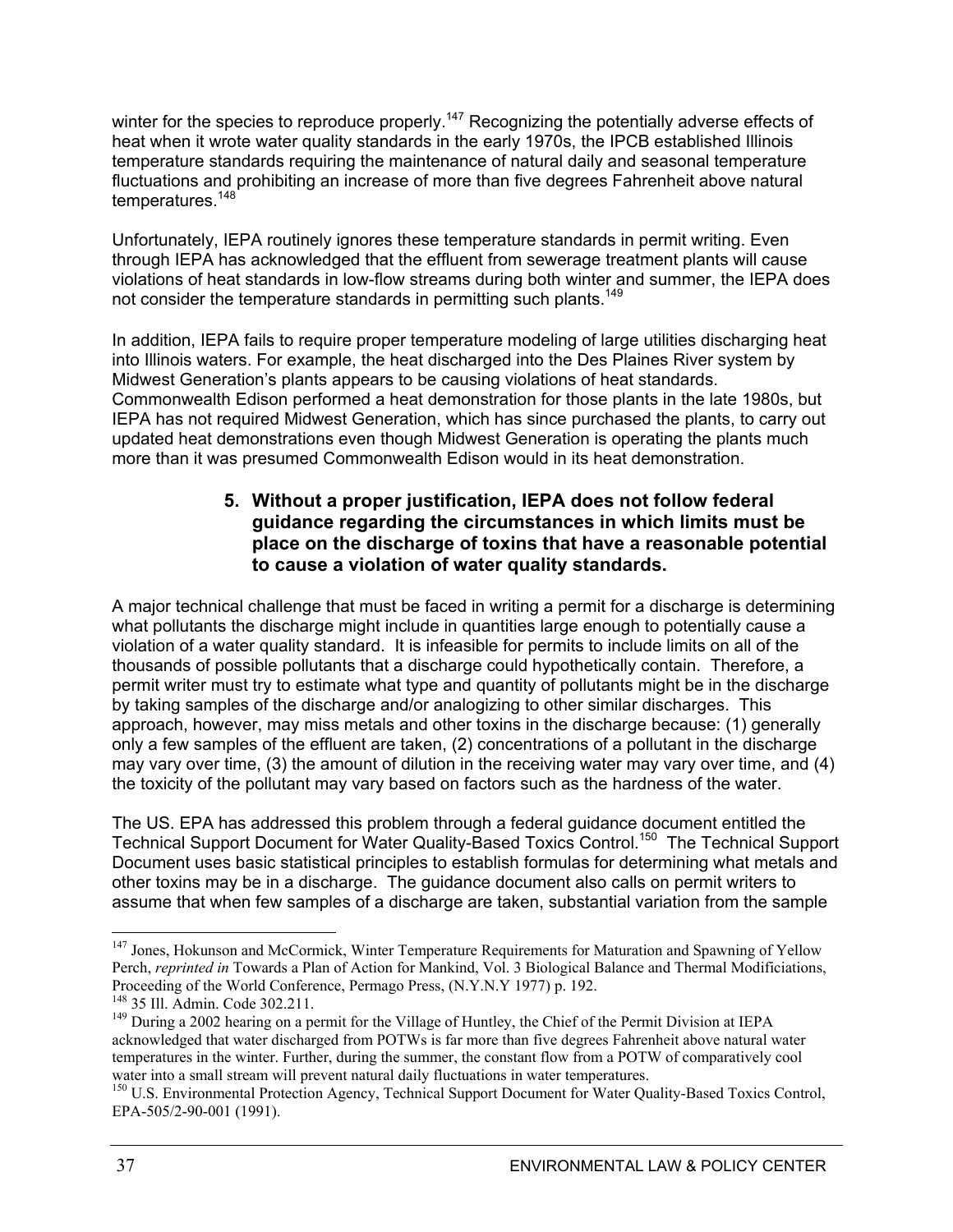winter for the species to reproduce properly.[147] Recognizing the potentially adverse effects of heat when it wrote water quality standards in the early 1970s, the IPCB established Illinois temperature standards requiring the maintenance of natural daily and seasonal temperature fluctuations and prohibiting an increase of more than five degrees Fahrenheit above natural temperatures.[148]

Unfortunately, IEPA routinely ignores these temperature standards in permit writing. Even through IEPA has acknowledged that the effluent from sewerage treatment plants will cause violations of heat standards in low-flow streams during both winter and summer, the IEPA does not consider the temperature standards in permitting such plants.[149]

In addition, IEPA fails to require proper temperature modeling of large utilities discharging heat into Illinois waters. For example, the heat discharged into the Des Plaines River system by Midwest Generation's plants appears to be causing violations of heat standards. Commonwealth Edison performed a heat demonstration for those plants in the late 1980s, but IEPA has not required Midwest Generation, which has since purchased the plants, to carry out updated heat demonstrations even though Midwest Generation is operating the plants much more than it was presumed Commonwealth Edison would in its heat demonstration.

### 5. Without a proper justification, IEPA does not follow federal guidance regarding the circumstances in which limits must be place on the discharge of toxins that have a reasonable potential to cause a violation of water quality standards.

A major technical challenge that must be faced in writing a permit for a discharge is determining what pollutants the discharge might include in quantities large enough to potentially cause a violation of a water quality standard. It is infeasible for permits to include limits on all of the thousands of possible pollutants that a discharge could hypothetically contain. Therefore, a permit writer must try to estimate what type and quantity of pollutants might be in the discharge by taking samples of the discharge and/or analogizing to other similar discharges. This approach, however, may miss metals and other toxins in the discharge because: (1) generally only a few samples of the effluent are taken, (2) concentrations of a pollutant in the discharge may vary over time, (3) the amount of dilution in the receiving water may vary over time, and (4) the toxicity of the pollutant may vary based on factors such as the hardness of the water.

The US. EPA has addressed this problem through a federal guidance document entitled the Technical Support Document for Water Quality-Based Toxics Control.[150] The Technical Support Document uses basic statistical principles to establish formulas for determining what metals and other toxins may be in a discharge. The guidance document also calls on permit writers to assume that when few samples of a discharge are taken, substantial variation from the sample

---

[147] Jones, Hokunson and McCormick, Winter Temperature Requirements for Maturation and Spawning of Yellow Perch, *reprinted in* Towards a Plan of Action for Mankind, Vol. 3 Biological Balance and Thermal Modificiations, Proceeding of the World Conference, Permago Press, (N.Y.N.Y 1977) p. 192.

[148] 35 Ill. Admin. Code 302.211.

[149] During a 2002 hearing on a permit for the Village of Huntley, the Chief of the Permit Division at IEPA acknowledged that water discharged from POTWs is far more than five degrees Fahrenheit above natural water temperatures in the winter. Further, during the summer, the constant flow from a POTW of comparatively cool water into a small stream will prevent natural daily fluctuations in water temperatures.

[150] U.S. Environmental Protection Agency, Technical Support Document for Water Quality-Based Toxics Control, EPA-505/2-90-001 (1991).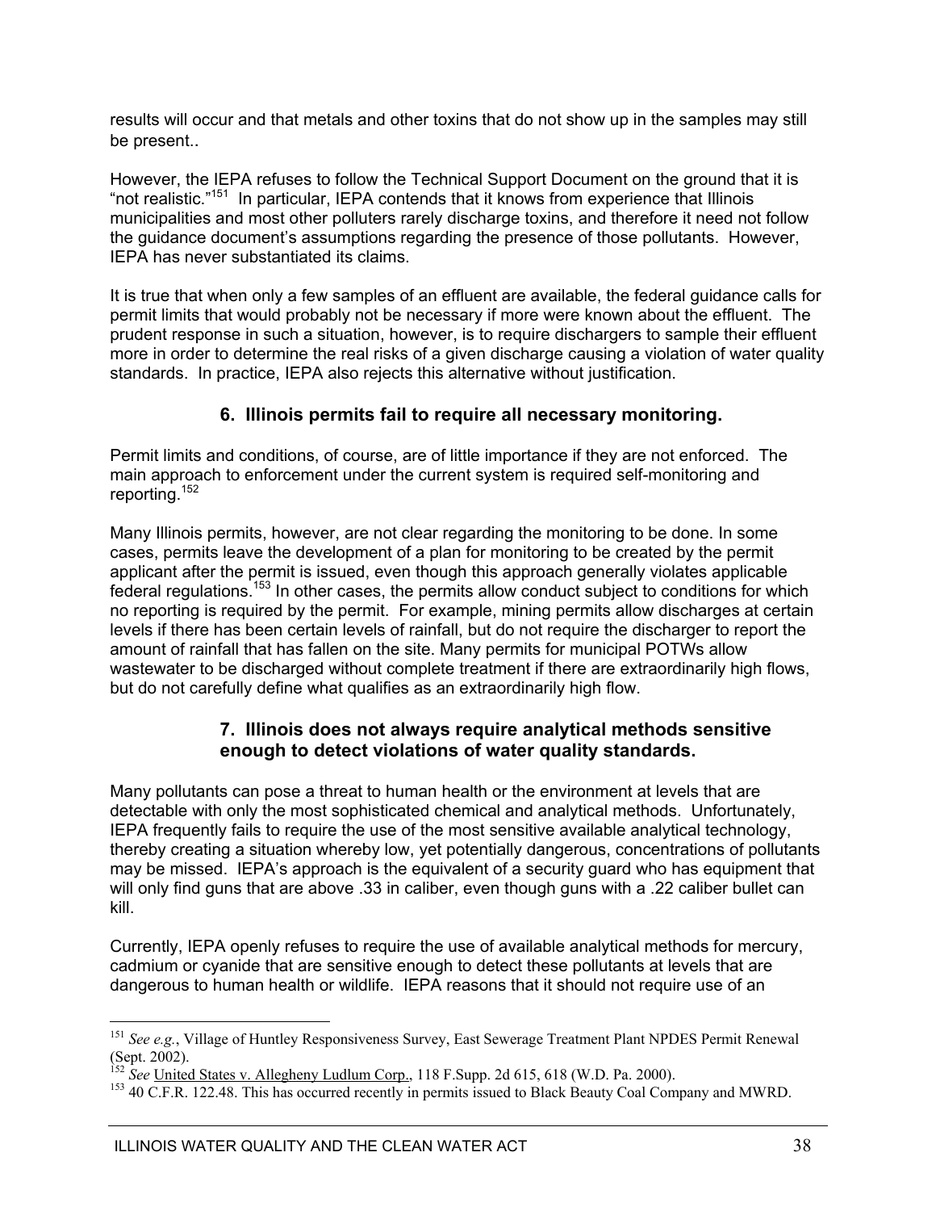results will occur and that metals and other toxins that do not show up in the samples may still be present..

However, the IEPA refuses to follow the Technical Support Document on the ground that it is "not realistic."[151] In particular, IEPA contends that it knows from experience that Illinois municipalities and most other polluters rarely discharge toxins, and therefore it need not follow the guidance document's assumptions regarding the presence of those pollutants. However, IEPA has never substantiated its claims.

It is true that when only a few samples of an effluent are available, the federal guidance calls for permit limits that would probably not be necessary if more were known about the effluent. The prudent response in such a situation, however, is to require dischargers to sample their effluent more in order to determine the real risks of a given discharge causing a violation of water quality standards. In practice, IEPA also rejects this alternative without justification.

### 6. Illinois permits fail to require all necessary monitoring.

Permit limits and conditions, of course, are of little importance if they are not enforced. The main approach to enforcement under the current system is required self-monitoring and reporting.[152]

Many Illinois permits, however, are not clear regarding the monitoring to be done. In some cases, permits leave the development of a plan for monitoring to be created by the permit applicant after the permit is issued, even though this approach generally violates applicable federal regulations.[153] In other cases, the permits allow conduct subject to conditions for which no reporting is required by the permit. For example, mining permits allow discharges at certain levels if there has been certain levels of rainfall, but do not require the discharger to report the amount of rainfall that has fallen on the site. Many permits for municipal POTWs allow wastewater to be discharged without complete treatment if there are extraordinarily high flows, but do not carefully define what qualifies as an extraordinarily high flow.

### 7. Illinois does not always require analytical methods sensitive enough to detect violations of water quality standards.

Many pollutants can pose a threat to human health or the environment at levels that are detectable with only the most sophisticated chemical and analytical methods. Unfortunately, IEPA frequently fails to require the use of the most sensitive available analytical technology, thereby creating a situation whereby low, yet potentially dangerous, concentrations of pollutants may be missed. IEPA's approach is the equivalent of a security guard who has equipment that will only find guns that are above .33 in caliber, even though guns with a .22 caliber bullet can kill.

Currently, IEPA openly refuses to require the use of available analytical methods for mercury, cadmium or cyanide that are sensitive enough to detect these pollutants at levels that are dangerous to human health or wildlife. IEPA reasons that it should not require use of an

---

[151] *See e.g.*, Village of Huntley Responsiveness Survey, East Sewerage Treatment Plant NPDES Permit Renewal (Sept. 2002).

[152] *See* United States v. Allegheny Ludlum Corp., 118 F.Supp. 2d 615, 618 (W.D. Pa. 2000).

[153] 40 C.F.R. 122.48. This has occurred recently in permits issued to Black Beauty Coal Company and MWRD.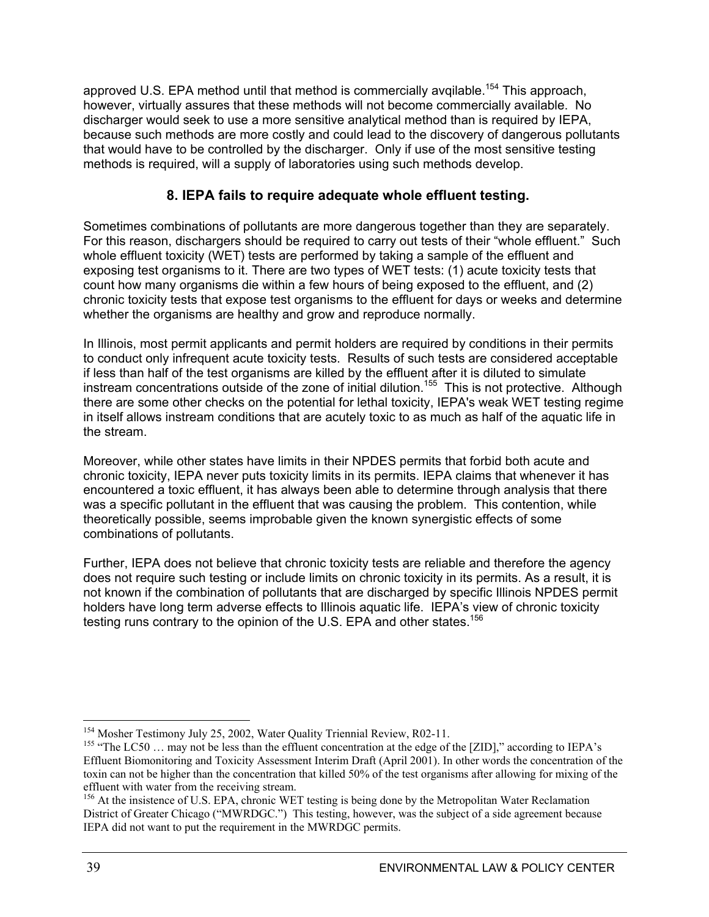approved U.S. EPA method until that method is commercially avqilable.[154] This approach, however, virtually assures that these methods will not become commercially available. No discharger would seek to use a more sensitive analytical method than is required by IEPA, because such methods are more costly and could lead to the discovery of dangerous pollutants that would have to be controlled by the discharger. Only if use of the most sensitive testing methods is required, will a supply of laboratories using such methods develop.

### 8. IEPA fails to require adequate whole effluent testing.

Sometimes combinations of pollutants are more dangerous together than they are separately. For this reason, dischargers should be required to carry out tests of their "whole effluent." Such whole effluent toxicity (WET) tests are performed by taking a sample of the effluent and exposing test organisms to it. There are two types of WET tests: (1) acute toxicity tests that count how many organisms die within a few hours of being exposed to the effluent, and (2) chronic toxicity tests that expose test organisms to the effluent for days or weeks and determine whether the organisms are healthy and grow and reproduce normally.

In Illinois, most permit applicants and permit holders are required by conditions in their permits to conduct only infrequent acute toxicity tests. Results of such tests are considered acceptable if less than half of the test organisms are killed by the effluent after it is diluted to simulate instream concentrations outside of the zone of initial dilution.[155] This is not protective. Although there are some other checks on the potential for lethal toxicity, IEPA's weak WET testing regime in itself allows instream conditions that are acutely toxic to as much as half of the aquatic life in the stream.

Moreover, while other states have limits in their NPDES permits that forbid both acute and chronic toxicity, IEPA never puts toxicity limits in its permits. IEPA claims that whenever it has encountered a toxic effluent, it has always been able to determine through analysis that there was a specific pollutant in the effluent that was causing the problem. This contention, while theoretically possible, seems improbable given the known synergistic effects of some combinations of pollutants.

Further, IEPA does not believe that chronic toxicity tests are reliable and therefore the agency does not require such testing or include limits on chronic toxicity in its permits. As a result, it is not known if the combination of pollutants that are discharged by specific Illinois NPDES permit holders have long term adverse effects to Illinois aquatic life. IEPA's view of chronic toxicity testing runs contrary to the opinion of the U.S. EPA and other states.[156]

---

[154] Mosher Testimony July 25, 2002, Water Quality Triennial Review, R02-11.

[155] "The LC50 … may not be less than the effluent concentration at the edge of the [ZID]," according to IEPA's Effluent Biomonitoring and Toxicity Assessment Interim Draft (April 2001). In other words the concentration of the toxin can not be higher than the concentration that killed 50% of the test organisms after allowing for mixing of the effluent with water from the receiving stream.

[156] At the insistence of U.S. EPA, chronic WET testing is being done by the Metropolitan Water Reclamation District of Greater Chicago ("MWRDGC.") This testing, however, was the subject of a side agreement because IEPA did not want to put the requirement in the MWRDGC permits.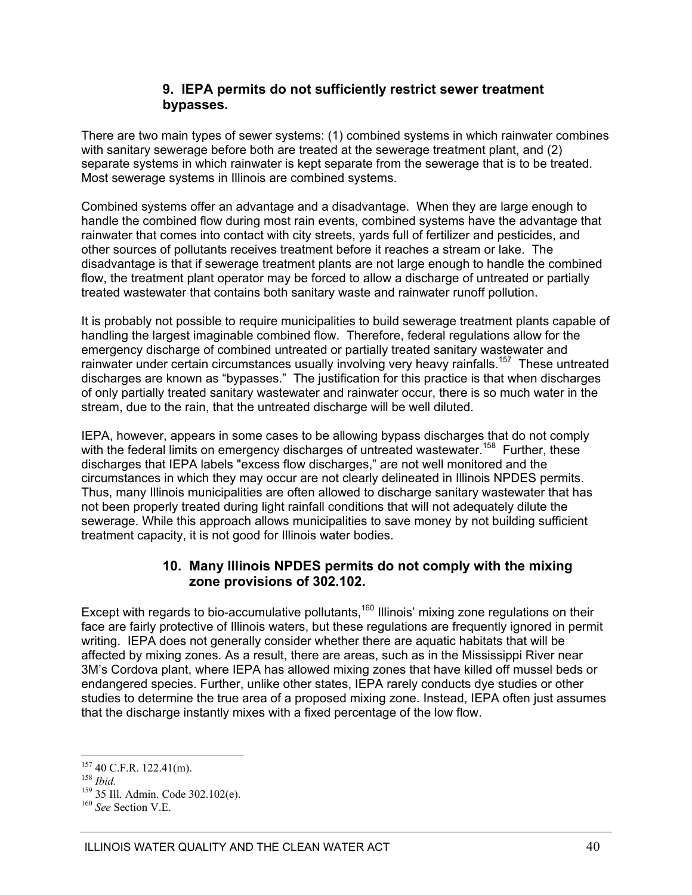### 9. IEPA permits do not sufficiently restrict sewer treatment bypasses.

There are two main types of sewer systems: (1) combined systems in which rainwater combines with sanitary sewerage before both are treated at the sewerage treatment plant, and (2) separate systems in which rainwater is kept separate from the sewerage that is to be treated. Most sewerage systems in Illinois are combined systems.

Combined systems offer an advantage and a disadvantage. When they are large enough to handle the combined flow during most rain events, combined systems have the advantage that rainwater that comes into contact with city streets, yards full of fertilizer and pesticides, and other sources of pollutants receives treatment before it reaches a stream or lake. The disadvantage is that if sewerage treatment plants are not large enough to handle the combined flow, the treatment plant operator may be forced to allow a discharge of untreated or partially treated wastewater that contains both sanitary waste and rainwater runoff pollution.

It is probably not possible to require municipalities to build sewerage treatment plants capable of handling the largest imaginable combined flow. Therefore, federal regulations allow for the emergency discharge of combined untreated or partially treated sanitary wastewater and rainwater under certain circumstances usually involving very heavy rainfalls.[157] These untreated discharges are known as "bypasses." The justification for this practice is that when discharges of only partially treated sanitary wastewater and rainwater occur, there is so much water in the stream, due to the rain, that the untreated discharge will be well diluted.

IEPA, however, appears in some cases to be allowing bypass discharges that do not comply with the federal limits on emergency discharges of untreated wastewater.[158] Further, these discharges that IEPA labels "excess flow discharges," are not well monitored and the circumstances in which they may occur are not clearly delineated in Illinois NPDES permits. Thus, many Illinois municipalities are often allowed to discharge sanitary wastewater that has not been properly treated during light rainfall conditions that will not adequately dilute the sewerage. While this approach allows municipalities to save money by not building sufficient treatment capacity, it is not good for Illinois water bodies.

### 10. Many Illinois NPDES permits do not comply with the mixing zone provisions of 302.102.

Except with regards to bio-accumulative pollutants,[160] Illinois' mixing zone regulations on their face are fairly protective of Illinois waters, but these regulations are frequently ignored in permit writing. IEPA does not generally consider whether there are aquatic habitats that will be affected by mixing zones. As a result, there are areas, such as in the Mississippi River near 3M's Cordova plant, where IEPA has allowed mixing zones that have killed off mussel beds or endangered species. Further, unlike other states, IEPA rarely conducts dye studies or other studies to determine the true area of a proposed mixing zone. Instead, IEPA often just assumes that the discharge instantly mixes with a fixed percentage of the low flow.

---

[157] 40 C.F.R. 122.41(m).

[158] *Ibid.*

[159] 35 Ill. Admin. Code 302.102(e).

[160] *See* Section V.E.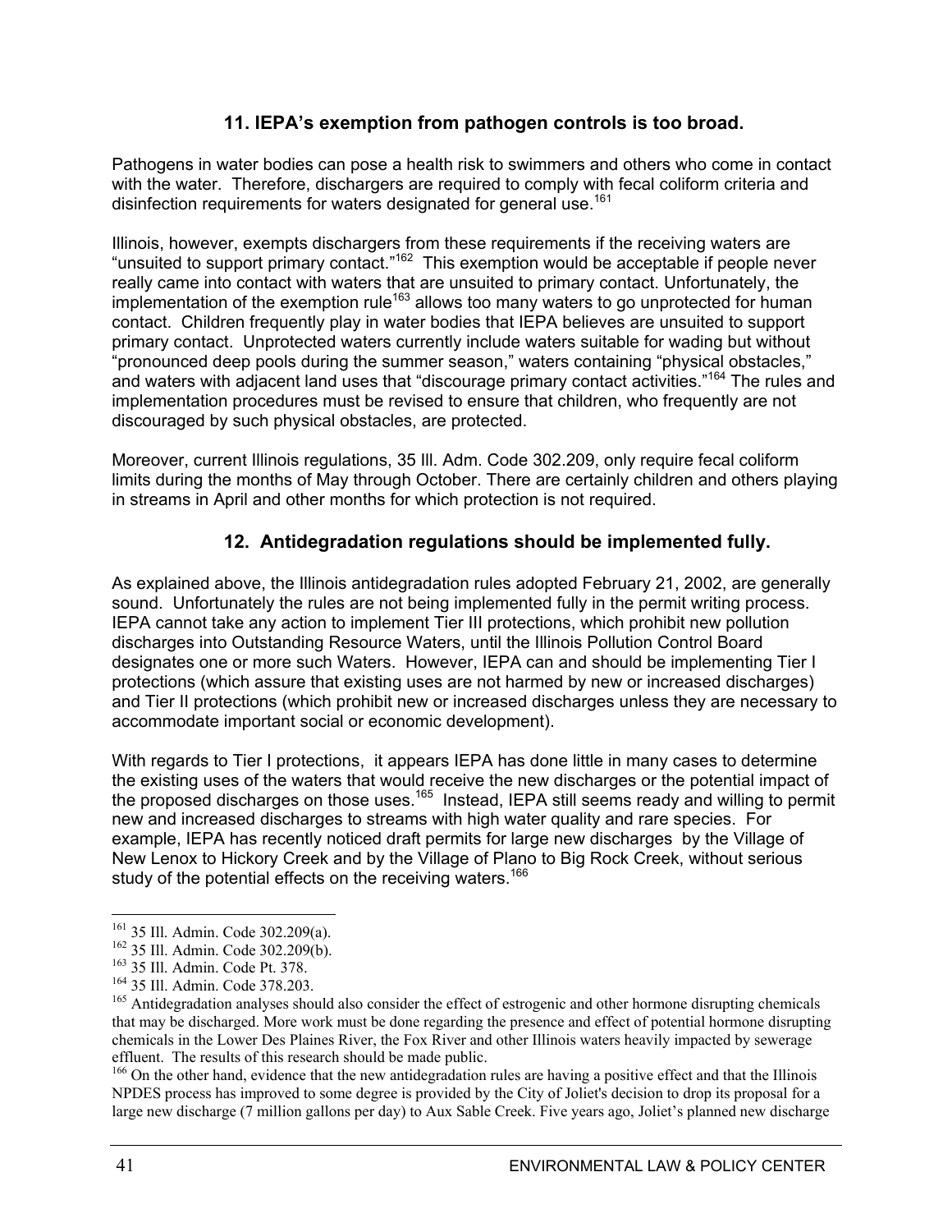## 11. IEPA's exemption from pathogen controls is too broad.

Pathogens in water bodies can pose a health risk to swimmers and others who come in contact with the water. Therefore, dischargers are required to comply with fecal coliform criteria and disinfection requirements for waters designated for general use.[161]

Illinois, however, exempts dischargers from these requirements if the receiving waters are "unsuited to support primary contact."[162] This exemption would be acceptable if people never really came into contact with waters that are unsuited to primary contact. Unfortunately, the implementation of the exemption rule[163] allows too many waters to go unprotected for human contact. Children frequently play in water bodies that IEPA believes are unsuited to support primary contact. Unprotected waters currently include waters suitable for wading but without "pronounced deep pools during the summer season," waters containing "physical obstacles," and waters with adjacent land uses that "discourage primary contact activities."[164] The rules and implementation procedures must be revised to ensure that children, who frequently are not discouraged by such physical obstacles, are protected.

Moreover, current Illinois regulations, 35 Ill. Adm. Code 302.209, only require fecal coliform limits during the months of May through October. There are certainly children and others playing in streams in April and other months for which protection is not required.

## 12. Antidegradation regulations should be implemented fully.

As explained above, the Illinois antidegradation rules adopted February 21, 2002, are generally sound. Unfortunately the rules are not being implemented fully in the permit writing process. IEPA cannot take any action to implement Tier III protections, which prohibit new pollution discharges into Outstanding Resource Waters, until the Illinois Pollution Control Board designates one or more such Waters. However, IEPA can and should be implementing Tier I protections (which assure that existing uses are not harmed by new or increased discharges) and Tier II protections (which prohibit new or increased discharges unless they are necessary to accommodate important social or economic development).

With regards to Tier I protections, it appears IEPA has done little in many cases to determine the existing uses of the waters that would receive the new discharges or the potential impact of the proposed discharges on those uses.[165] Instead, IEPA still seems ready and willing to permit new and increased discharges to streams with high water quality and rare species. For example, IEPA has recently noticed draft permits for large new discharges by the Village of New Lenox to Hickory Creek and by the Village of Plano to Big Rock Creek, without serious study of the potential effects on the receiving waters.[166]

---

[161] 35 Ill. Admin. Code 302.209(a).

[162] 35 Ill. Admin. Code 302.209(b).

[163] 35 Ill. Admin. Code Pt. 378.

[164] 35 Ill. Admin. Code 378.203.

[165] Antidegradation analyses should also consider the effect of estrogenic and other hormone disrupting chemicals that may be discharged. More work must be done regarding the presence and effect of potential hormone disrupting chemicals in the Lower Des Plaines River, the Fox River and other Illinois waters heavily impacted by sewerage effluent. The results of this research should be made public.

[166] On the other hand, evidence that the new antidegradation rules are having a positive effect and that the Illinois NPDES process has improved to some degree is provided by the City of Joliet's decision to drop its proposal for a large new discharge (7 million gallons per day) to Aux Sable Creek. Five years ago, Joliet's planned new discharge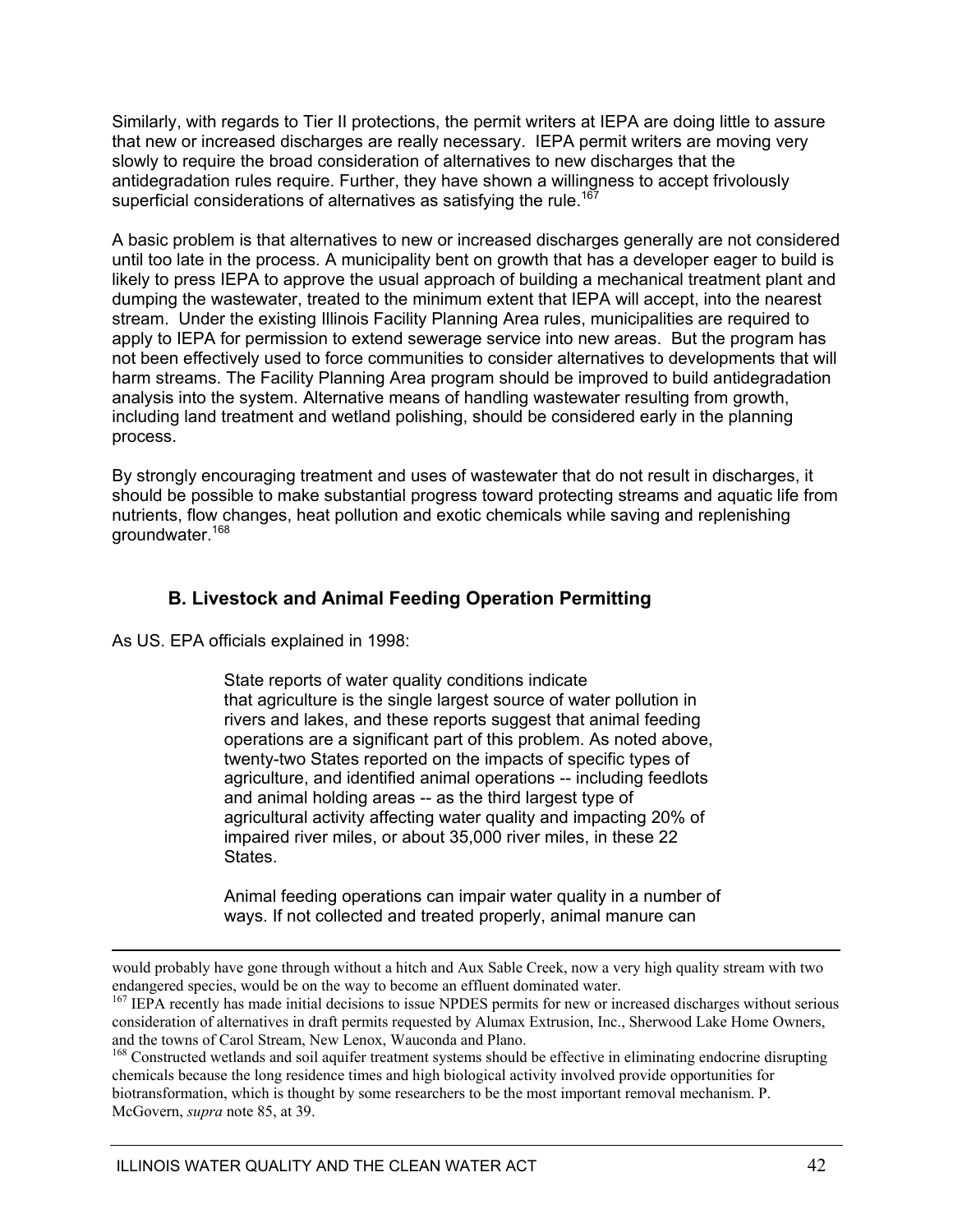Similarly, with regards to Tier II protections, the permit writers at IEPA are doing little to assure that new or increased discharges are really necessary. IEPA permit writers are moving very slowly to require the broad consideration of alternatives to new discharges that the antidegradation rules require. Further, they have shown a willingness to accept frivolously superficial considerations of alternatives as satisfying the rule.[167]

A basic problem is that alternatives to new or increased discharges generally are not considered until too late in the process. A municipality bent on growth that has a developer eager to build is likely to press IEPA to approve the usual approach of building a mechanical treatment plant and dumping the wastewater, treated to the minimum extent that IEPA will accept, into the nearest stream. Under the existing Illinois Facility Planning Area rules, municipalities are required to apply to IEPA for permission to extend sewerage service into new areas. But the program has not been effectively used to force communities to consider alternatives to developments that will harm streams. The Facility Planning Area program should be improved to build antidegradation analysis into the system. Alternative means of handling wastewater resulting from growth, including land treatment and wetland polishing, should be considered early in the planning process.

By strongly encouraging treatment and uses of wastewater that do not result in discharges, it should be possible to make substantial progress toward protecting streams and aquatic life from nutrients, flow changes, heat pollution and exotic chemicals while saving and replenishing groundwater.[168]

## B. Livestock and Animal Feeding Operation Permitting

As US. EPA officials explained in 1998:

> State reports of water quality conditions indicate that agriculture is the single largest source of water pollution in rivers and lakes, and these reports suggest that animal feeding operations are a significant part of this problem. As noted above, twenty-two States reported on the impacts of specific types of agriculture, and identified animal operations -- including feedlots and animal holding areas -- as the third largest type of agricultural activity affecting water quality and impacting 20% of impaired river miles, or about 35,000 river miles, in these 22 States.
>
> Animal feeding operations can impair water quality in a number of ways. If not collected and treated properly, animal manure can

---

would probably have gone through without a hitch and Aux Sable Creek, now a very high quality stream with two endangered species, would be on the way to become an effluent dominated water.

[167] IEPA recently has made initial decisions to issue NPDES permits for new or increased discharges without serious consideration of alternatives in draft permits requested by Alumax Extrusion, Inc., Sherwood Lake Home Owners, and the towns of Carol Stream, New Lenox, Wauconda and Plano.

[168] Constructed wetlands and soil aquifer treatment systems should be effective in eliminating endocrine disrupting chemicals because the long residence times and high biological activity involved provide opportunities for biotransformation, which is thought by some researchers to be the most important removal mechanism. P. McGovern, *supra* note 85, at 39.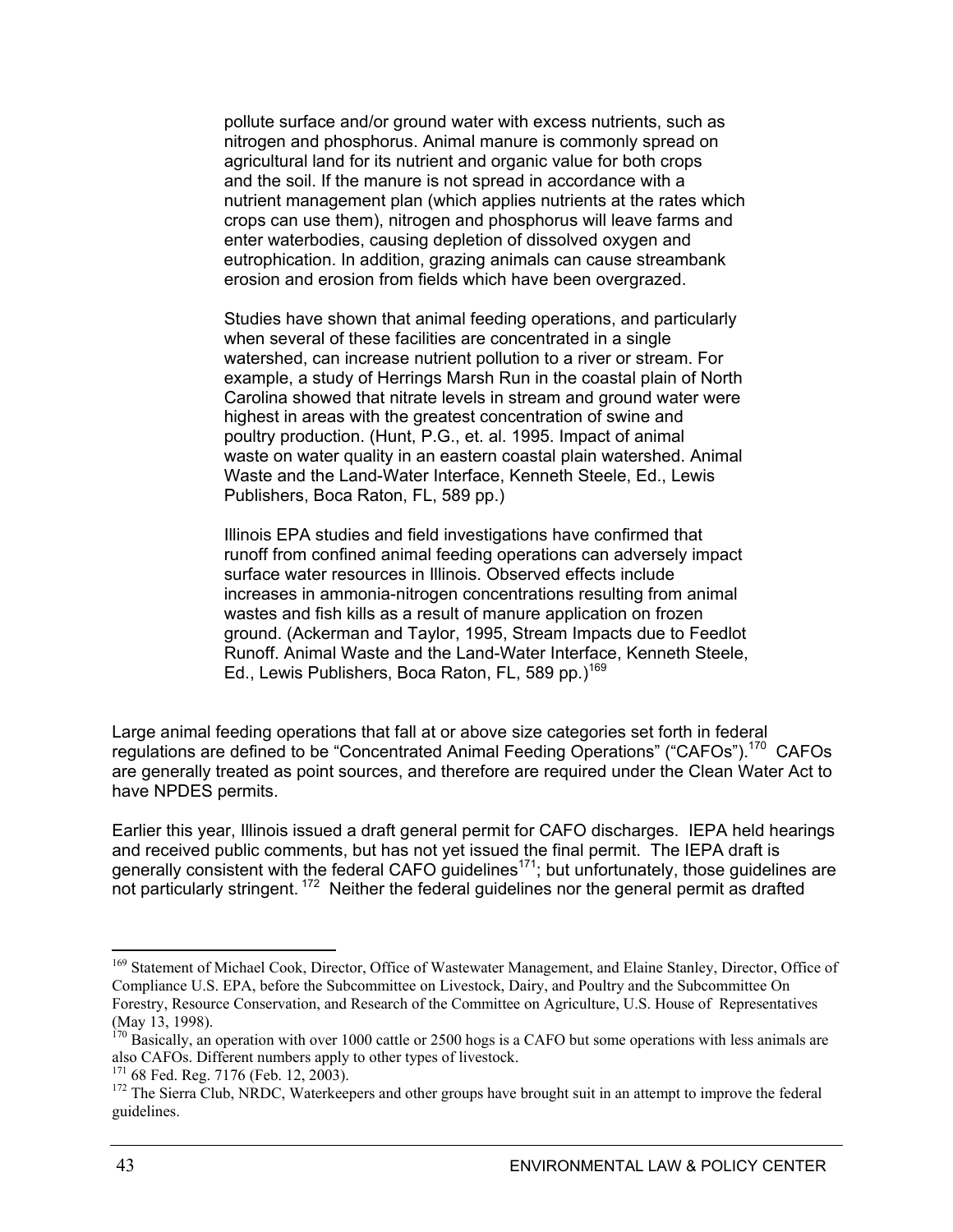> pollute surface and/or ground water with excess nutrients, such as nitrogen and phosphorus. Animal manure is commonly spread on agricultural land for its nutrient and organic value for both crops and the soil. If the manure is not spread in accordance with a nutrient management plan (which applies nutrients at the rates which crops can use them), nitrogen and phosphorus will leave farms and enter waterbodies, causing depletion of dissolved oxygen and eutrophication. In addition, grazing animals can cause streambank erosion and erosion from fields which have been overgrazed.
>
> Studies have shown that animal feeding operations, and particularly when several of these facilities are concentrated in a single watershed, can increase nutrient pollution to a river or stream. For example, a study of Herrings Marsh Run in the coastal plain of North Carolina showed that nitrate levels in stream and ground water were highest in areas with the greatest concentration of swine and poultry production. (Hunt, P.G., et. al. 1995. Impact of animal waste on water quality in an eastern coastal plain watershed. Animal Waste and the Land-Water Interface, Kenneth Steele, Ed., Lewis Publishers, Boca Raton, FL, 589 pp.)
>
> Illinois EPA studies and field investigations have confirmed that runoff from confined animal feeding operations can adversely impact surface water resources in Illinois. Observed effects include increases in ammonia-nitrogen concentrations resulting from animal wastes and fish kills as a result of manure application on frozen ground. (Ackerman and Taylor, 1995, Stream Impacts due to Feedlot Runoff. Animal Waste and the Land-Water Interface, Kenneth Steele, Ed., Lewis Publishers, Boca Raton, FL, 589 pp.)[169]

Large animal feeding operations that fall at or above size categories set forth in federal regulations are defined to be "Concentrated Animal Feeding Operations" ("CAFOs").[170] CAFOs are generally treated as point sources, and therefore are required under the Clean Water Act to have NPDES permits.

Earlier this year, Illinois issued a draft general permit for CAFO discharges. IEPA held hearings and received public comments, but has not yet issued the final permit. The IEPA draft is generally consistent with the federal CAFO guidelines[171]; but unfortunately, those guidelines are not particularly stringent.[172] Neither the federal guidelines nor the general permit as drafted

---

[169] Statement of Michael Cook, Director, Office of Wastewater Management, and Elaine Stanley, Director, Office of Compliance U.S. EPA, before the Subcommittee on Livestock, Dairy, and Poultry and the Subcommittee On Forestry, Resource Conservation, and Research of the Committee on Agriculture, U.S. House of Representatives (May 13, 1998).

[170] Basically, an operation with over 1000 cattle or 2500 hogs is a CAFO but some operations with less animals are also CAFOs. Different numbers apply to other types of livestock.

[171] 68 Fed. Reg. 7176 (Feb. 12, 2003).

[172] The Sierra Club, NRDC, Waterkeepers and other groups have brought suit in an attempt to improve the federal guidelines.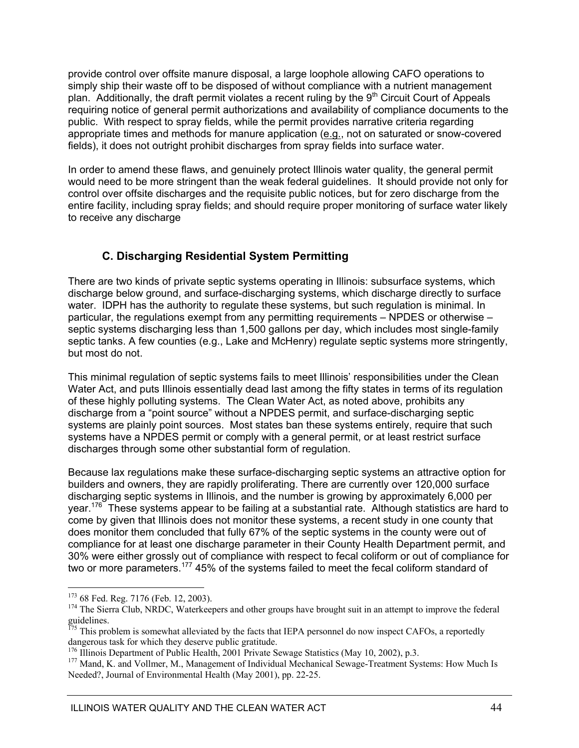provide control over offsite manure disposal, a large loophole allowing CAFO operations to simply ship their waste off to be disposed of without compliance with a nutrient management plan. Additionally, the draft permit violates a recent ruling by the 9th Circuit Court of Appeals requiring notice of general permit authorizations and availability of compliance documents to the public. With respect to spray fields, while the permit provides narrative criteria regarding appropriate times and methods for manure application (e.g., not on saturated or snow-covered fields), it does not outright prohibit discharges from spray fields into surface water.

In order to amend these flaws, and genuinely protect Illinois water quality, the general permit would need to be more stringent than the weak federal guidelines. It should provide not only for control over offsite discharges and the requisite public notices, but for zero discharge from the entire facility, including spray fields; and should require proper monitoring of surface water likely to receive any discharge

### C. Discharging Residential System Permitting

There are two kinds of private septic systems operating in Illinois: subsurface systems, which discharge below ground, and surface-discharging systems, which discharge directly to surface water. IDPH has the authority to regulate these systems, but such regulation is minimal. In particular, the regulations exempt from any permitting requirements – NPDES or otherwise – septic systems discharging less than 1,500 gallons per day, which includes most single-family septic tanks. A few counties (e.g., Lake and McHenry) regulate septic systems more stringently, but most do not.

This minimal regulation of septic systems fails to meet Illinois' responsibilities under the Clean Water Act, and puts Illinois essentially dead last among the fifty states in terms of its regulation of these highly polluting systems. The Clean Water Act, as noted above, prohibits any discharge from a "point source" without a NPDES permit, and surface-discharging septic systems are plainly point sources. Most states ban these systems entirely, require that such systems have a NPDES permit or comply with a general permit, or at least restrict surface discharges through some other substantial form of regulation.

Because lax regulations make these surface-discharging septic systems an attractive option for builders and owners, they are rapidly proliferating. There are currently over 120,000 surface discharging septic systems in Illinois, and the number is growing by approximately 6,000 per year.[176] These systems appear to be failing at a substantial rate. Although statistics are hard to come by given that Illinois does not monitor these systems, a recent study in one county that does monitor them concluded that fully 67% of the septic systems in the county were out of compliance for at least one discharge parameter in their County Health Department permit, and 30% were either grossly out of compliance with respect to fecal coliform or out of compliance for two or more parameters.[177] 45% of the systems failed to meet the fecal coliform standard of

---

[173] 68 Fed. Reg. 7176 (Feb. 12, 2003).

[174] The Sierra Club, NRDC, Waterkeepers and other groups have brought suit in an attempt to improve the federal guidelines.

[175] This problem is somewhat alleviated by the facts that IEPA personnel do now inspect CAFOs, a reportedly dangerous task for which they deserve public gratitude.

[176] Illinois Department of Public Health, 2001 Private Sewage Statistics (May 10, 2002), p.3.

[177] Mand, K. and Vollmer, M., Management of Individual Mechanical Sewage-Treatment Systems: How Much Is Needed?, Journal of Environmental Health (May 2001), pp. 22-25.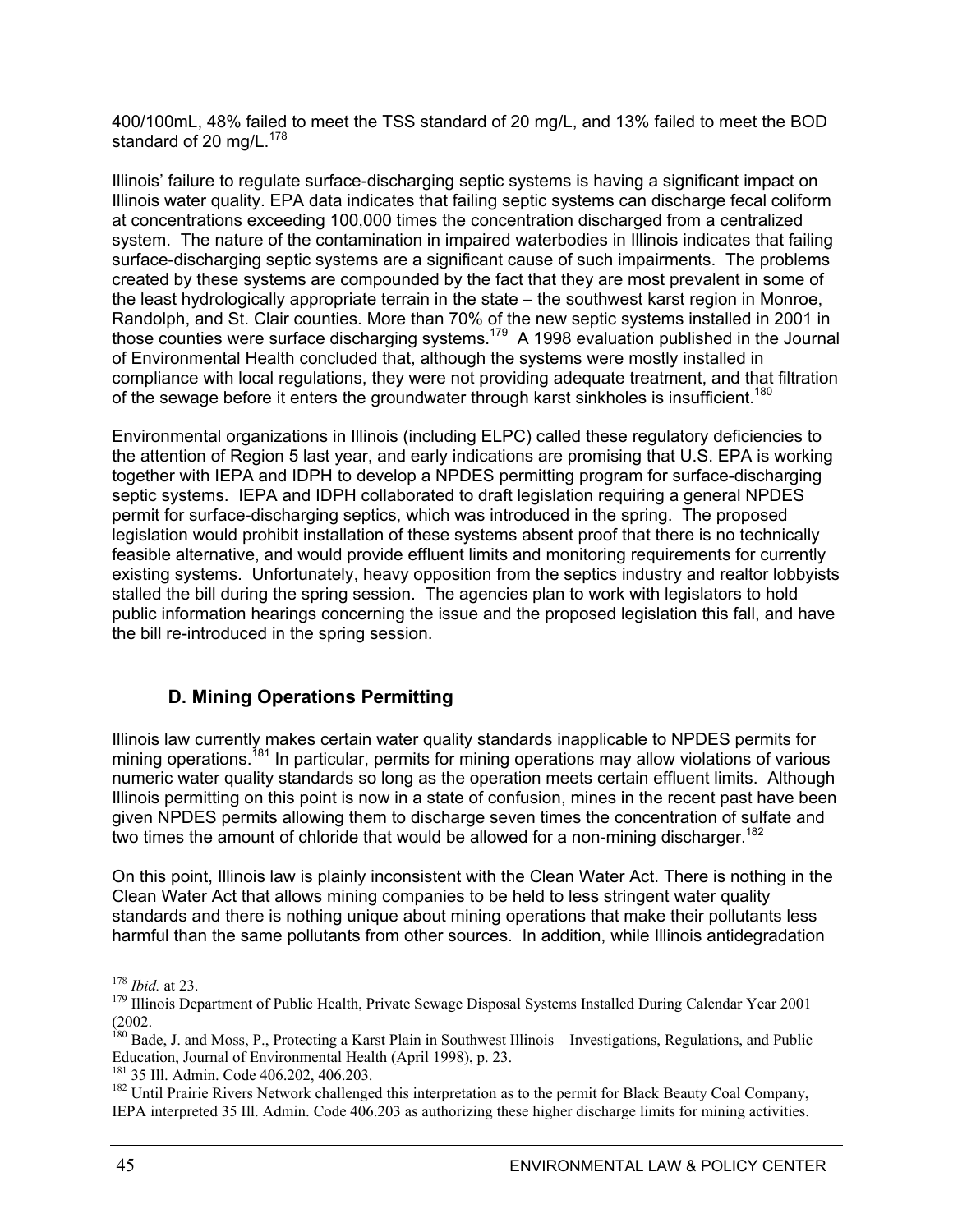400/100mL, 48% failed to meet the TSS standard of 20 mg/L, and 13% failed to meet the BOD standard of 20 mg/L.[178]

Illinois' failure to regulate surface-discharging septic systems is having a significant impact on Illinois water quality. EPA data indicates that failing septic systems can discharge fecal coliform at concentrations exceeding 100,000 times the concentration discharged from a centralized system. The nature of the contamination in impaired waterbodies in Illinois indicates that failing surface-discharging septic systems are a significant cause of such impairments. The problems created by these systems are compounded by the fact that they are most prevalent in some of the least hydrologically appropriate terrain in the state – the southwest karst region in Monroe, Randolph, and St. Clair counties. More than 70% of the new septic systems installed in 2001 in those counties were surface discharging systems.[179] A 1998 evaluation published in the Journal of Environmental Health concluded that, although the systems were mostly installed in compliance with local regulations, they were not providing adequate treatment, and that filtration of the sewage before it enters the groundwater through karst sinkholes is insufficient.[180]

Environmental organizations in Illinois (including ELPC) called these regulatory deficiencies to the attention of Region 5 last year, and early indications are promising that U.S. EPA is working together with IEPA and IDPH to develop a NPDES permitting program for surface-discharging septic systems. IEPA and IDPH collaborated to draft legislation requiring a general NPDES permit for surface-discharging septics, which was introduced in the spring. The proposed legislation would prohibit installation of these systems absent proof that there is no technically feasible alternative, and would provide effluent limits and monitoring requirements for currently existing systems. Unfortunately, heavy opposition from the septics industry and realtor lobbyists stalled the bill during the spring session. The agencies plan to work with legislators to hold public information hearings concerning the issue and the proposed legislation this fall, and have the bill re-introduced in the spring session.

### D. Mining Operations Permitting

Illinois law currently makes certain water quality standards inapplicable to NPDES permits for mining operations.[181] In particular, permits for mining operations may allow violations of various numeric water quality standards so long as the operation meets certain effluent limits. Although Illinois permitting on this point is now in a state of confusion, mines in the recent past have been given NPDES permits allowing them to discharge seven times the concentration of sulfate and two times the amount of chloride that would be allowed for a non-mining discharger.[182]

On this point, Illinois law is plainly inconsistent with the Clean Water Act. There is nothing in the Clean Water Act that allows mining companies to be held to less stringent water quality standards and there is nothing unique about mining operations that make their pollutants less harmful than the same pollutants from other sources. In addition, while Illinois antidegradation

---

[178] *Ibid.* at 23.

[179] Illinois Department of Public Health, Private Sewage Disposal Systems Installed During Calendar Year 2001 (2002.

[180] Bade, J. and Moss, P., Protecting a Karst Plain in Southwest Illinois – Investigations, Regulations, and Public Education, Journal of Environmental Health (April 1998), p. 23.

[181] 35 Ill. Admin. Code 406.202, 406.203.

[182] Until Prairie Rivers Network challenged this interpretation as to the permit for Black Beauty Coal Company, IEPA interpreted 35 Ill. Admin. Code 406.203 as authorizing these higher discharge limits for mining activities.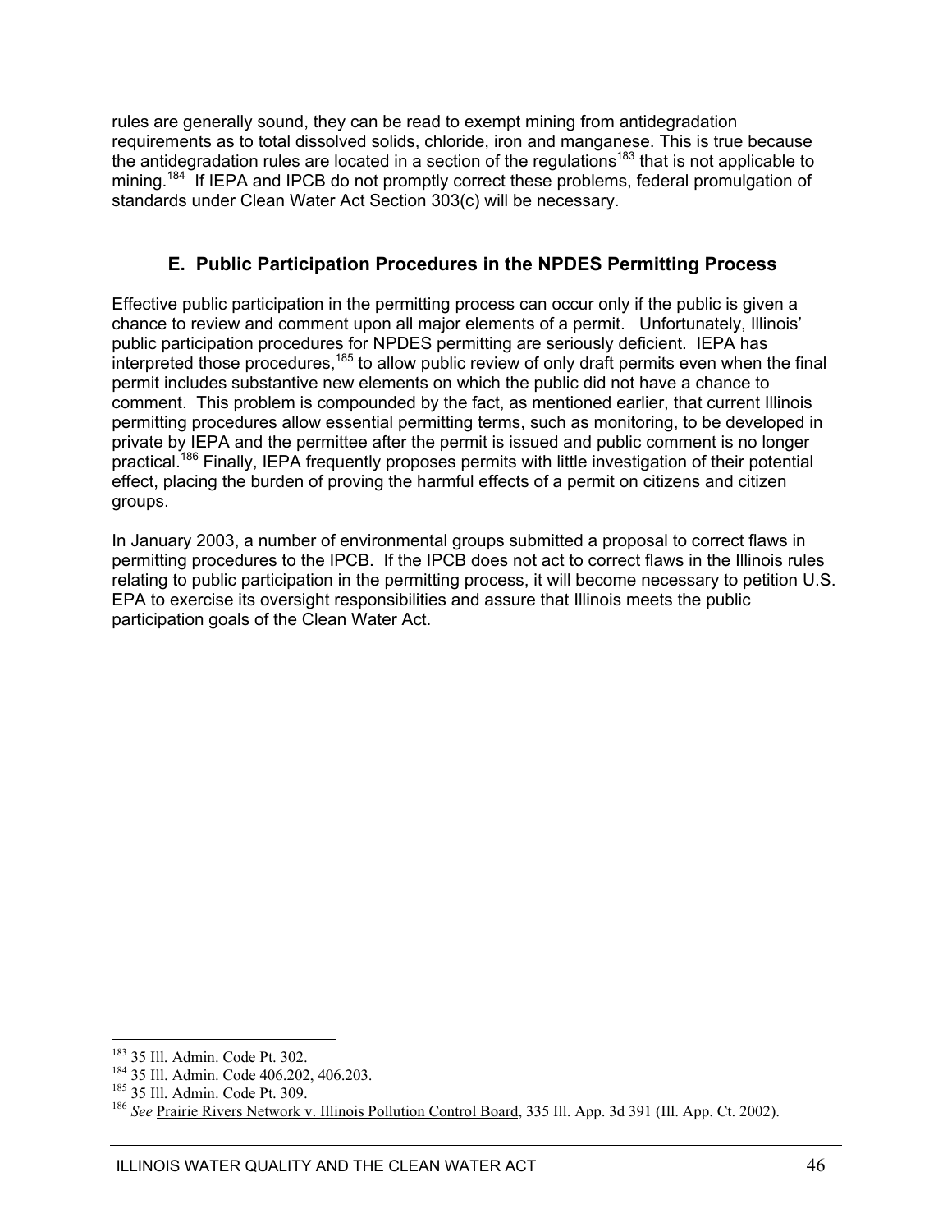rules are generally sound, they can be read to exempt mining from antidegradation requirements as to total dissolved solids, chloride, iron and manganese. This is true because the antidegradation rules are located in a section of the regulations[183] that is not applicable to mining.[184] If IEPA and IPCB do not promptly correct these problems, federal promulgation of standards under Clean Water Act Section 303(c) will be necessary.

### E. Public Participation Procedures in the NPDES Permitting Process

Effective public participation in the permitting process can occur only if the public is given a chance to review and comment upon all major elements of a permit. Unfortunately, Illinois' public participation procedures for NPDES permitting are seriously deficient. IEPA has interpreted those procedures,[185] to allow public review of only draft permits even when the final permit includes substantive new elements on which the public did not have a chance to comment. This problem is compounded by the fact, as mentioned earlier, that current Illinois permitting procedures allow essential permitting terms, such as monitoring, to be developed in private by IEPA and the permittee after the permit is issued and public comment is no longer practical.[186] Finally, IEPA frequently proposes permits with little investigation of their potential effect, placing the burden of proving the harmful effects of a permit on citizens and citizen groups.

In January 2003, a number of environmental groups submitted a proposal to correct flaws in permitting procedures to the IPCB. If the IPCB does not act to correct flaws in the Illinois rules relating to public participation in the permitting process, it will become necessary to petition U.S. EPA to exercise its oversight responsibilities and assure that Illinois meets the public participation goals of the Clean Water Act.

---

[183] 35 Ill. Admin. Code Pt. 302.

[184] 35 Ill. Admin. Code 406.202, 406.203.

[185] 35 Ill. Admin. Code Pt. 309.

[186] *See* Prairie Rivers Network v. Illinois Pollution Control Board, 335 Ill. App. 3d 391 (Ill. App. Ct. 2002).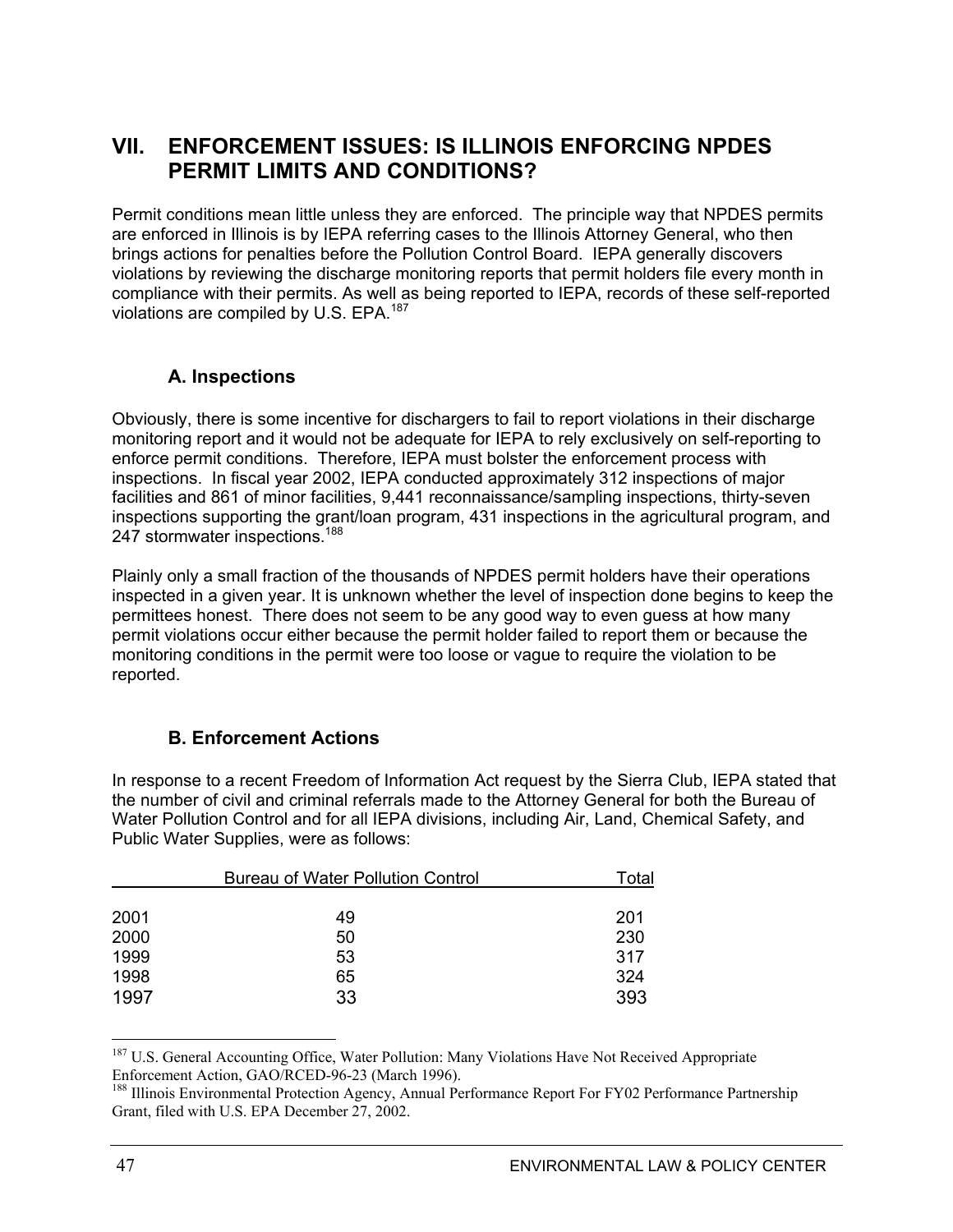## VII. ENFORCEMENT ISSUES: IS ILLINOIS ENFORCING NPDES PERMIT LIMITS AND CONDITIONS?

Permit conditions mean little unless they are enforced. The principle way that NPDES permits are enforced in Illinois is by IEPA referring cases to the Illinois Attorney General, who then brings actions for penalties before the Pollution Control Board. IEPA generally discovers violations by reviewing the discharge monitoring reports that permit holders file every month in compliance with their permits. As well as being reported to IEPA, records of these self-reported violations are compiled by U.S. EPA.[187]

### A. Inspections

Obviously, there is some incentive for dischargers to fail to report violations in their discharge monitoring report and it would not be adequate for IEPA to rely exclusively on self-reporting to enforce permit conditions. Therefore, IEPA must bolster the enforcement process with inspections. In fiscal year 2002, IEPA conducted approximately 312 inspections of major facilities and 861 of minor facilities, 9,441 reconnaissance/sampling inspections, thirty-seven inspections supporting the grant/loan program, 431 inspections in the agricultural program, and 247 stormwater inspections.[188]

Plainly only a small fraction of the thousands of NPDES permit holders have their operations inspected in a given year. It is unknown whether the level of inspection done begins to keep the permittees honest. There does not seem to be any good way to even guess at how many permit violations occur either because the permit holder failed to report them or because the monitoring conditions in the permit were too loose or vague to require the violation to be reported.

### B. Enforcement Actions

In response to a recent Freedom of Information Act request by the Sierra Club, IEPA stated that the number of civil and criminal referrals made to the Attorney General for both the Bureau of Water Pollution Control and for all IEPA divisions, including Air, Land, Chemical Safety, and Public Water Supplies, were as follows:

| | Bureau of Water Pollution Control | Total |
|---|---|---|
| 2001 | 49 | 201 |
| 2000 | 50 | 230 |
| 1999 | 53 | 317 |
| 1998 | 65 | 324 |
| 1997 | 33 | 393 |

---

[187] U.S. General Accounting Office, Water Pollution: Many Violations Have Not Received Appropriate Enforcement Action, GAO/RCED-96-23 (March 1996).

[188] Illinois Environmental Protection Agency, Annual Performance Report For FY02 Performance Partnership Grant, filed with U.S. EPA December 27, 2002.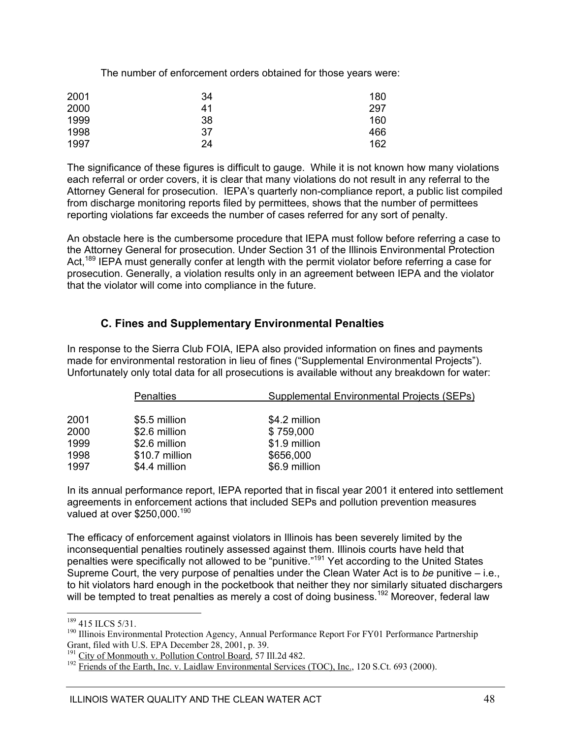The number of enforcement orders obtained for those years were:

| | | |
|---|---|---|
| 2001 | 34 | 180 |
| 2000 | 41 | 297 |
| 1999 | 38 | 160 |
| 1998 | 37 | 466 |
| 1997 | 24 | 162 |

The significance of these figures is difficult to gauge. While it is not known how many violations each referral or order covers, it is clear that many violations do not result in any referral to the Attorney General for prosecution. IEPA's quarterly non-compliance report, a public list compiled from discharge monitoring reports filed by permittees, shows that the number of permittees reporting violations far exceeds the number of cases referred for any sort of penalty.

An obstacle here is the cumbersome procedure that IEPA must follow before referring a case to the Attorney General for prosecution. Under Section 31 of the Illinois Environmental Protection Act,[189] IEPA must generally confer at length with the permit violator before referring a case for prosecution. Generally, a violation results only in an agreement between IEPA and the violator that the violator will come into compliance in the future.

### C. Fines and Supplementary Environmental Penalties

In response to the Sierra Club FOIA, IEPA also provided information on fines and payments made for environmental restoration in lieu of fines ("Supplemental Environmental Projects"). Unfortunately only total data for all prosecutions is available without any breakdown for water:

| | Penalties | Supplemental Environmental Projects (SEPs) |
|---|---|---|
| 2001 | $5.5 million | $4.2 million |
| 2000 | $2.6 million | $ 759,000 |
| 1999 | $2.6 million | $1.9 million |
| 1998 | $10.7 million | $656,000 |
| 1997 | $4.4 million | $6.9 million |

In its annual performance report, IEPA reported that in fiscal year 2001 it entered into settlement agreements in enforcement actions that included SEPs and pollution prevention measures valued at over $250,000.[190]

The efficacy of enforcement against violators in Illinois has been severely limited by the inconsequential penalties routinely assessed against them. Illinois courts have held that penalties were specifically not allowed to be "punitive."[191] Yet according to the United States Supreme Court, the very purpose of penalties under the Clean Water Act is to *be* punitive – i.e., to hit violators hard enough in the pocketbook that neither they nor similarly situated dischargers will be tempted to treat penalties as merely a cost of doing business.[192] Moreover, federal law

---

[189] 415 ILCS 5/31.

[190] Illinois Environmental Protection Agency, Annual Performance Report For FY01 Performance Partnership Grant, filed with U.S. EPA December 28, 2001, p. 39.

[191] City of Monmouth v. Pollution Control Board, 57 Ill.2d 482.

[192] Friends of the Earth, Inc. v. Laidlaw Environmental Services (TOC), Inc., 120 S.Ct. 693 (2000).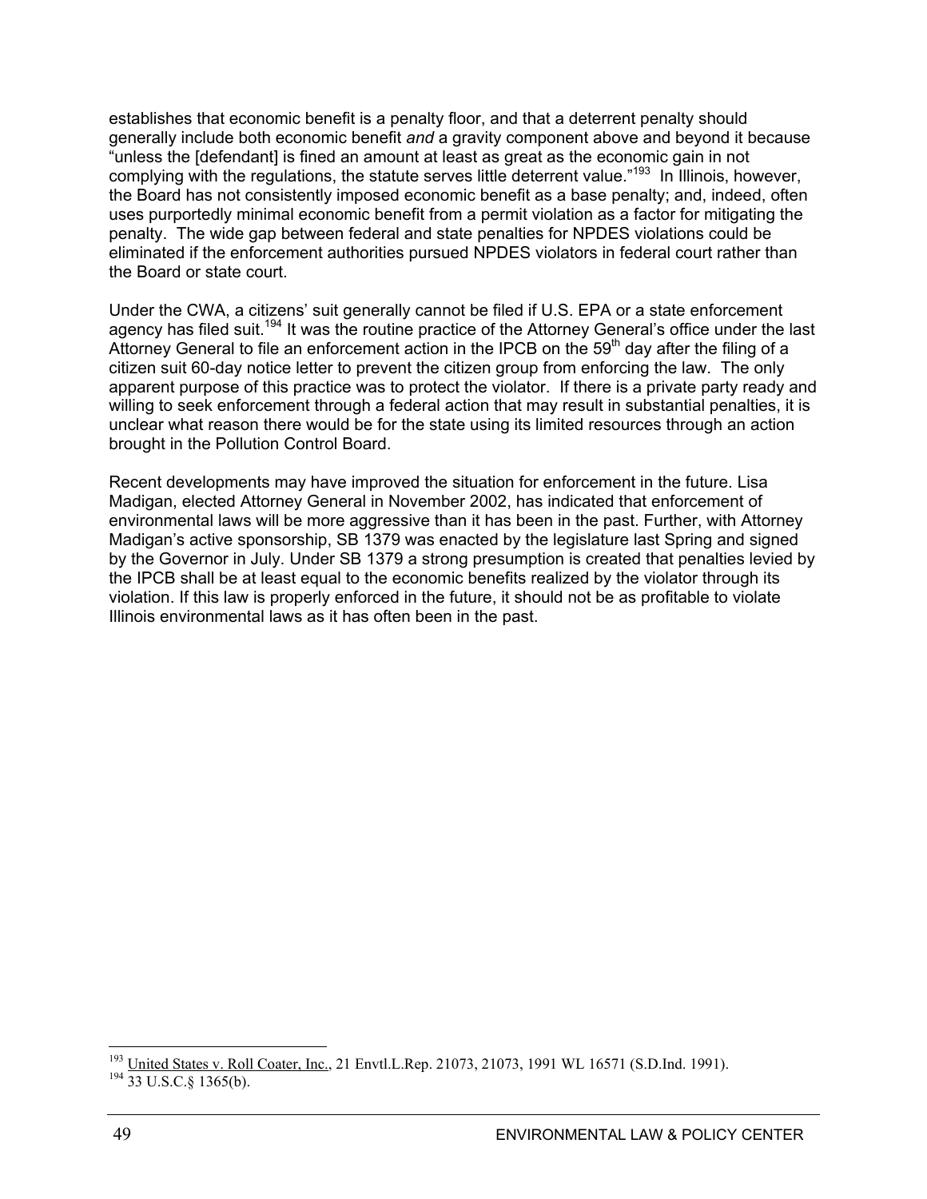establishes that economic benefit is a penalty floor, and that a deterrent penalty should generally include both economic benefit *and* a gravity component above and beyond it because "unless the [defendant] is fined an amount at least as great as the economic gain in not complying with the regulations, the statute serves little deterrent value."[193] In Illinois, however, the Board has not consistently imposed economic benefit as a base penalty; and, indeed, often uses purportedly minimal economic benefit from a permit violation as a factor for mitigating the penalty. The wide gap between federal and state penalties for NPDES violations could be eliminated if the enforcement authorities pursued NPDES violators in federal court rather than the Board or state court.

Under the CWA, a citizens' suit generally cannot be filed if U.S. EPA or a state enforcement agency has filed suit.[194] It was the routine practice of the Attorney General's office under the last Attorney General to file an enforcement action in the IPCB on the 59th day after the filing of a citizen suit 60-day notice letter to prevent the citizen group from enforcing the law. The only apparent purpose of this practice was to protect the violator. If there is a private party ready and willing to seek enforcement through a federal action that may result in substantial penalties, it is unclear what reason there would be for the state using its limited resources through an action brought in the Pollution Control Board.

Recent developments may have improved the situation for enforcement in the future. Lisa Madigan, elected Attorney General in November 2002, has indicated that enforcement of environmental laws will be more aggressive than it has been in the past. Further, with Attorney Madigan's active sponsorship, SB 1379 was enacted by the legislature last Spring and signed by the Governor in July. Under SB 1379 a strong presumption is created that penalties levied by the IPCB shall be at least equal to the economic benefits realized by the violator through its violation. If this law is properly enforced in the future, it should not be as profitable to violate Illinois environmental laws as it has often been in the past.

---

[193] United States v. Roll Coater, Inc., 21 Envtl.L.Rep. 21073, 21073, 1991 WL 16571 (S.D.Ind. 1991).

[194] 33 U.S.C.§ 1365(b).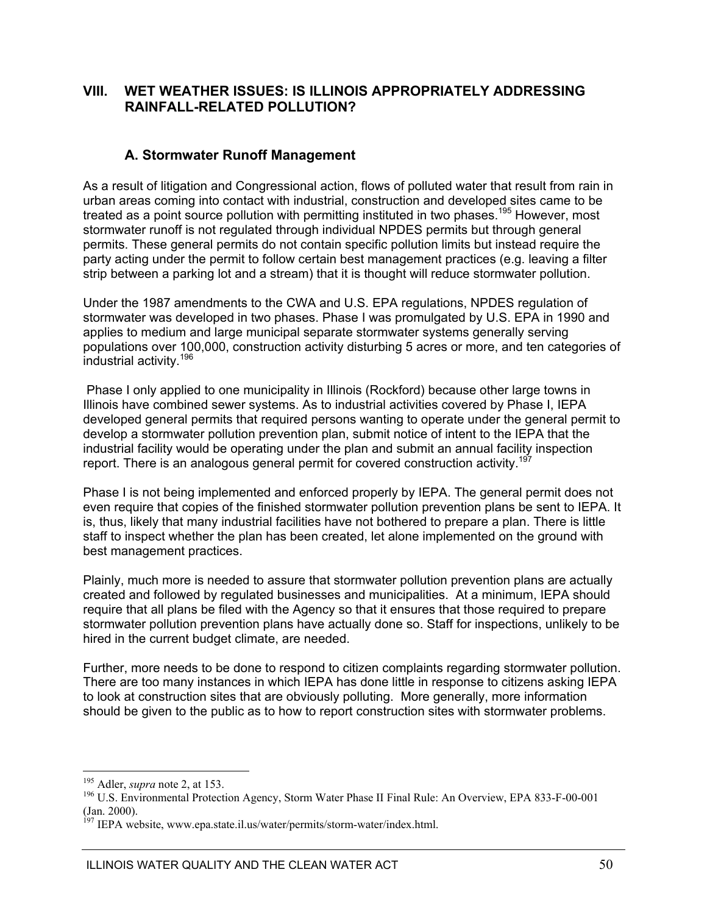## VIII. WET WEATHER ISSUES: IS ILLINOIS APPROPRIATELY ADDRESSING RAINFALL-RELATED POLLUTION?

### A. Stormwater Runoff Management

As a result of litigation and Congressional action, flows of polluted water that result from rain in urban areas coming into contact with industrial, construction and developed sites came to be treated as a point source pollution with permitting instituted in two phases.[195] However, most stormwater runoff is not regulated through individual NPDES permits but through general permits. These general permits do not contain specific pollution limits but instead require the party acting under the permit to follow certain best management practices (e.g. leaving a filter strip between a parking lot and a stream) that it is thought will reduce stormwater pollution.

Under the 1987 amendments to the CWA and U.S. EPA regulations, NPDES regulation of stormwater was developed in two phases. Phase I was promulgated by U.S. EPA in 1990 and applies to medium and large municipal separate stormwater systems generally serving populations over 100,000, construction activity disturbing 5 acres or more, and ten categories of industrial activity.[196]

Phase I only applied to one municipality in Illinois (Rockford) because other large towns in Illinois have combined sewer systems. As to industrial activities covered by Phase I, IEPA developed general permits that required persons wanting to operate under the general permit to develop a stormwater pollution prevention plan, submit notice of intent to the IEPA that the industrial facility would be operating under the plan and submit an annual facility inspection report. There is an analogous general permit for covered construction activity.[197]

Phase I is not being implemented and enforced properly by IEPA. The general permit does not even require that copies of the finished stormwater pollution prevention plans be sent to IEPA. It is, thus, likely that many industrial facilities have not bothered to prepare a plan. There is little staff to inspect whether the plan has been created, let alone implemented on the ground with best management practices.

Plainly, much more is needed to assure that stormwater pollution prevention plans are actually created and followed by regulated businesses and municipalities. At a minimum, IEPA should require that all plans be filed with the Agency so that it ensures that those required to prepare stormwater pollution prevention plans have actually done so. Staff for inspections, unlikely to be hired in the current budget climate, are needed.

Further, more needs to be done to respond to citizen complaints regarding stormwater pollution. There are too many instances in which IEPA has done little in response to citizens asking IEPA to look at construction sites that are obviously polluting. More generally, more information should be given to the public as to how to report construction sites with stormwater problems.

---

[195] Adler, *supra* note 2, at 153.

[196] U.S. Environmental Protection Agency, Storm Water Phase II Final Rule: An Overview, EPA 833-F-00-001 (Jan. 2000).

[197] IEPA website, www.epa.state.il.us/water/permits/storm-water/index.html.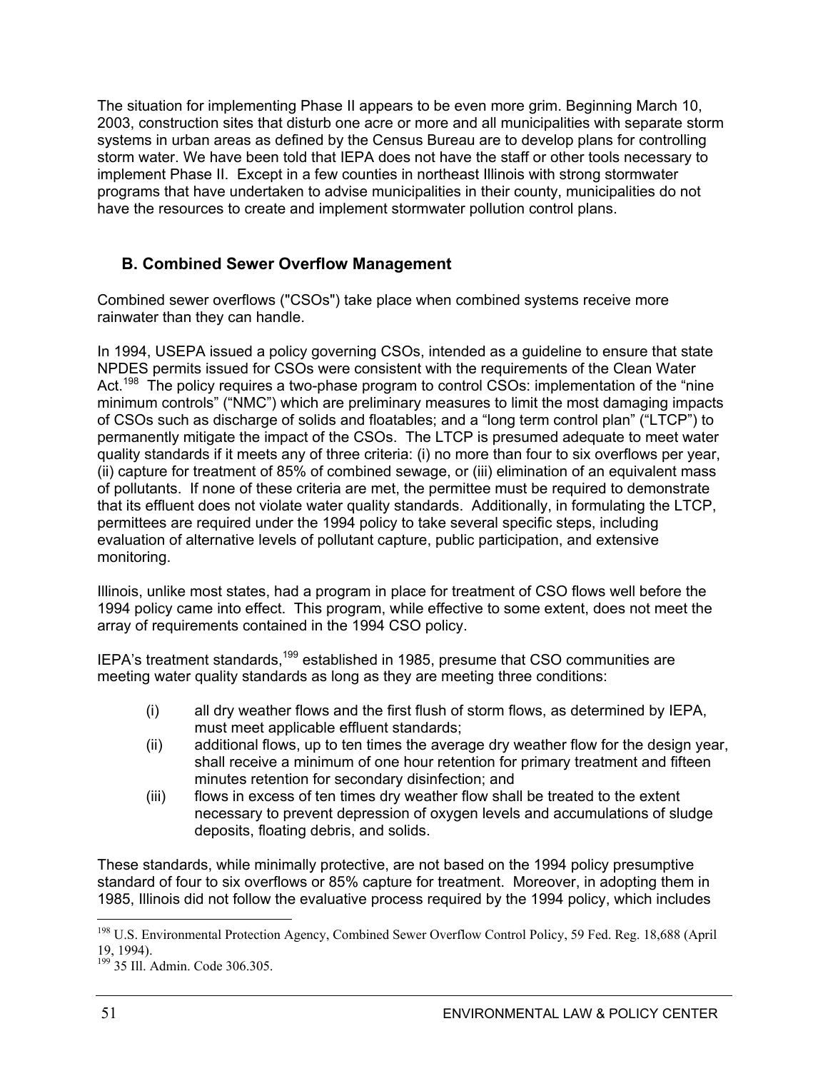The situation for implementing Phase II appears to be even more grim. Beginning March 10, 2003, construction sites that disturb one acre or more and all municipalities with separate storm systems in urban areas as defined by the Census Bureau are to develop plans for controlling storm water. We have been told that IEPA does not have the staff or other tools necessary to implement Phase II. Except in a few counties in northeast Illinois with strong stormwater programs that have undertaken to advise municipalities in their county, municipalities do not have the resources to create and implement stormwater pollution control plans.

## B. Combined Sewer Overflow Management

Combined sewer overflows ("CSOs") take place when combined systems receive more rainwater than they can handle.

In 1994, USEPA issued a policy governing CSOs, intended as a guideline to ensure that state NPDES permits issued for CSOs were consistent with the requirements of the Clean Water Act.[198] The policy requires a two-phase program to control CSOs: implementation of the "nine minimum controls" ("NMC") which are preliminary measures to limit the most damaging impacts of CSOs such as discharge of solids and floatables; and a "long term control plan" ("LTCP") to permanently mitigate the impact of the CSOs. The LTCP is presumed adequate to meet water quality standards if it meets any of three criteria: (i) no more than four to six overflows per year, (ii) capture for treatment of 85% of combined sewage, or (iii) elimination of an equivalent mass of pollutants. If none of these criteria are met, the permittee must be required to demonstrate that its effluent does not violate water quality standards. Additionally, in formulating the LTCP, permittees are required under the 1994 policy to take several specific steps, including evaluation of alternative levels of pollutant capture, public participation, and extensive monitoring.

Illinois, unlike most states, had a program in place for treatment of CSO flows well before the 1994 policy came into effect. This program, while effective to some extent, does not meet the array of requirements contained in the 1994 CSO policy.

IEPA's treatment standards,[199] established in 1985, presume that CSO communities are meeting water quality standards as long as they are meeting three conditions:

(i) all dry weather flows and the first flush of storm flows, as determined by IEPA, must meet applicable effluent standards;

(ii) additional flows, up to ten times the average dry weather flow for the design year, shall receive a minimum of one hour retention for primary treatment and fifteen minutes retention for secondary disinfection; and

(iii) flows in excess of ten times dry weather flow shall be treated to the extent necessary to prevent depression of oxygen levels and accumulations of sludge deposits, floating debris, and solids.

These standards, while minimally protective, are not based on the 1994 policy presumptive standard of four to six overflows or 85% capture for treatment. Moreover, in adopting them in 1985, Illinois did not follow the evaluative process required by the 1994 policy, which includes

---

[198] U.S. Environmental Protection Agency, Combined Sewer Overflow Control Policy, 59 Fed. Reg. 18,688 (April 19, 1994).

[199] 35 Ill. Admin. Code 306.305.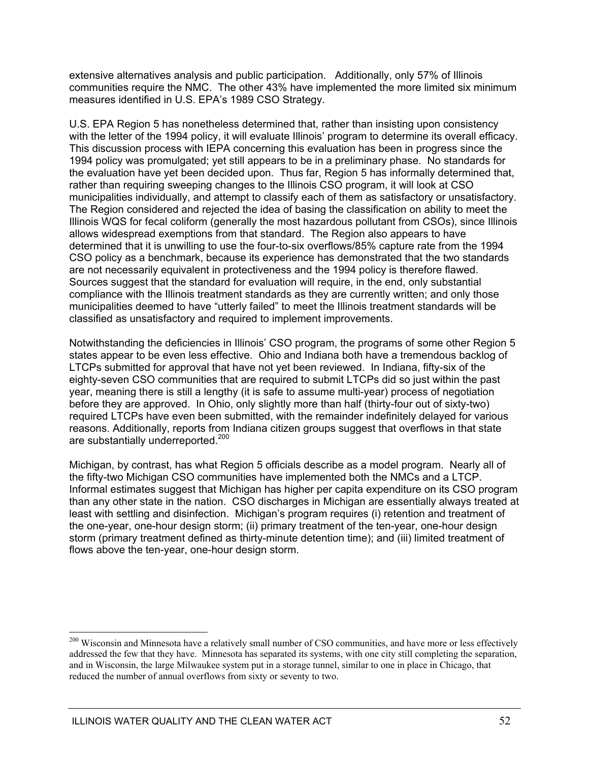extensive alternatives analysis and public participation. Additionally, only 57% of Illinois communities require the NMC. The other 43% have implemented the more limited six minimum measures identified in U.S. EPA's 1989 CSO Strategy.

U.S. EPA Region 5 has nonetheless determined that, rather than insisting upon consistency with the letter of the 1994 policy, it will evaluate Illinois' program to determine its overall efficacy. This discussion process with IEPA concerning this evaluation has been in progress since the 1994 policy was promulgated; yet still appears to be in a preliminary phase. No standards for the evaluation have yet been decided upon. Thus far, Region 5 has informally determined that, rather than requiring sweeping changes to the Illinois CSO program, it will look at CSO municipalities individually, and attempt to classify each of them as satisfactory or unsatisfactory. The Region considered and rejected the idea of basing the classification on ability to meet the Illinois WQS for fecal coliform (generally the most hazardous pollutant from CSOs), since Illinois allows widespread exemptions from that standard. The Region also appears to have determined that it is unwilling to use the four-to-six overflows/85% capture rate from the 1994 CSO policy as a benchmark, because its experience has demonstrated that the two standards are not necessarily equivalent in protectiveness and the 1994 policy is therefore flawed. Sources suggest that the standard for evaluation will require, in the end, only substantial compliance with the Illinois treatment standards as they are currently written; and only those municipalities deemed to have "utterly failed" to meet the Illinois treatment standards will be classified as unsatisfactory and required to implement improvements.

Notwithstanding the deficiencies in Illinois' CSO program, the programs of some other Region 5 states appear to be even less effective. Ohio and Indiana both have a tremendous backlog of LTCPs submitted for approval that have not yet been reviewed. In Indiana, fifty-six of the eighty-seven CSO communities that are required to submit LTCPs did so just within the past year, meaning there is still a lengthy (it is safe to assume multi-year) process of negotiation before they are approved. In Ohio, only slightly more than half (thirty-four out of sixty-two) required LTCPs have even been submitted, with the remainder indefinitely delayed for various reasons. Additionally, reports from Indiana citizen groups suggest that overflows in that state are substantially underreported.[200]

Michigan, by contrast, has what Region 5 officials describe as a model program. Nearly all of the fifty-two Michigan CSO communities have implemented both the NMCs and a LTCP. Informal estimates suggest that Michigan has higher per capita expenditure on its CSO program than any other state in the nation. CSO discharges in Michigan are essentially always treated at least with settling and disinfection. Michigan's program requires (i) retention and treatment of the one-year, one-hour design storm; (ii) primary treatment of the ten-year, one-hour design storm (primary treatment defined as thirty-minute detention time); and (iii) limited treatment of flows above the ten-year, one-hour design storm.

---

[200] Wisconsin and Minnesota have a relatively small number of CSO communities, and have more or less effectively addressed the few that they have. Minnesota has separated its systems, with one city still completing the separation, and in Wisconsin, the large Milwaukee system put in a storage tunnel, similar to one in place in Chicago, that reduced the number of annual overflows from sixty or seventy to two.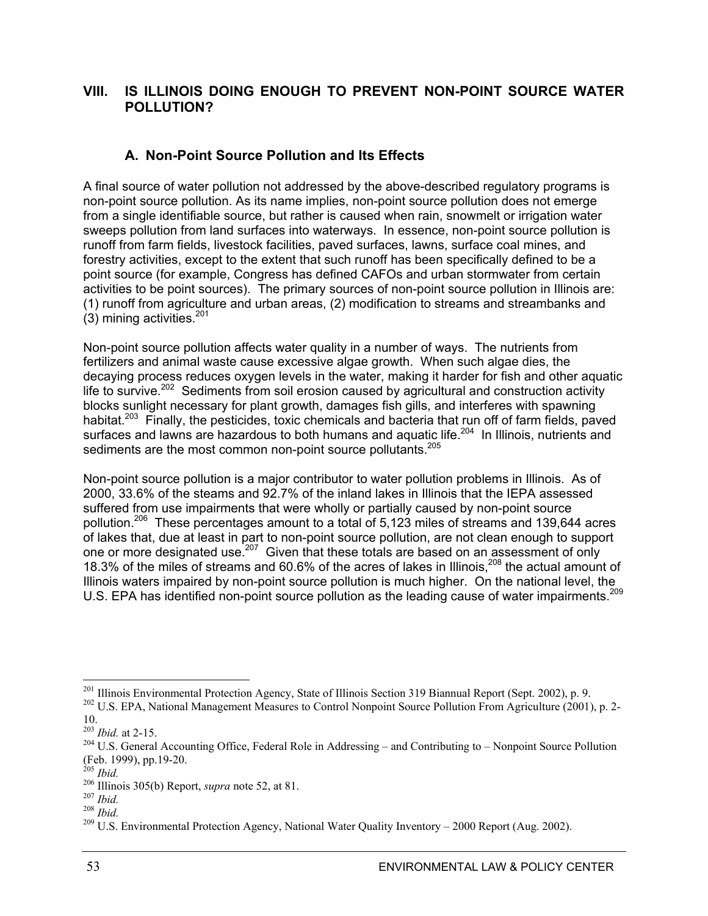## VIII. IS ILLINOIS DOING ENOUGH TO PREVENT NON-POINT SOURCE WATER POLLUTION?

### A. Non-Point Source Pollution and Its Effects

A final source of water pollution not addressed by the above-described regulatory programs is non-point source pollution. As its name implies, non-point source pollution does not emerge from a single identifiable source, but rather is caused when rain, snowmelt or irrigation water sweeps pollution from land surfaces into waterways. In essence, non-point source pollution is runoff from farm fields, livestock facilities, paved surfaces, lawns, surface coal mines, and forestry activities, except to the extent that such runoff has been specifically defined to be a point source (for example, Congress has defined CAFOs and urban stormwater from certain activities to be point sources). The primary sources of non-point source pollution in Illinois are: (1) runoff from agriculture and urban areas, (2) modification to streams and streambanks and (3) mining activities.[201]

Non-point source pollution affects water quality in a number of ways. The nutrients from fertilizers and animal waste cause excessive algae growth. When such algae dies, the decaying process reduces oxygen levels in the water, making it harder for fish and other aquatic life to survive.[202] Sediments from soil erosion caused by agricultural and construction activity blocks sunlight necessary for plant growth, damages fish gills, and interferes with spawning habitat.[203] Finally, the pesticides, toxic chemicals and bacteria that run off of farm fields, paved surfaces and lawns are hazardous to both humans and aquatic life.[204] In Illinois, nutrients and sediments are the most common non-point source pollutants.[205]

Non-point source pollution is a major contributor to water pollution problems in Illinois. As of 2000, 33.6% of the steams and 92.7% of the inland lakes in Illinois that the IEPA assessed suffered from use impairments that were wholly or partially caused by non-point source pollution.[206] These percentages amount to a total of 5,123 miles of streams and 139,644 acres of lakes that, due at least in part to non-point source pollution, are not clean enough to support one or more designated use.[207] Given that these totals are based on an assessment of only 18.3% of the miles of streams and 60.6% of the acres of lakes in Illinois,[208] the actual amount of Illinois waters impaired by non-point source pollution is much higher. On the national level, the U.S. EPA has identified non-point source pollution as the leading cause of water impairments.[209]

---

[201] Illinois Environmental Protection Agency, State of Illinois Section 319 Biannual Report (Sept. 2002), p. 9.
[202] U.S. EPA, National Management Measures to Control Nonpoint Source Pollution From Agriculture (2001), p. 2-10.
[203] *Ibid.* at 2-15.
[204] U.S. General Accounting Office, Federal Role in Addressing – and Contributing to – Nonpoint Source Pollution (Feb. 1999), pp.19-20.
[205] *Ibid.*
[206] Illinois 305(b) Report, *supra* note 52, at 81.
[207] *Ibid.*
[208] *Ibid.*
[209] U.S. Environmental Protection Agency, National Water Quality Inventory – 2000 Report (Aug. 2002).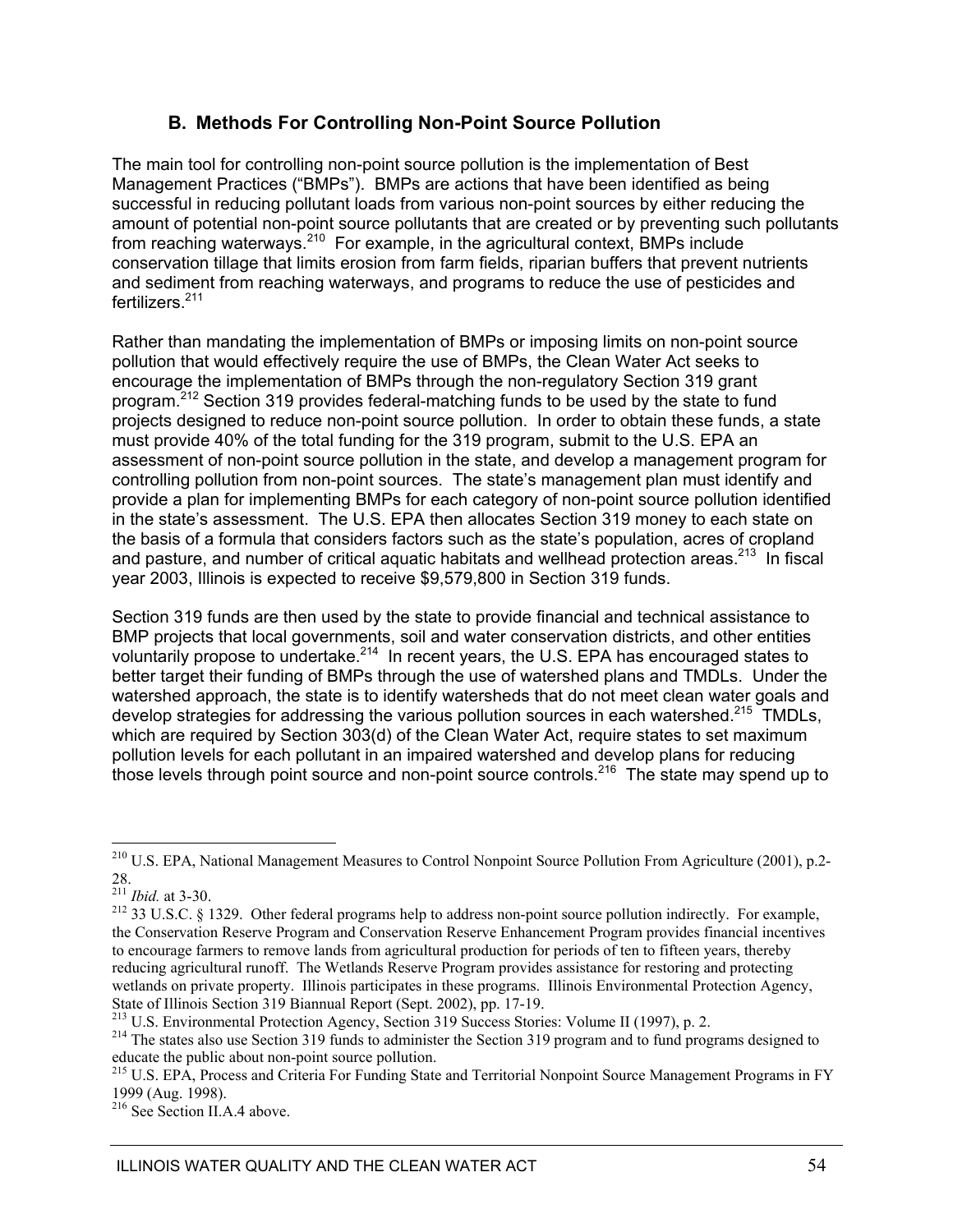### B. Methods For Controlling Non-Point Source Pollution

The main tool for controlling non-point source pollution is the implementation of Best Management Practices ("BMPs"). BMPs are actions that have been identified as being successful in reducing pollutant loads from various non-point sources by either reducing the amount of potential non-point source pollutants that are created or by preventing such pollutants from reaching waterways.[210] For example, in the agricultural context, BMPs include conservation tillage that limits erosion from farm fields, riparian buffers that prevent nutrients and sediment from reaching waterways, and programs to reduce the use of pesticides and fertilizers.[211]

Rather than mandating the implementation of BMPs or imposing limits on non-point source pollution that would effectively require the use of BMPs, the Clean Water Act seeks to encourage the implementation of BMPs through the non-regulatory Section 319 grant program.[212] Section 319 provides federal-matching funds to be used by the state to fund projects designed to reduce non-point source pollution. In order to obtain these funds, a state must provide 40% of the total funding for the 319 program, submit to the U.S. EPA an assessment of non-point source pollution in the state, and develop a management program for controlling pollution from non-point sources. The state's management plan must identify and provide a plan for implementing BMPs for each category of non-point source pollution identified in the state's assessment. The U.S. EPA then allocates Section 319 money to each state on the basis of a formula that considers factors such as the state's population, acres of cropland and pasture, and number of critical aquatic habitats and wellhead protection areas.[213] In fiscal year 2003, Illinois is expected to receive $9,579,800 in Section 319 funds.

Section 319 funds are then used by the state to provide financial and technical assistance to BMP projects that local governments, soil and water conservation districts, and other entities voluntarily propose to undertake.[214] In recent years, the U.S. EPA has encouraged states to better target their funding of BMPs through the use of watershed plans and TMDLs. Under the watershed approach, the state is to identify watersheds that do not meet clean water goals and develop strategies for addressing the various pollution sources in each watershed.[215] TMDLs, which are required by Section 303(d) of the Clean Water Act, require states to set maximum pollution levels for each pollutant in an impaired watershed and develop plans for reducing those levels through point source and non-point source controls.[216] The state may spend up to

---

[210] U.S. EPA, National Management Measures to Control Nonpoint Source Pollution From Agriculture (2001), p.2-28.

[211] *Ibid.* at 3-30.

[212] 33 U.S.C. § 1329. Other federal programs help to address non-point source pollution indirectly. For example, the Conservation Reserve Program and Conservation Reserve Enhancement Program provides financial incentives to encourage farmers to remove lands from agricultural production for periods of ten to fifteen years, thereby reducing agricultural runoff. The Wetlands Reserve Program provides assistance for restoring and protecting wetlands on private property. Illinois participates in these programs. Illinois Environmental Protection Agency, State of Illinois Section 319 Biannual Report (Sept. 2002), pp. 17-19.

[213] U.S. Environmental Protection Agency, Section 319 Success Stories: Volume II (1997), p. 2.

[214] The states also use Section 319 funds to administer the Section 319 program and to fund programs designed to educate the public about non-point source pollution.

[215] U.S. EPA, Process and Criteria For Funding State and Territorial Nonpoint Source Management Programs in FY 1999 (Aug. 1998).

[216] See Section II.A.4 above.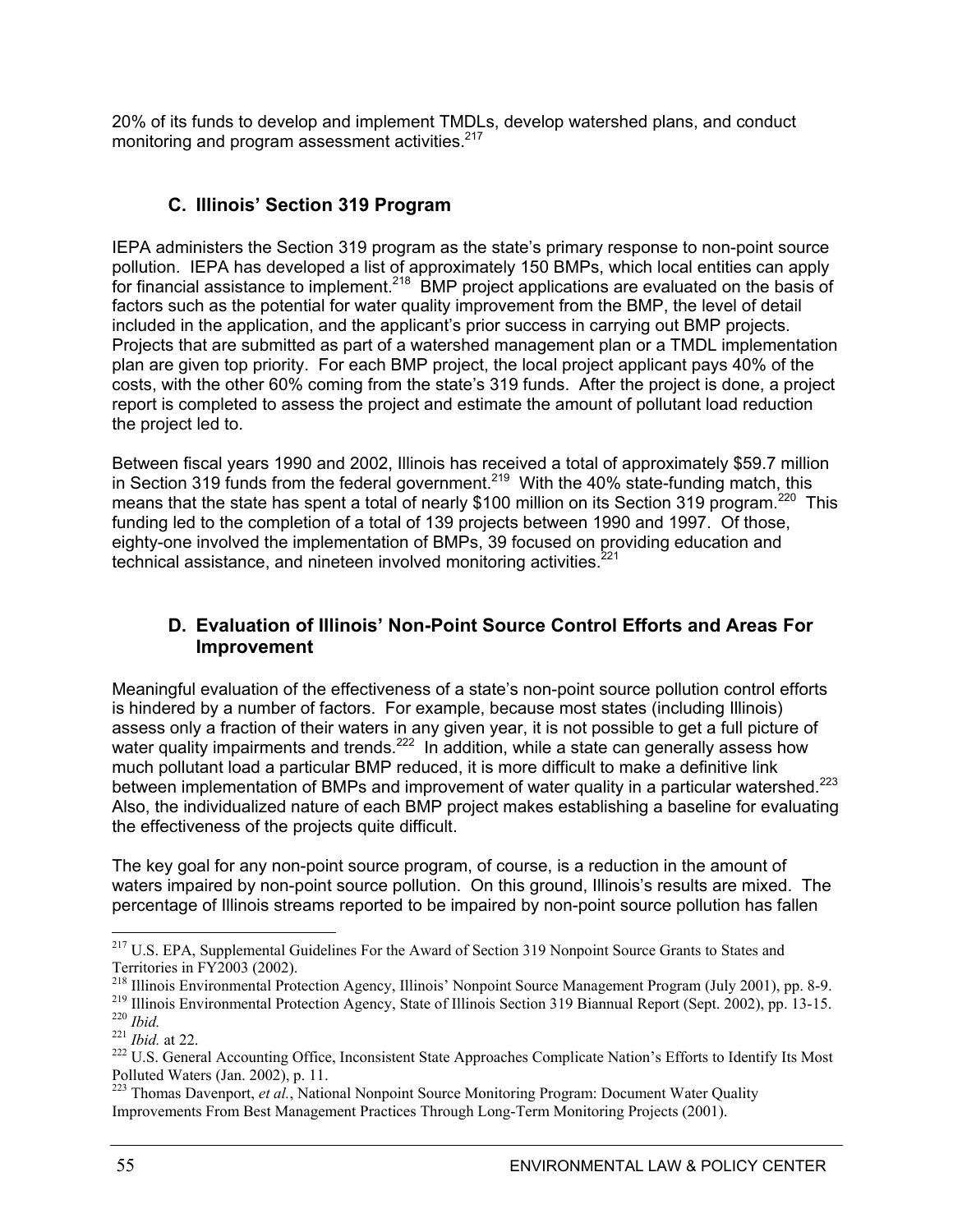20% of its funds to develop and implement TMDLs, develop watershed plans, and conduct monitoring and program assessment activities.[217]

## C. Illinois' Section 319 Program

IEPA administers the Section 319 program as the state's primary response to non-point source pollution. IEPA has developed a list of approximately 150 BMPs, which local entities can apply for financial assistance to implement.[218] BMP project applications are evaluated on the basis of factors such as the potential for water quality improvement from the BMP, the level of detail included in the application, and the applicant's prior success in carrying out BMP projects. Projects that are submitted as part of a watershed management plan or a TMDL implementation plan are given top priority. For each BMP project, the local project applicant pays 40% of the costs, with the other 60% coming from the state's 319 funds. After the project is done, a project report is completed to assess the project and estimate the amount of pollutant load reduction the project led to.

Between fiscal years 1990 and 2002, Illinois has received a total of approximately $59.7 million in Section 319 funds from the federal government.[219] With the 40% state-funding match, this means that the state has spent a total of nearly $100 million on its Section 319 program.[220] This funding led to the completion of a total of 139 projects between 1990 and 1997. Of those, eighty-one involved the implementation of BMPs, 39 focused on providing education and technical assistance, and nineteen involved monitoring activities.[221]

## D. Evaluation of Illinois' Non-Point Source Control Efforts and Areas For Improvement

Meaningful evaluation of the effectiveness of a state's non-point source pollution control efforts is hindered by a number of factors. For example, because most states (including Illinois) assess only a fraction of their waters in any given year, it is not possible to get a full picture of water quality impairments and trends.[222] In addition, while a state can generally assess how much pollutant load a particular BMP reduced, it is more difficult to make a definitive link between implementation of BMPs and improvement of water quality in a particular watershed.[223] Also, the individualized nature of each BMP project makes establishing a baseline for evaluating the effectiveness of the projects quite difficult.

The key goal for any non-point source program, of course, is a reduction in the amount of waters impaired by non-point source pollution. On this ground, Illinois's results are mixed. The percentage of Illinois streams reported to be impaired by non-point source pollution has fallen

---

[217] U.S. EPA, Supplemental Guidelines For the Award of Section 319 Nonpoint Source Grants to States and Territories in FY2003 (2002).

[218] Illinois Environmental Protection Agency, Illinois' Nonpoint Source Management Program (July 2001), pp. 8-9.

[219] Illinois Environmental Protection Agency, State of Illinois Section 319 Biannual Report (Sept. 2002), pp. 13-15.

[220] *Ibid.*

[221] *Ibid.* at 22.

[222] U.S. General Accounting Office, Inconsistent State Approaches Complicate Nation's Efforts to Identify Its Most Polluted Waters (Jan. 2002), p. 11.

[223] Thomas Davenport, *et al.*, National Nonpoint Source Monitoring Program: Document Water Quality Improvements From Best Management Practices Through Long-Term Monitoring Projects (2001).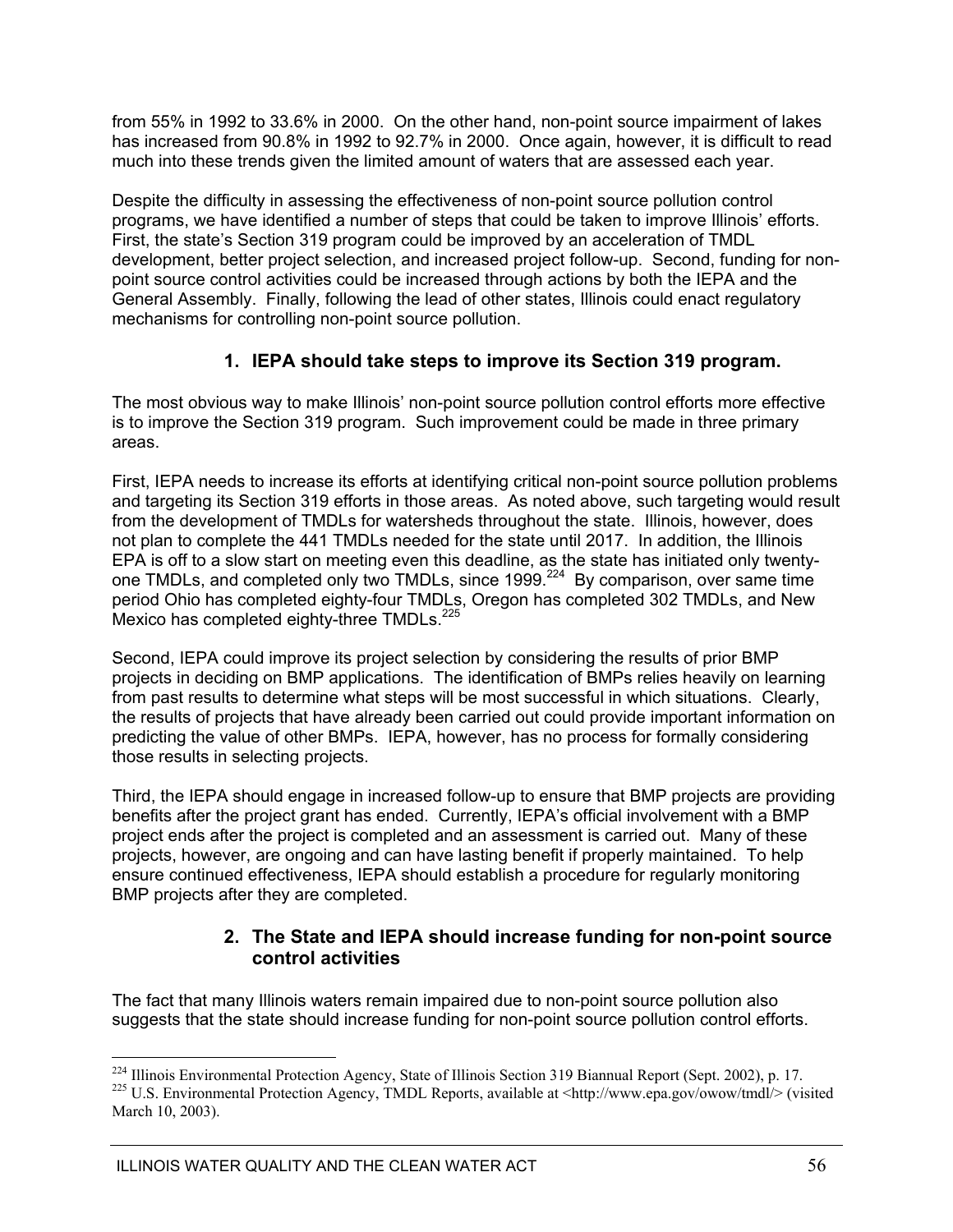from 55% in 1992 to 33.6% in 2000. On the other hand, non-point source impairment of lakes has increased from 90.8% in 1992 to 92.7% in 2000. Once again, however, it is difficult to read much into these trends given the limited amount of waters that are assessed each year.

Despite the difficulty in assessing the effectiveness of non-point source pollution control programs, we have identified a number of steps that could be taken to improve Illinois' efforts. First, the state's Section 319 program could be improved by an acceleration of TMDL development, better project selection, and increased project follow-up. Second, funding for non-point source control activities could be increased through actions by both the IEPA and the General Assembly. Finally, following the lead of other states, Illinois could enact regulatory mechanisms for controlling non-point source pollution.

### 1. IEPA should take steps to improve its Section 319 program.

The most obvious way to make Illinois' non-point source pollution control efforts more effective is to improve the Section 319 program. Such improvement could be made in three primary areas.

First, IEPA needs to increase its efforts at identifying critical non-point source pollution problems and targeting its Section 319 efforts in those areas. As noted above, such targeting would result from the development of TMDLs for watersheds throughout the state. Illinois, however, does not plan to complete the 441 TMDLs needed for the state until 2017. In addition, the Illinois EPA is off to a slow start on meeting even this deadline, as the state has initiated only twenty-one TMDLs, and completed only two TMDLs, since 1999.[224] By comparison, over same time period Ohio has completed eighty-four TMDLs, Oregon has completed 302 TMDLs, and New Mexico has completed eighty-three TMDLs.[225]

Second, IEPA could improve its project selection by considering the results of prior BMP projects in deciding on BMP applications. The identification of BMPs relies heavily on learning from past results to determine what steps will be most successful in which situations. Clearly, the results of projects that have already been carried out could provide important information on predicting the value of other BMPs. IEPA, however, has no process for formally considering those results in selecting projects.

Third, the IEPA should engage in increased follow-up to ensure that BMP projects are providing benefits after the project grant has ended. Currently, IEPA's official involvement with a BMP project ends after the project is completed and an assessment is carried out. Many of these projects, however, are ongoing and can have lasting benefit if properly maintained. To help ensure continued effectiveness, IEPA should establish a procedure for regularly monitoring BMP projects after they are completed.

### 2. The State and IEPA should increase funding for non-point source control activities

The fact that many Illinois waters remain impaired due to non-point source pollution also suggests that the state should increase funding for non-point source pollution control efforts.

---

[224] Illinois Environmental Protection Agency, State of Illinois Section 319 Biannual Report (Sept. 2002), p. 17.

[225] U.S. Environmental Protection Agency, TMDL Reports, available at <http://www.epa.gov/owow/tmdl/> (visited March 10, 2003).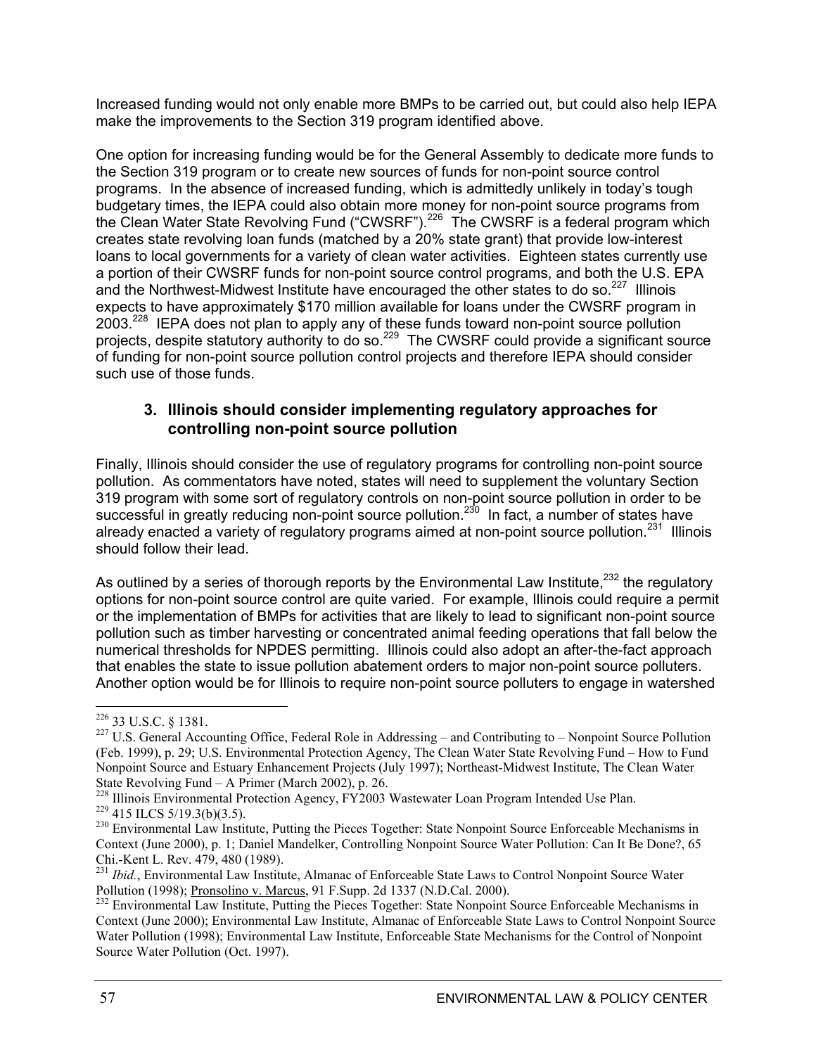Increased funding would not only enable more BMPs to be carried out, but could also help IEPA make the improvements to the Section 319 program identified above.

One option for increasing funding would be for the General Assembly to dedicate more funds to the Section 319 program or to create new sources of funds for non-point source control programs. In the absence of increased funding, which is admittedly unlikely in today's tough budgetary times, the IEPA could also obtain more money for non-point source programs from the Clean Water State Revolving Fund ("CWSRF").[226] The CWSRF is a federal program which creates state revolving loan funds (matched by a 20% state grant) that provide low-interest loans to local governments for a variety of clean water activities. Eighteen states currently use a portion of their CWSRF funds for non-point source control programs, and both the U.S. EPA and the Northwest-Midwest Institute have encouraged the other states to do so.[227] Illinois expects to have approximately $170 million available for loans under the CWSRF program in 2003.[228] IEPA does not plan to apply any of these funds toward non-point source pollution projects, despite statutory authority to do so.[229] The CWSRF could provide a significant source of funding for non-point source pollution control projects and therefore IEPA should consider such use of those funds.

### 3. Illinois should consider implementing regulatory approaches for controlling non-point source pollution

Finally, Illinois should consider the use of regulatory programs for controlling non-point source pollution. As commentators have noted, states will need to supplement the voluntary Section 319 program with some sort of regulatory controls on non-point source pollution in order to be successful in greatly reducing non-point source pollution.[230] In fact, a number of states have already enacted a variety of regulatory programs aimed at non-point source pollution.[231] Illinois should follow their lead.

As outlined by a series of thorough reports by the Environmental Law Institute,[232] the regulatory options for non-point source control are quite varied. For example, Illinois could require a permit or the implementation of BMPs for activities that are likely to lead to significant non-point source pollution such as timber harvesting or concentrated animal feeding operations that fall below the numerical thresholds for NPDES permitting. Illinois could also adopt an after-the-fact approach that enables the state to issue pollution abatement orders to major non-point source polluters. Another option would be for Illinois to require non-point source polluters to engage in watershed

---

[226] 33 U.S.C. § 1381.

[227] U.S. General Accounting Office, Federal Role in Addressing – and Contributing to – Nonpoint Source Pollution (Feb. 1999), p. 29; U.S. Environmental Protection Agency, The Clean Water State Revolving Fund – How to Fund Nonpoint Source and Estuary Enhancement Projects (July 1997); Northeast-Midwest Institute, The Clean Water State Revolving Fund – A Primer (March 2002), p. 26.

[228] Illinois Environmental Protection Agency, FY2003 Wastewater Loan Program Intended Use Plan.

[229] 415 ILCS 5/19.3(b)(3.5).

[230] Environmental Law Institute, Putting the Pieces Together: State Nonpoint Source Enforceable Mechanisms in Context (June 2000), p. 1; Daniel Mandelker, Controlling Nonpoint Source Water Pollution: Can It Be Done?, 65 Chi.-Kent L. Rev. 479, 480 (1989).

[231] *Ibid.*, Environmental Law Institute, Almanac of Enforceable State Laws to Control Nonpoint Source Water Pollution (1998); Pronsolino v. Marcus, 91 F.Supp. 2d 1337 (N.D.Cal. 2000).

[232] Environmental Law Institute, Putting the Pieces Together: State Nonpoint Source Enforceable Mechanisms in Context (June 2000); Environmental Law Institute, Almanac of Enforceable State Laws to Control Nonpoint Source Water Pollution (1998); Environmental Law Institute, Enforceable State Mechanisms for the Control of Nonpoint Source Water Pollution (Oct. 1997).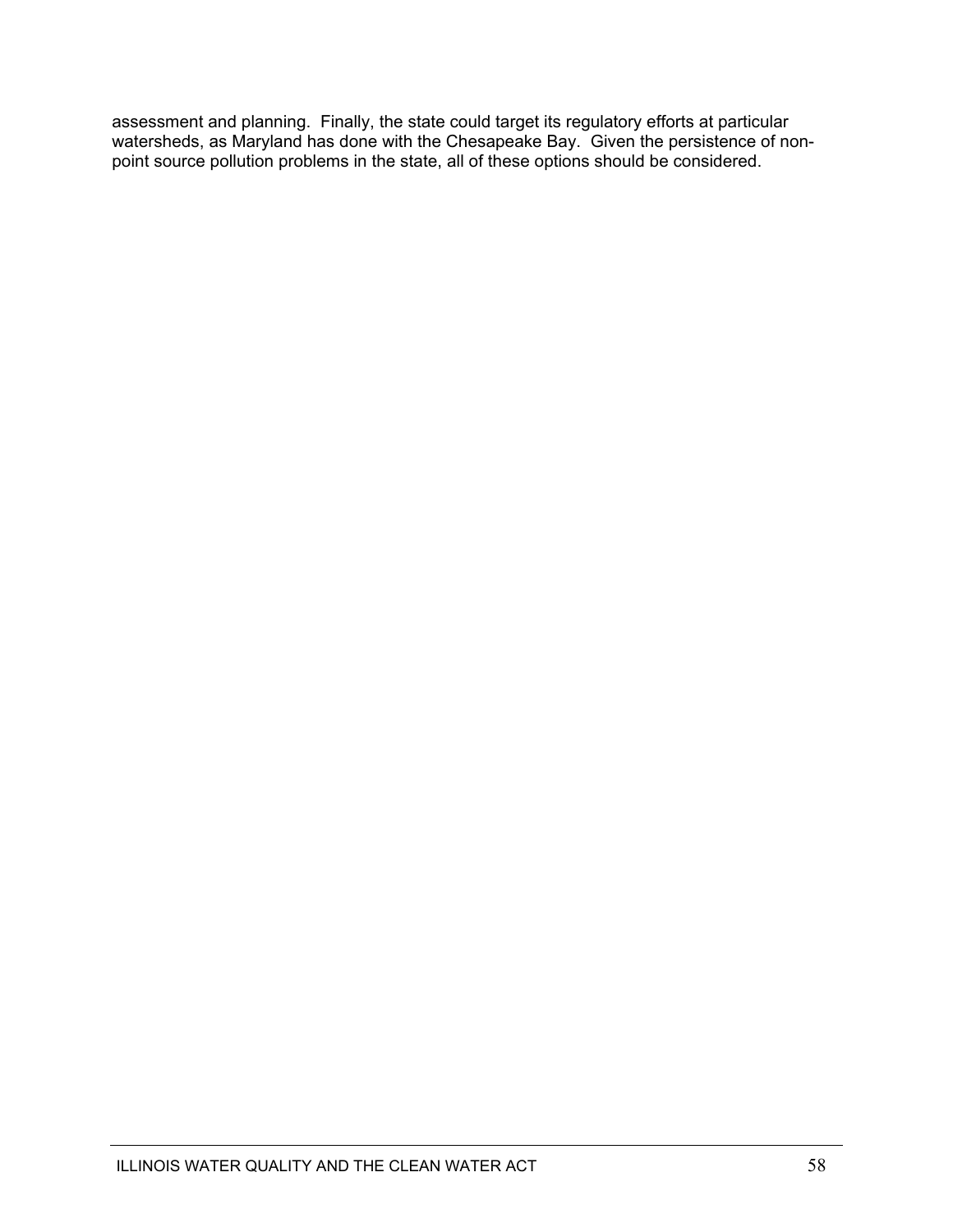assessment and planning. Finally, the state could target its regulatory efforts at particular watersheds, as Maryland has done with the Chesapeake Bay. Given the persistence of non-point source pollution problems in the state, all of these options should be considered.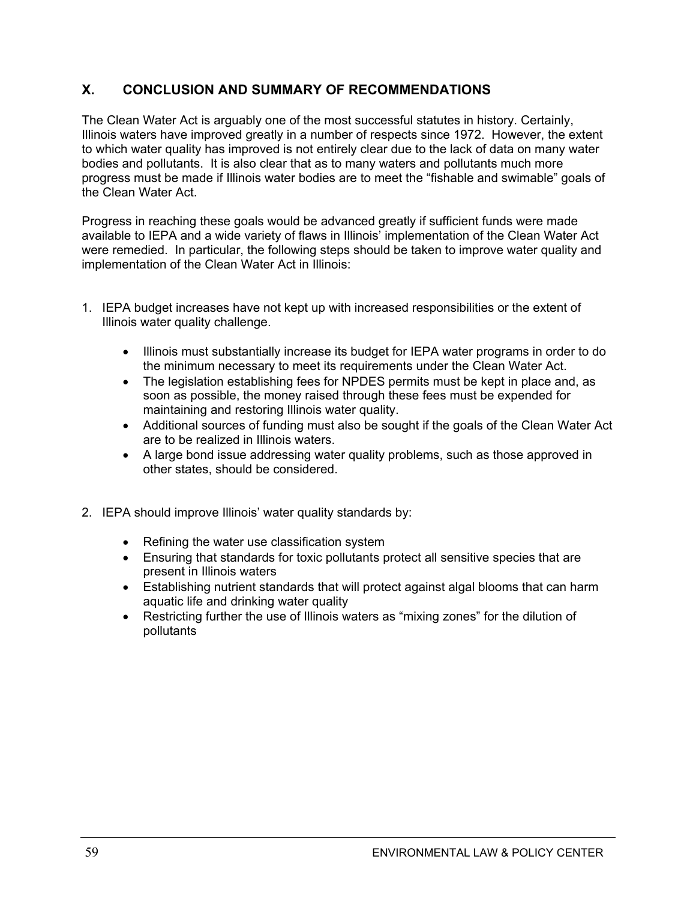## X. CONCLUSION AND SUMMARY OF RECOMMENDATIONS

The Clean Water Act is arguably one of the most successful statutes in history. Certainly, Illinois waters have improved greatly in a number of respects since 1972. However, the extent to which water quality has improved is not entirely clear due to the lack of data on many water bodies and pollutants. It is also clear that as to many waters and pollutants much more progress must be made if Illinois water bodies are to meet the "fishable and swimable" goals of the Clean Water Act.

Progress in reaching these goals would be advanced greatly if sufficient funds were made available to IEPA and a wide variety of flaws in Illinois' implementation of the Clean Water Act were remedied. In particular, the following steps should be taken to improve water quality and implementation of the Clean Water Act in Illinois:

1. IEPA budget increases have not kept up with increased responsibilities or the extent of Illinois water quality challenge.
   - Illinois must substantially increase its budget for IEPA water programs in order to do the minimum necessary to meet its requirements under the Clean Water Act.
   - The legislation establishing fees for NPDES permits must be kept in place and, as soon as possible, the money raised through these fees must be expended for maintaining and restoring Illinois water quality.
   - Additional sources of funding must also be sought if the goals of the Clean Water Act are to be realized in Illinois waters.
   - A large bond issue addressing water quality problems, such as those approved in other states, should be considered.

2. IEPA should improve Illinois' water quality standards by:
   - Refining the water use classification system
   - Ensuring that standards for toxic pollutants protect all sensitive species that are present in Illinois waters
   - Establishing nutrient standards that will protect against algal blooms that can harm aquatic life and drinking water quality
   - Restricting further the use of Illinois waters as "mixing zones" for the dilution of pollutants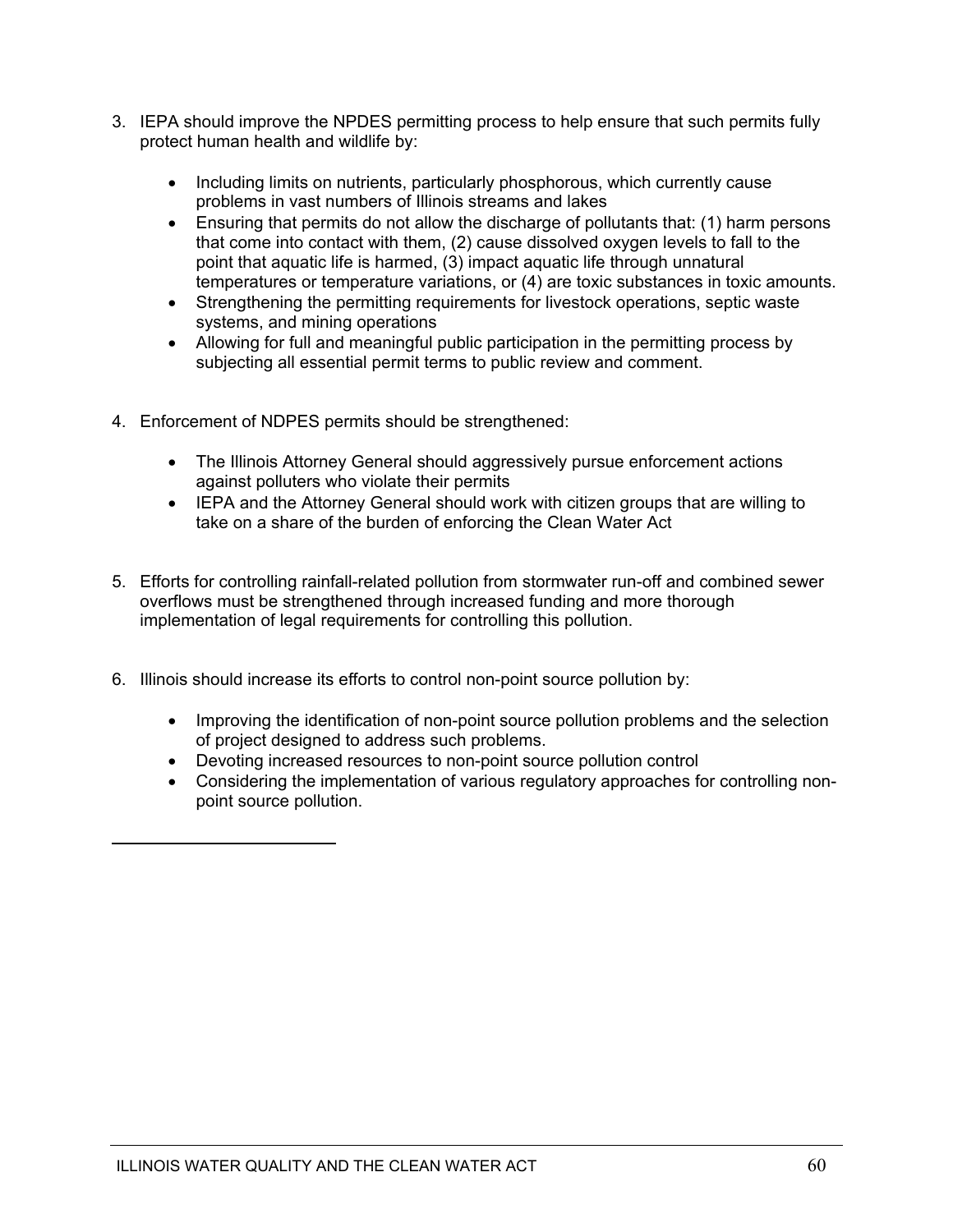3. IEPA should improve the NPDES permitting process to help ensure that such permits fully protect human health and wildlife by:

   - Including limits on nutrients, particularly phosphorous, which currently cause problems in vast numbers of Illinois streams and lakes
   - Ensuring that permits do not allow the discharge of pollutants that: (1) harm persons that come into contact with them, (2) cause dissolved oxygen levels to fall to the point that aquatic life is harmed, (3) impact aquatic life through unnatural temperatures or temperature variations, or (4) are toxic substances in toxic amounts.
   - Strengthening the permitting requirements for livestock operations, septic waste systems, and mining operations
   - Allowing for full and meaningful public participation in the permitting process by subjecting all essential permit terms to public review and comment.

4. Enforcement of NDPES permits should be strengthened:

   - The Illinois Attorney General should aggressively pursue enforcement actions against polluters who violate their permits
   - IEPA and the Attorney General should work with citizen groups that are willing to take on a share of the burden of enforcing the Clean Water Act

5. Efforts for controlling rainfall-related pollution from stormwater run-off and combined sewer overflows must be strengthened through increased funding and more thorough implementation of legal requirements for controlling this pollution.

6. Illinois should increase its efforts to control non-point source pollution by:

   - Improving the identification of non-point source pollution problems and the selection of project designed to address such problems.
   - Devoting increased resources to non-point source pollution control
   - Considering the implementation of various regulatory approaches for controlling non-point source pollution.